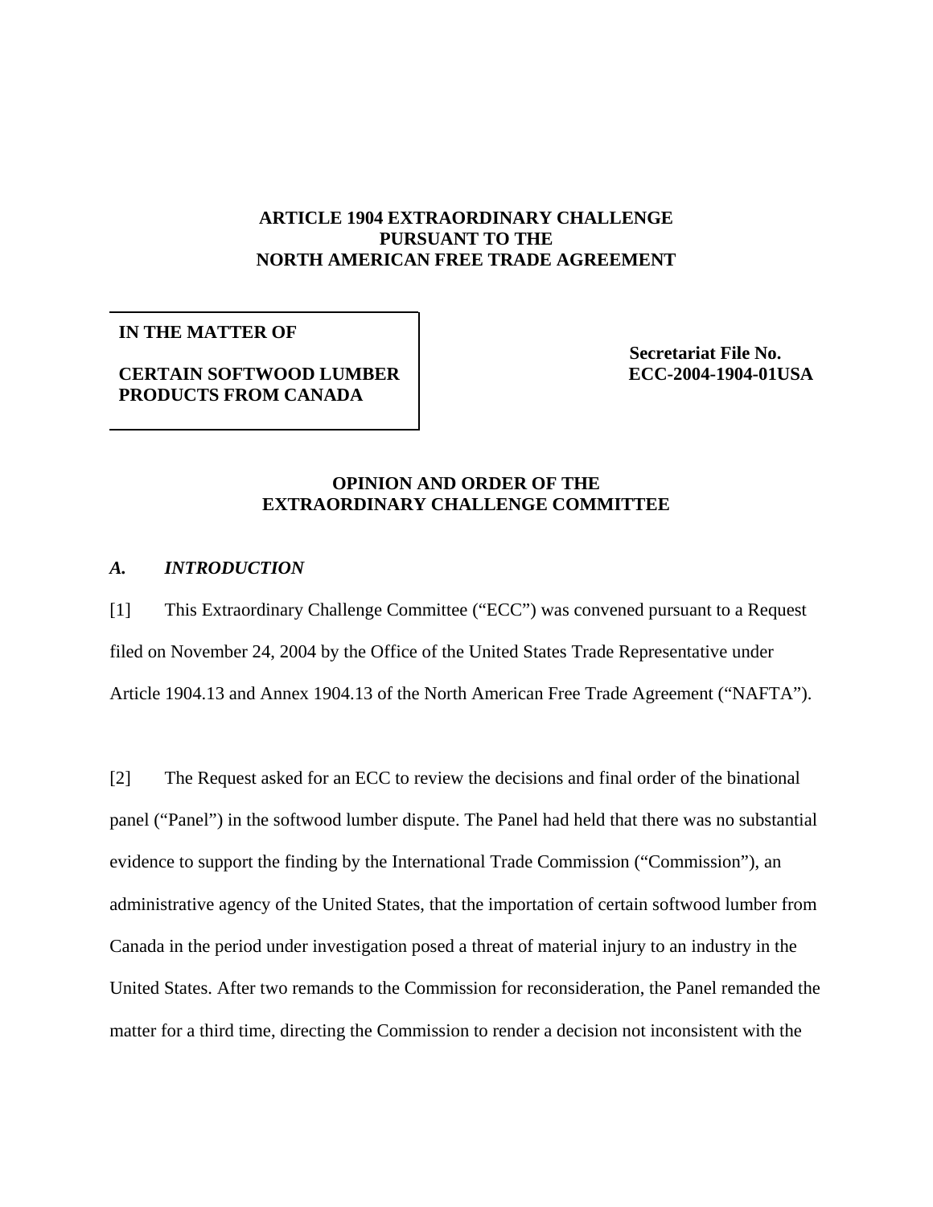**ARTICLE 1904 EXTRAORDINARY CHALLENGE PURSUANT TO THE NORTH AMERICAN FREE TRADE AGREEMENT**

| IN THE MATTER OF<br><br>CERTAIN SOFTWOOD LUMBER PRODUCTS FROM CANADA | Secretariat File No.<br>ECC-2004-1904-01USA |
|---|---|

**OPINION AND ORDER OF THE EXTRAORDINARY CHALLENGE COMMITTEE**

### *A. INTRODUCTION*

[1] This Extraordinary Challenge Committee ("ECC") was convened pursuant to a Request filed on November 24, 2004 by the Office of the United States Trade Representative under Article 1904.13 and Annex 1904.13 of the North American Free Trade Agreement ("NAFTA").

[2] The Request asked for an ECC to review the decisions and final order of the binational panel ("Panel") in the softwood lumber dispute. The Panel had held that there was no substantial evidence to support the finding by the International Trade Commission ("Commission"), an administrative agency of the United States, that the importation of certain softwood lumber from Canada in the period under investigation posed a threat of material injury to an industry in the United States. After two remands to the Commission for reconsideration, the Panel remanded the matter for a third time, directing the Commission to render a decision not inconsistent with the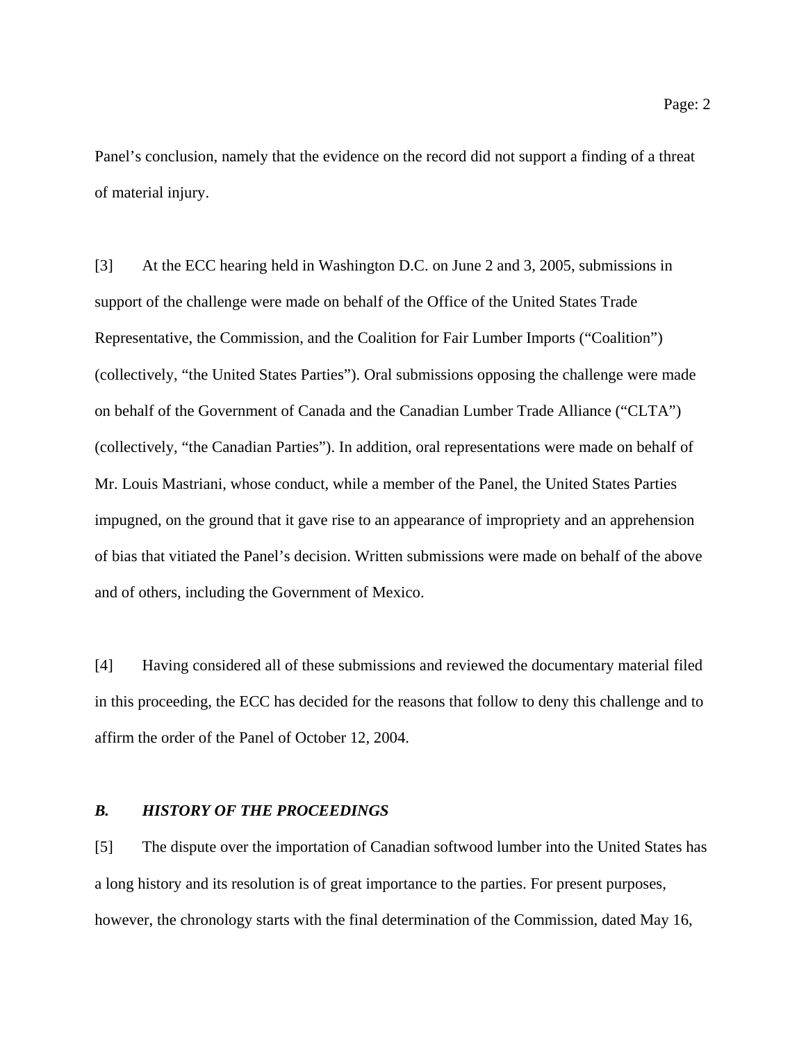Panel's conclusion, namely that the evidence on the record did not support a finding of a threat of material injury.

[3] At the ECC hearing held in Washington D.C. on June 2 and 3, 2005, submissions in support of the challenge were made on behalf of the Office of the United States Trade Representative, the Commission, and the Coalition for Fair Lumber Imports ("Coalition") (collectively, "the United States Parties"). Oral submissions opposing the challenge were made on behalf of the Government of Canada and the Canadian Lumber Trade Alliance ("CLTA") (collectively, "the Canadian Parties"). In addition, oral representations were made on behalf of Mr. Louis Mastriani, whose conduct, while a member of the Panel, the United States Parties impugned, on the ground that it gave rise to an appearance of impropriety and an apprehension of bias that vitiated the Panel's decision. Written submissions were made on behalf of the above and of others, including the Government of Mexico.

[4] Having considered all of these submissions and reviewed the documentary material filed in this proceeding, the ECC has decided for the reasons that follow to deny this challenge and to affirm the order of the Panel of October 12, 2004.

### *B. HISTORY OF THE PROCEEDINGS*

[5] The dispute over the importation of Canadian softwood lumber into the United States has a long history and its resolution is of great importance to the parties. For present purposes, however, the chronology starts with the final determination of the Commission, dated May 16,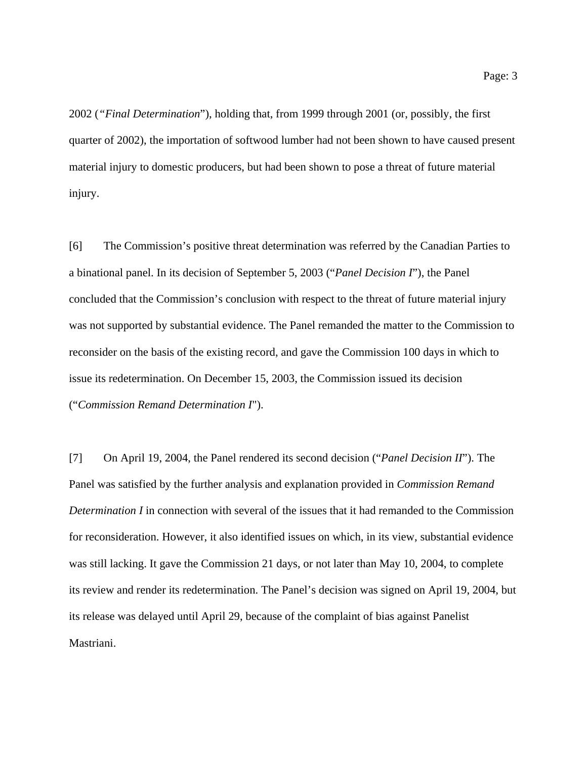2002 (“*Final Determination*”), holding that, from 1999 through 2001 (or, possibly, the first quarter of 2002), the importation of softwood lumber had not been shown to have caused present material injury to domestic producers, but had been shown to pose a threat of future material injury.

[6] The Commission’s positive threat determination was referred by the Canadian Parties to a binational panel. In its decision of September 5, 2003 (“*Panel Decision I*”), the Panel concluded that the Commission’s conclusion with respect to the threat of future material injury was not supported by substantial evidence. The Panel remanded the matter to the Commission to reconsider on the basis of the existing record, and gave the Commission 100 days in which to issue its redetermination. On December 15, 2003, the Commission issued its decision (“*Commission Remand Determination I*").

[7] On April 19, 2004, the Panel rendered its second decision (“*Panel Decision II*”). The Panel was satisfied by the further analysis and explanation provided in *Commission Remand Determination I* in connection with several of the issues that it had remanded to the Commission for reconsideration. However, it also identified issues on which, in its view, substantial evidence was still lacking. It gave the Commission 21 days, or not later than May 10, 2004, to complete its review and render its redetermination. The Panel’s decision was signed on April 19, 2004, but its release was delayed until April 29, because of the complaint of bias against Panelist Mastriani.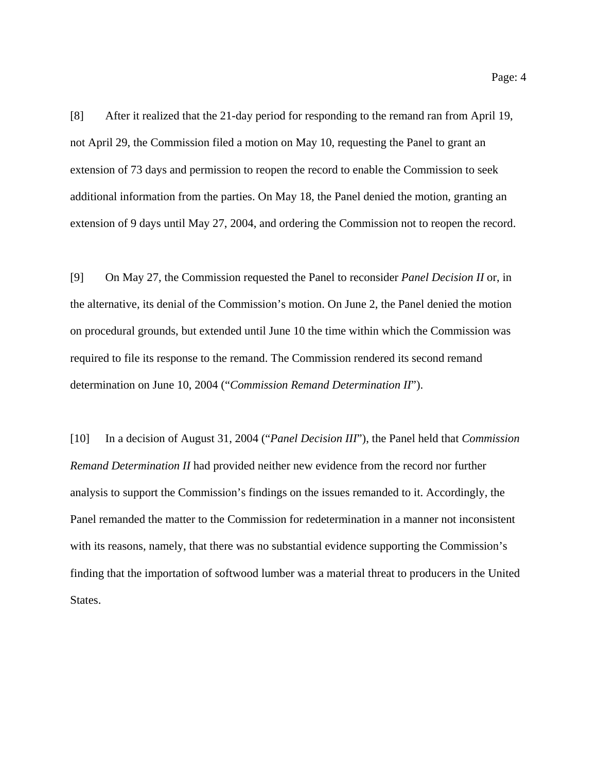[8] After it realized that the 21-day period for responding to the remand ran from April 19, not April 29, the Commission filed a motion on May 10, requesting the Panel to grant an extension of 73 days and permission to reopen the record to enable the Commission to seek additional information from the parties. On May 18, the Panel denied the motion, granting an extension of 9 days until May 27, 2004, and ordering the Commission not to reopen the record.

[9] On May 27, the Commission requested the Panel to reconsider *Panel Decision II* or, in the alternative, its denial of the Commission's motion. On June 2, the Panel denied the motion on procedural grounds, but extended until June 10 the time within which the Commission was required to file its response to the remand. The Commission rendered its second remand determination on June 10, 2004 ("*Commission Remand Determination II*").

[10] In a decision of August 31, 2004 ("*Panel Decision III*"), the Panel held that *Commission Remand Determination II* had provided neither new evidence from the record nor further analysis to support the Commission's findings on the issues remanded to it. Accordingly, the Panel remanded the matter to the Commission for redetermination in a manner not inconsistent with its reasons, namely, that there was no substantial evidence supporting the Commission's finding that the importation of softwood lumber was a material threat to producers in the United States.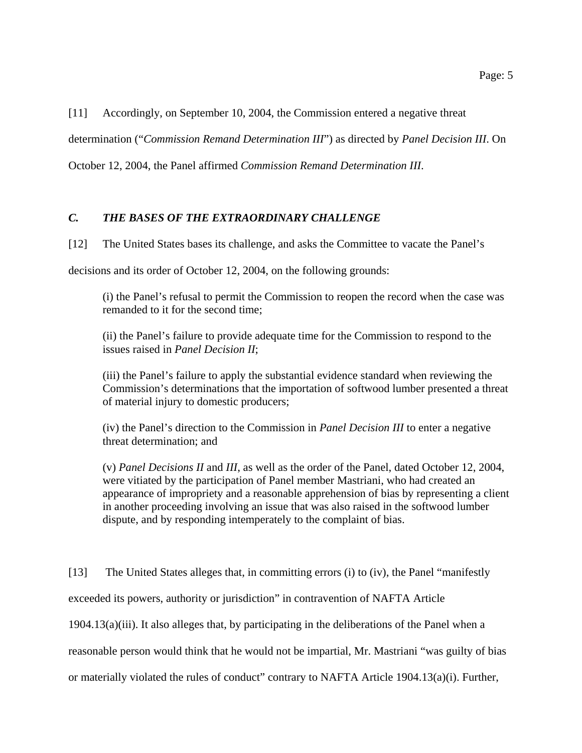[11] Accordingly, on September 10, 2004, the Commission entered a negative threat determination ("*Commission Remand Determination III*") as directed by *Panel Decision III*. On October 12, 2004, the Panel affirmed *Commission Remand Determination III*.

### *C. THE BASES OF THE EXTRAORDINARY CHALLENGE*

[12] The United States bases its challenge, and asks the Committee to vacate the Panel's decisions and its order of October 12, 2004, on the following grounds:

> (i) the Panel's refusal to permit the Commission to reopen the record when the case was remanded to it for the second time;
>
> (ii) the Panel's failure to provide adequate time for the Commission to respond to the issues raised in *Panel Decision II*;
>
> (iii) the Panel's failure to apply the substantial evidence standard when reviewing the Commission's determinations that the importation of softwood lumber presented a threat of material injury to domestic producers;
>
> (iv) the Panel's direction to the Commission in *Panel Decision III* to enter a negative threat determination; and
>
> (v) *Panel Decisions II* and *III*, as well as the order of the Panel, dated October 12, 2004, were vitiated by the participation of Panel member Mastriani, who had created an appearance of impropriety and a reasonable apprehension of bias by representing a client in another proceeding involving an issue that was also raised in the softwood lumber dispute, and by responding intemperately to the complaint of bias.

[13] The United States alleges that, in committing errors (i) to (iv), the Panel "manifestly exceeded its powers, authority or jurisdiction" in contravention of NAFTA Article 1904.13(a)(iii). It also alleges that, by participating in the deliberations of the Panel when a reasonable person would think that he would not be impartial, Mr. Mastriani "was guilty of bias or materially violated the rules of conduct" contrary to NAFTA Article 1904.13(a)(i). Further,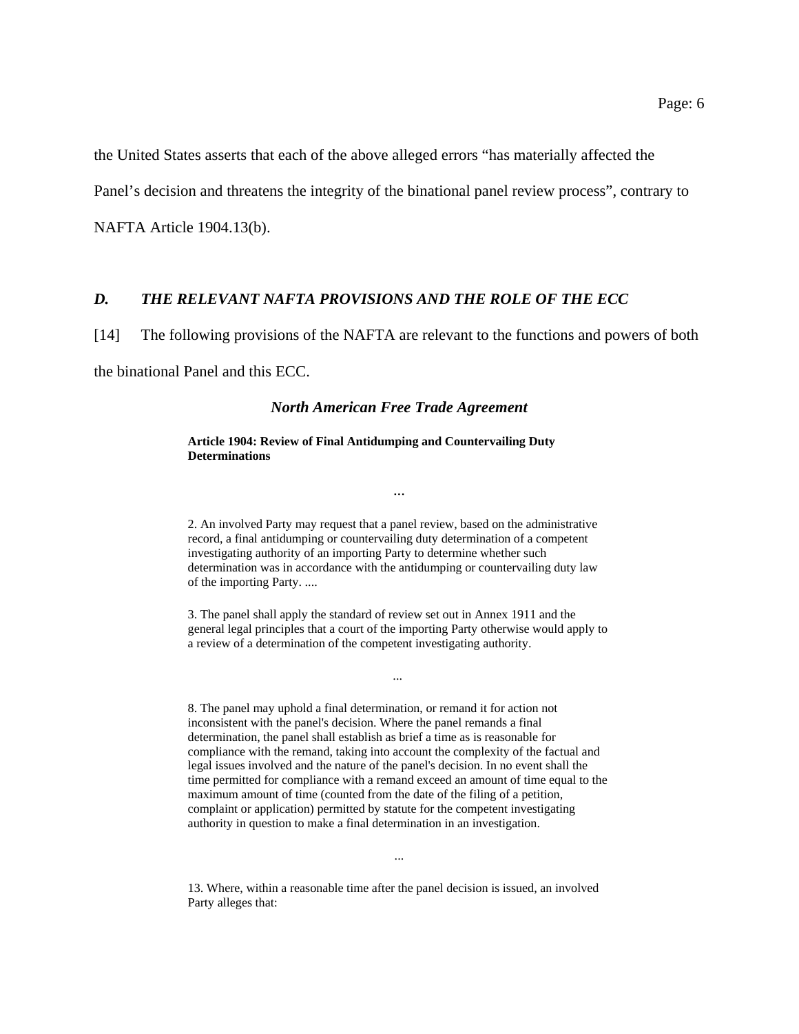the United States asserts that each of the above alleged errors "has materially affected the Panel's decision and threatens the integrity of the binational panel review process", contrary to NAFTA Article 1904.13(b).

## *D. THE RELEVANT NAFTA PROVISIONS AND THE ROLE OF THE ECC*

[14] The following provisions of the NAFTA are relevant to the functions and powers of both the binational Panel and this ECC.

### *North American Free Trade Agreement*

> **Article 1904: Review of Final Antidumping and Countervailing Duty Determinations**
>
> ...
>
> 2. An involved Party may request that a panel review, based on the administrative record, a final antidumping or countervailing duty determination of a competent investigating authority of an importing Party to determine whether such determination was in accordance with the antidumping or countervailing duty law of the importing Party. ....
>
> 3. The panel shall apply the standard of review set out in Annex 1911 and the general legal principles that a court of the importing Party otherwise would apply to a review of a determination of the competent investigating authority.
>
> ...
>
> 8. The panel may uphold a final determination, or remand it for action not inconsistent with the panel's decision. Where the panel remands a final determination, the panel shall establish as brief a time as is reasonable for compliance with the remand, taking into account the complexity of the factual and legal issues involved and the nature of the panel's decision. In no event shall the time permitted for compliance with a remand exceed an amount of time equal to the maximum amount of time (counted from the date of the filing of a petition, complaint or application) permitted by statute for the competent investigating authority in question to make a final determination in an investigation.
>
> ...
>
> 13. Where, within a reasonable time after the panel decision is issued, an involved Party alleges that: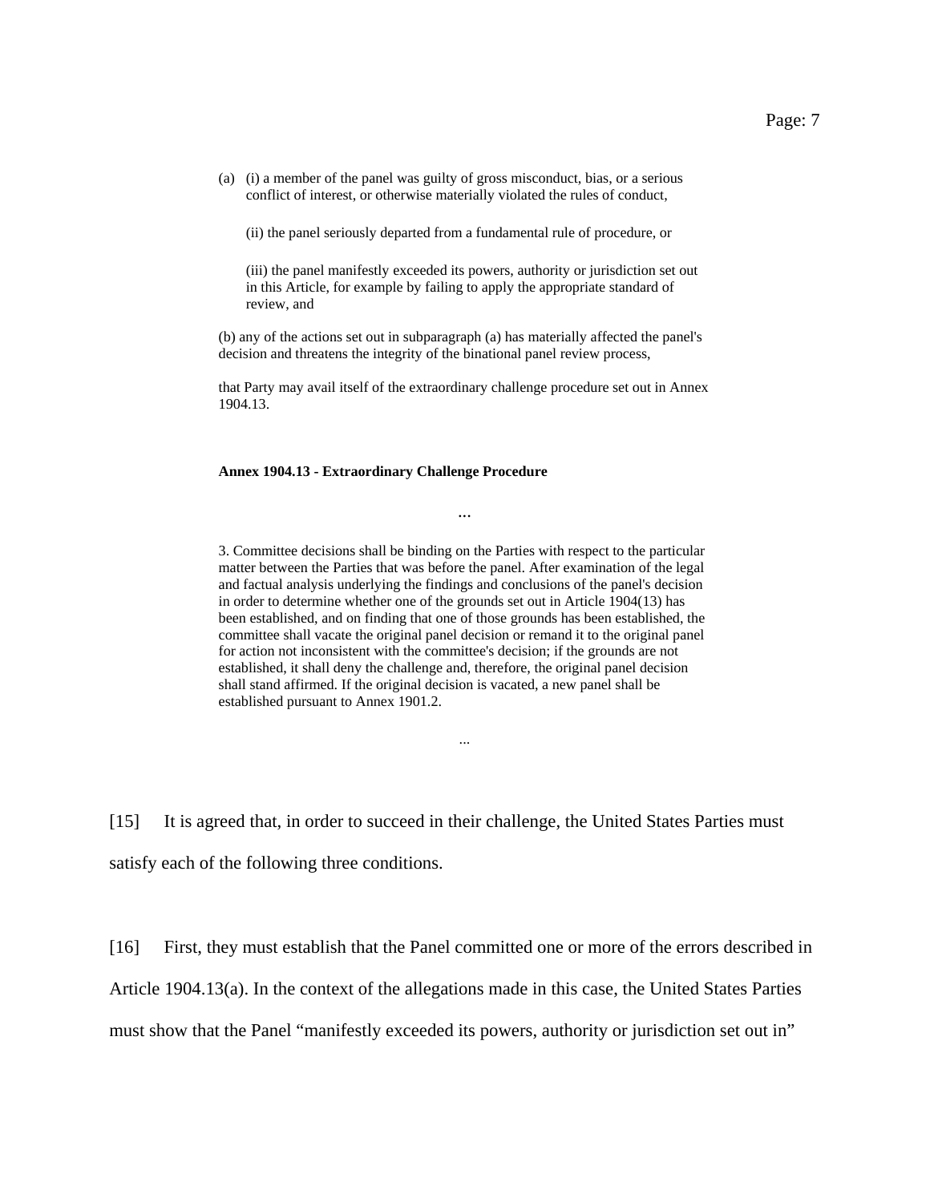(a) (i) a member of the panel was guilty of gross misconduct, bias, or a serious conflict of interest, or otherwise materially violated the rules of conduct,

(ii) the panel seriously departed from a fundamental rule of procedure, or

(iii) the panel manifestly exceeded its powers, authority or jurisdiction set out in this Article, for example by failing to apply the appropriate standard of review, and

(b) any of the actions set out in subparagraph (a) has materially affected the panel's decision and threatens the integrity of the binational panel review process,

that Party may avail itself of the extraordinary challenge procedure set out in Annex 1904.13.

**Annex 1904.13 - Extraordinary Challenge Procedure**

...

3. Committee decisions shall be binding on the Parties with respect to the particular matter between the Parties that was before the panel. After examination of the legal and factual analysis underlying the findings and conclusions of the panel's decision in order to determine whether one of the grounds set out in Article 1904(13) has been established, and on finding that one of those grounds has been established, the committee shall vacate the original panel decision or remand it to the original panel for action not inconsistent with the committee's decision; if the grounds are not established, it shall deny the challenge and, therefore, the original panel decision shall stand affirmed. If the original decision is vacated, a new panel shall be established pursuant to Annex 1901.2.

...

[15] It is agreed that, in order to succeed in their challenge, the United States Parties must satisfy each of the following three conditions.

[16] First, they must establish that the Panel committed one or more of the errors described in Article 1904.13(a). In the context of the allegations made in this case, the United States Parties must show that the Panel "manifestly exceeded its powers, authority or jurisdiction set out in"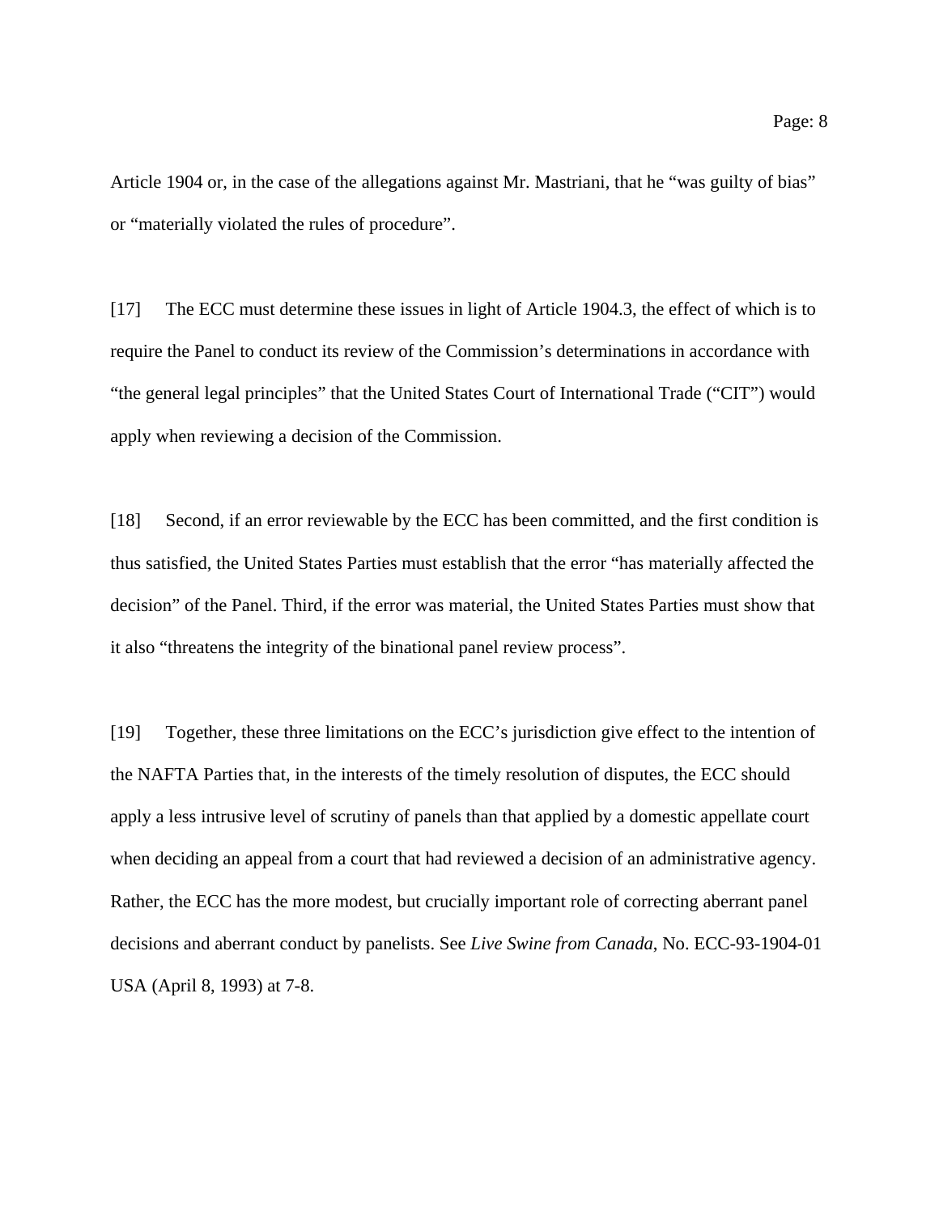Article 1904 or, in the case of the allegations against Mr. Mastriani, that he "was guilty of bias" or "materially violated the rules of procedure".

[17] The ECC must determine these issues in light of Article 1904.3, the effect of which is to require the Panel to conduct its review of the Commission's determinations in accordance with "the general legal principles" that the United States Court of International Trade ("CIT") would apply when reviewing a decision of the Commission.

[18] Second, if an error reviewable by the ECC has been committed, and the first condition is thus satisfied, the United States Parties must establish that the error "has materially affected the decision" of the Panel. Third, if the error was material, the United States Parties must show that it also "threatens the integrity of the binational panel review process".

[19] Together, these three limitations on the ECC's jurisdiction give effect to the intention of the NAFTA Parties that, in the interests of the timely resolution of disputes, the ECC should apply a less intrusive level of scrutiny of panels than that applied by a domestic appellate court when deciding an appeal from a court that had reviewed a decision of an administrative agency. Rather, the ECC has the more modest, but crucially important role of correcting aberrant panel decisions and aberrant conduct by panelists. See *Live Swine from Canada*, No. ECC-93-1904-01 USA (April 8, 1993) at 7-8.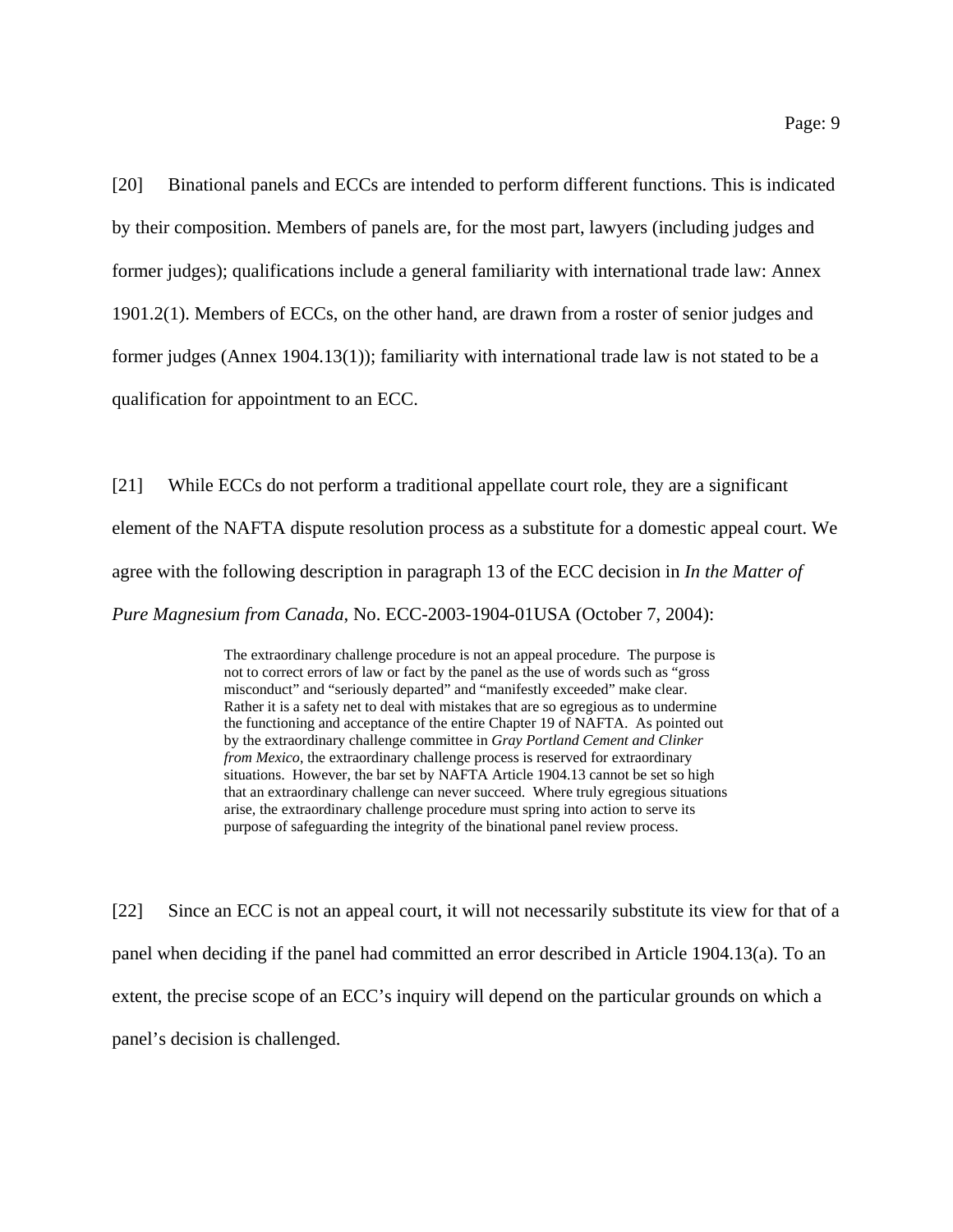[20] Binational panels and ECCs are intended to perform different functions. This is indicated by their composition. Members of panels are, for the most part, lawyers (including judges and former judges); qualifications include a general familiarity with international trade law: Annex 1901.2(1). Members of ECCs, on the other hand, are drawn from a roster of senior judges and former judges (Annex 1904.13(1)); familiarity with international trade law is not stated to be a qualification for appointment to an ECC.

[21] While ECCs do not perform a traditional appellate court role, they are a significant element of the NAFTA dispute resolution process as a substitute for a domestic appeal court. We agree with the following description in paragraph 13 of the ECC decision in *In the Matter of Pure Magnesium from Canada*, No. ECC-2003-1904-01USA (October 7, 2004):

> The extraordinary challenge procedure is not an appeal procedure. The purpose is not to correct errors of law or fact by the panel as the use of words such as "gross misconduct" and "seriously departed" and "manifestly exceeded" make clear. Rather it is a safety net to deal with mistakes that are so egregious as to undermine the functioning and acceptance of the entire Chapter 19 of NAFTA. As pointed out by the extraordinary challenge committee in *Gray Portland Cement and Clinker from Mexico*, the extraordinary challenge process is reserved for extraordinary situations. However, the bar set by NAFTA Article 1904.13 cannot be set so high that an extraordinary challenge can never succeed. Where truly egregious situations arise, the extraordinary challenge procedure must spring into action to serve its purpose of safeguarding the integrity of the binational panel review process.

[22] Since an ECC is not an appeal court, it will not necessarily substitute its view for that of a panel when deciding if the panel had committed an error described in Article 1904.13(a). To an extent, the precise scope of an ECC's inquiry will depend on the particular grounds on which a panel's decision is challenged.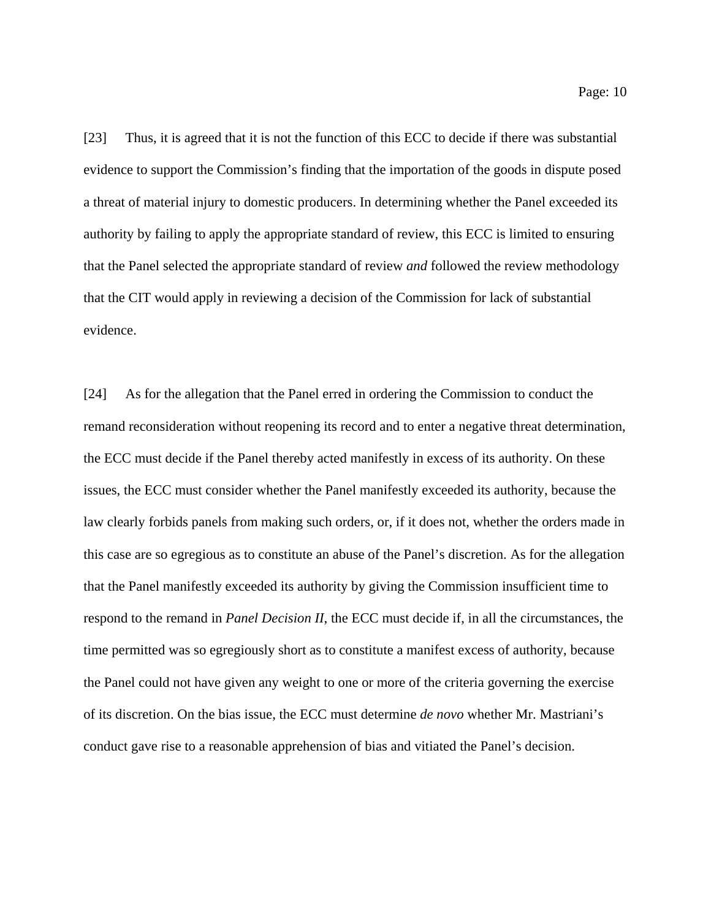[23] Thus, it is agreed that it is not the function of this ECC to decide if there was substantial evidence to support the Commission's finding that the importation of the goods in dispute posed a threat of material injury to domestic producers. In determining whether the Panel exceeded its authority by failing to apply the appropriate standard of review, this ECC is limited to ensuring that the Panel selected the appropriate standard of review *and* followed the review methodology that the CIT would apply in reviewing a decision of the Commission for lack of substantial evidence.

[24] As for the allegation that the Panel erred in ordering the Commission to conduct the remand reconsideration without reopening its record and to enter a negative threat determination, the ECC must decide if the Panel thereby acted manifestly in excess of its authority. On these issues, the ECC must consider whether the Panel manifestly exceeded its authority, because the law clearly forbids panels from making such orders, or, if it does not, whether the orders made in this case are so egregious as to constitute an abuse of the Panel's discretion. As for the allegation that the Panel manifestly exceeded its authority by giving the Commission insufficient time to respond to the remand in *Panel Decision II*, the ECC must decide if, in all the circumstances, the time permitted was so egregiously short as to constitute a manifest excess of authority, because the Panel could not have given any weight to one or more of the criteria governing the exercise of its discretion. On the bias issue, the ECC must determine *de novo* whether Mr. Mastriani's conduct gave rise to a reasonable apprehension of bias and vitiated the Panel's decision.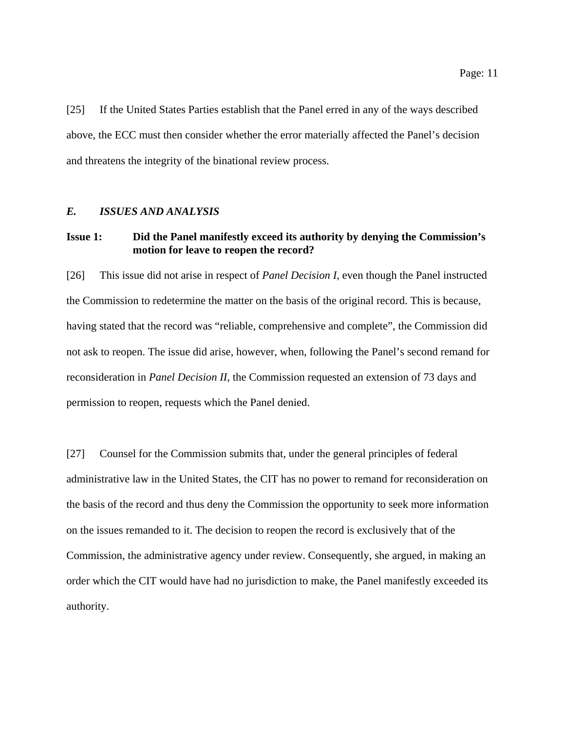[25] If the United States Parties establish that the Panel erred in any of the ways described above, the ECC must then consider whether the error materially affected the Panel's decision and threatens the integrity of the binational review process.

## *E. ISSUES AND ANALYSIS*

### Issue 1: Did the Panel manifestly exceed its authority by denying the Commission's motion for leave to reopen the record?

[26] This issue did not arise in respect of *Panel Decision I*, even though the Panel instructed the Commission to redetermine the matter on the basis of the original record. This is because, having stated that the record was "reliable, comprehensive and complete", the Commission did not ask to reopen. The issue did arise, however, when, following the Panel's second remand for reconsideration in *Panel Decision II*, the Commission requested an extension of 73 days and permission to reopen, requests which the Panel denied.

[27] Counsel for the Commission submits that, under the general principles of federal administrative law in the United States, the CIT has no power to remand for reconsideration on the basis of the record and thus deny the Commission the opportunity to seek more information on the issues remanded to it. The decision to reopen the record is exclusively that of the Commission, the administrative agency under review. Consequently, she argued, in making an order which the CIT would have had no jurisdiction to make, the Panel manifestly exceeded its authority.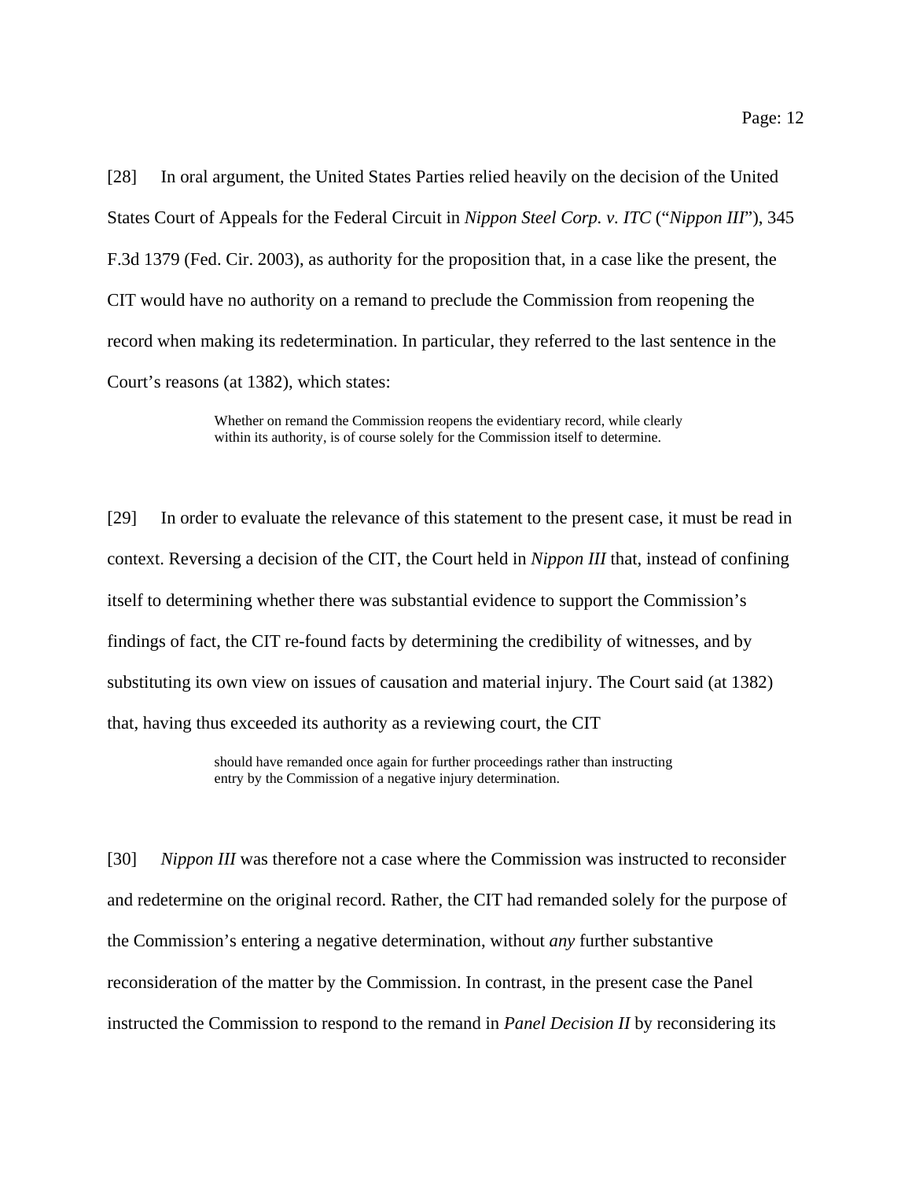[28] In oral argument, the United States Parties relied heavily on the decision of the United States Court of Appeals for the Federal Circuit in *Nippon Steel Corp. v. ITC* ("*Nippon III*"), 345 F.3d 1379 (Fed. Cir. 2003), as authority for the proposition that, in a case like the present, the CIT would have no authority on a remand to preclude the Commission from reopening the record when making its redetermination. In particular, they referred to the last sentence in the Court's reasons (at 1382), which states:

> Whether on remand the Commission reopens the evidentiary record, while clearly within its authority, is of course solely for the Commission itself to determine.

[29] In order to evaluate the relevance of this statement to the present case, it must be read in context. Reversing a decision of the CIT, the Court held in *Nippon III* that, instead of confining itself to determining whether there was substantial evidence to support the Commission's findings of fact, the CIT re-found facts by determining the credibility of witnesses, and by substituting its own view on issues of causation and material injury. The Court said (at 1382) that, having thus exceeded its authority as a reviewing court, the CIT

> should have remanded once again for further proceedings rather than instructing entry by the Commission of a negative injury determination.

[30] *Nippon III* was therefore not a case where the Commission was instructed to reconsider and redetermine on the original record. Rather, the CIT had remanded solely for the purpose of the Commission's entering a negative determination, without *any* further substantive reconsideration of the matter by the Commission. In contrast, in the present case the Panel instructed the Commission to respond to the remand in *Panel Decision II* by reconsidering its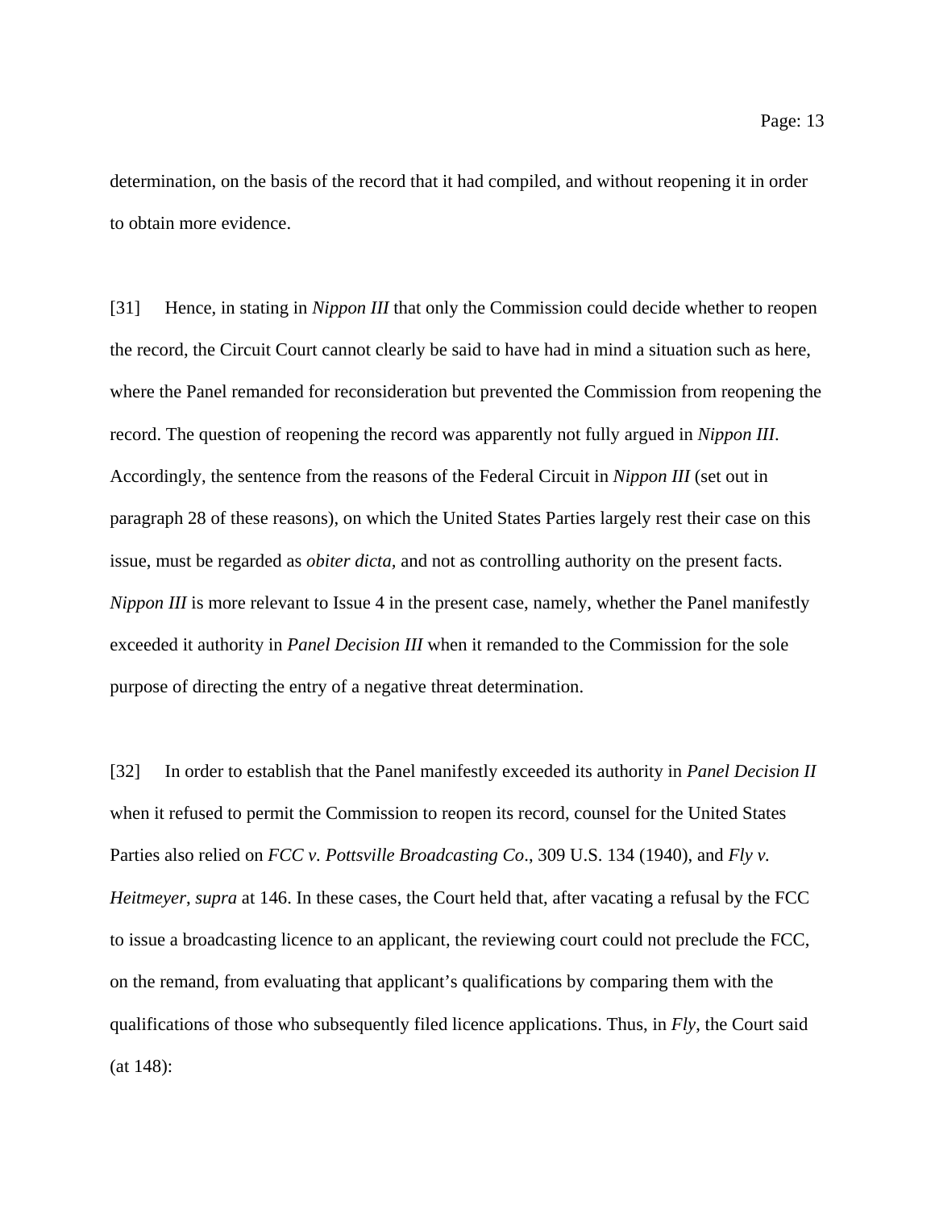determination, on the basis of the record that it had compiled, and without reopening it in order to obtain more evidence.

[31] Hence, in stating in *Nippon III* that only the Commission could decide whether to reopen the record, the Circuit Court cannot clearly be said to have had in mind a situation such as here, where the Panel remanded for reconsideration but prevented the Commission from reopening the record. The question of reopening the record was apparently not fully argued in *Nippon III*. Accordingly, the sentence from the reasons of the Federal Circuit in *Nippon III* (set out in paragraph 28 of these reasons), on which the United States Parties largely rest their case on this issue, must be regarded as *obiter dicta,* and not as controlling authority on the present facts. *Nippon III* is more relevant to Issue 4 in the present case, namely, whether the Panel manifestly exceeded it authority in *Panel Decision III* when it remanded to the Commission for the sole purpose of directing the entry of a negative threat determination.

[32] In order to establish that the Panel manifestly exceeded its authority in *Panel Decision II* when it refused to permit the Commission to reopen its record, counsel for the United States Parties also relied on *FCC v. Pottsville Broadcasting Co*., 309 U.S. 134 (1940), and *Fly v. Heitmeyer*, *supra* at 146. In these cases, the Court held that, after vacating a refusal by the FCC to issue a broadcasting licence to an applicant, the reviewing court could not preclude the FCC, on the remand, from evaluating that applicant's qualifications by comparing them with the qualifications of those who subsequently filed licence applications. Thus, in *Fly*, the Court said (at 148):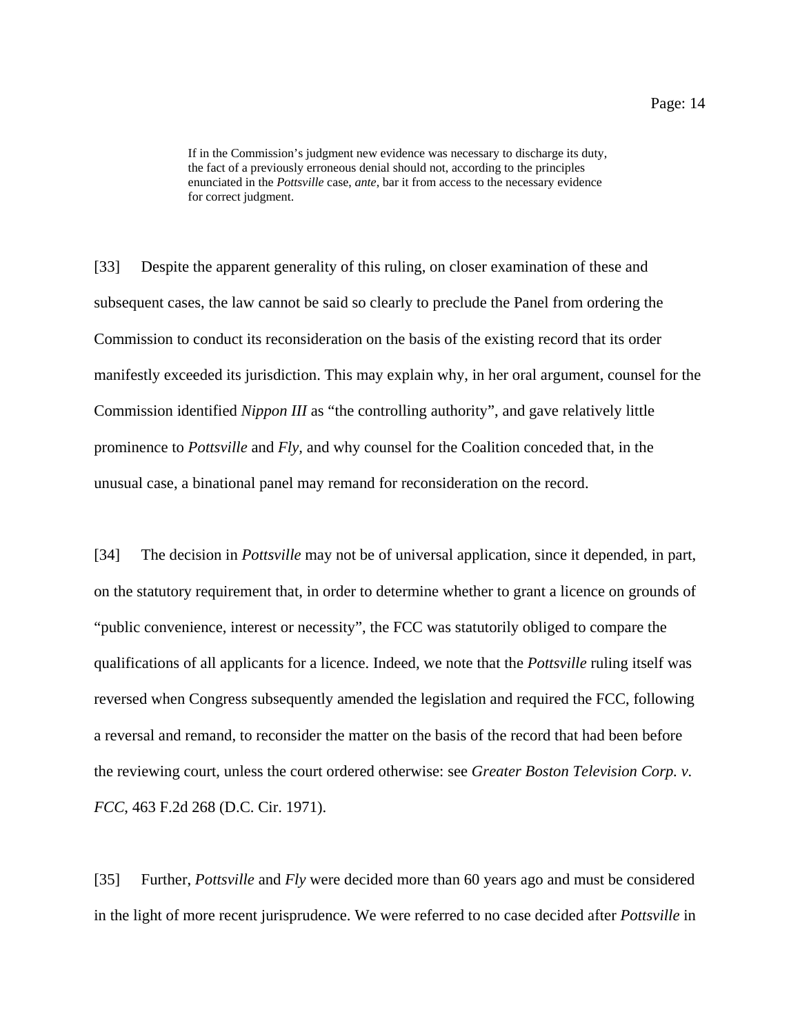> If in the Commission's judgment new evidence was necessary to discharge its duty, the fact of a previously erroneous denial should not, according to the principles enunciated in the *Pottsville* case, *ante*, bar it from access to the necessary evidence for correct judgment.

[33] Despite the apparent generality of this ruling, on closer examination of these and subsequent cases, the law cannot be said so clearly to preclude the Panel from ordering the Commission to conduct its reconsideration on the basis of the existing record that its order manifestly exceeded its jurisdiction. This may explain why, in her oral argument, counsel for the Commission identified *Nippon III* as "the controlling authority", and gave relatively little prominence to *Pottsville* and *Fly,* and why counsel for the Coalition conceded that, in the unusual case, a binational panel may remand for reconsideration on the record.

[34] The decision in *Pottsville* may not be of universal application, since it depended, in part, on the statutory requirement that, in order to determine whether to grant a licence on grounds of "public convenience, interest or necessity", the FCC was statutorily obliged to compare the qualifications of all applicants for a licence. Indeed, we note that the *Pottsville* ruling itself was reversed when Congress subsequently amended the legislation and required the FCC, following a reversal and remand, to reconsider the matter on the basis of the record that had been before the reviewing court, unless the court ordered otherwise: see *Greater Boston Television Corp. v. FCC*, 463 F.2d 268 (D.C. Cir. 1971).

[35] Further, *Pottsville* and *Fly* were decided more than 60 years ago and must be considered in the light of more recent jurisprudence. We were referred to no case decided after *Pottsville* in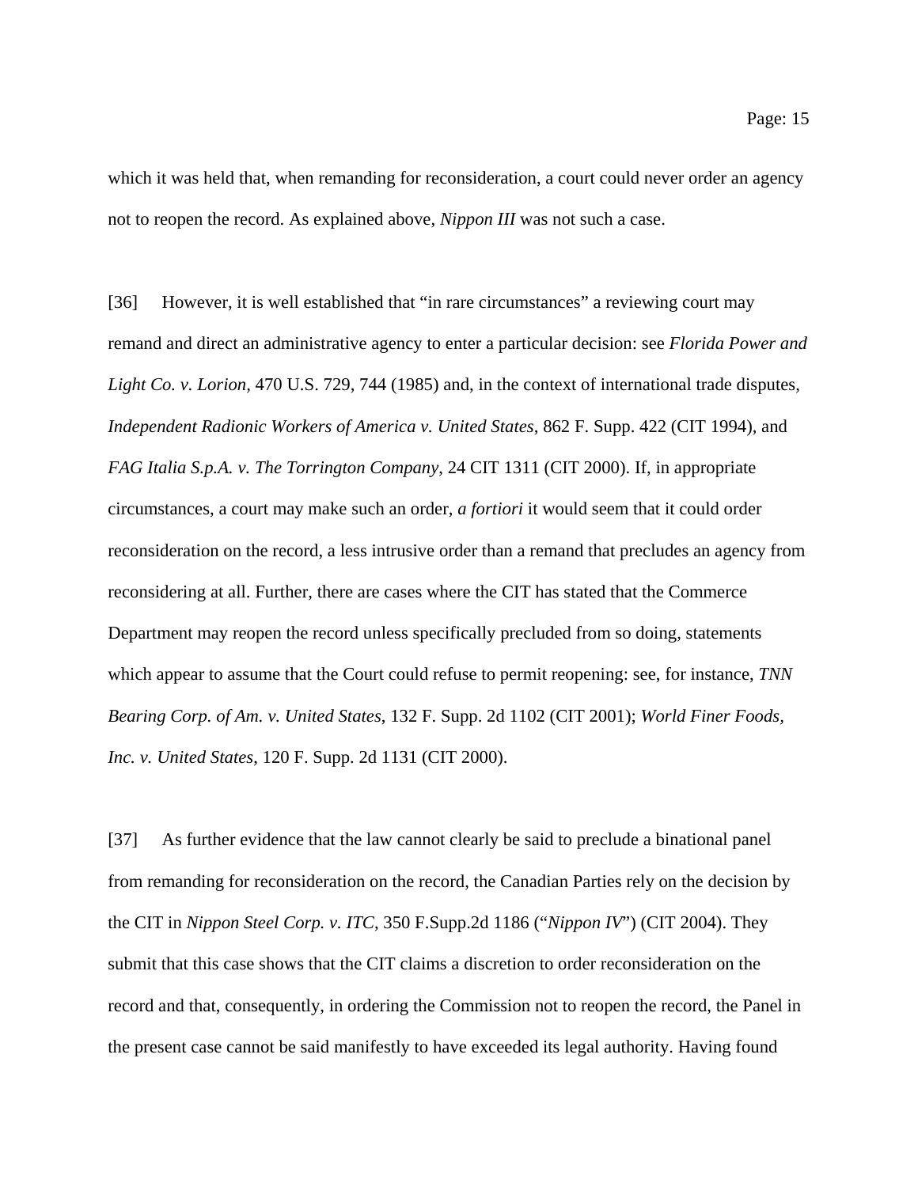which it was held that, when remanding for reconsideration, a court could never order an agency not to reopen the record. As explained above, *Nippon III* was not such a case.

[36] However, it is well established that "in rare circumstances" a reviewing court may remand and direct an administrative agency to enter a particular decision: see *Florida Power and Light Co. v. Lorion*, 470 U.S. 729, 744 (1985) and, in the context of international trade disputes, *Independent Radionic Workers of America v. United States*, 862 F. Supp. 422 (CIT 1994), and *FAG Italia S.p.A. v. The Torrington Company*, 24 CIT 1311 (CIT 2000). If, in appropriate circumstances, a court may make such an order, *a fortiori* it would seem that it could order reconsideration on the record, a less intrusive order than a remand that precludes an agency from reconsidering at all. Further, there are cases where the CIT has stated that the Commerce Department may reopen the record unless specifically precluded from so doing, statements which appear to assume that the Court could refuse to permit reopening: see, for instance, *TNN Bearing Corp. of Am. v. United States*, 132 F. Supp. 2d 1102 (CIT 2001); *World Finer Foods, Inc. v. United States*, 120 F. Supp. 2d 1131 (CIT 2000).

[37] As further evidence that the law cannot clearly be said to preclude a binational panel from remanding for reconsideration on the record, the Canadian Parties rely on the decision by the CIT in *Nippon Steel Corp. v. ITC*, 350 F.Supp.2d 1186 ("*Nippon IV*") (CIT 2004). They submit that this case shows that the CIT claims a discretion to order reconsideration on the record and that, consequently, in ordering the Commission not to reopen the record, the Panel in the present case cannot be said manifestly to have exceeded its legal authority. Having found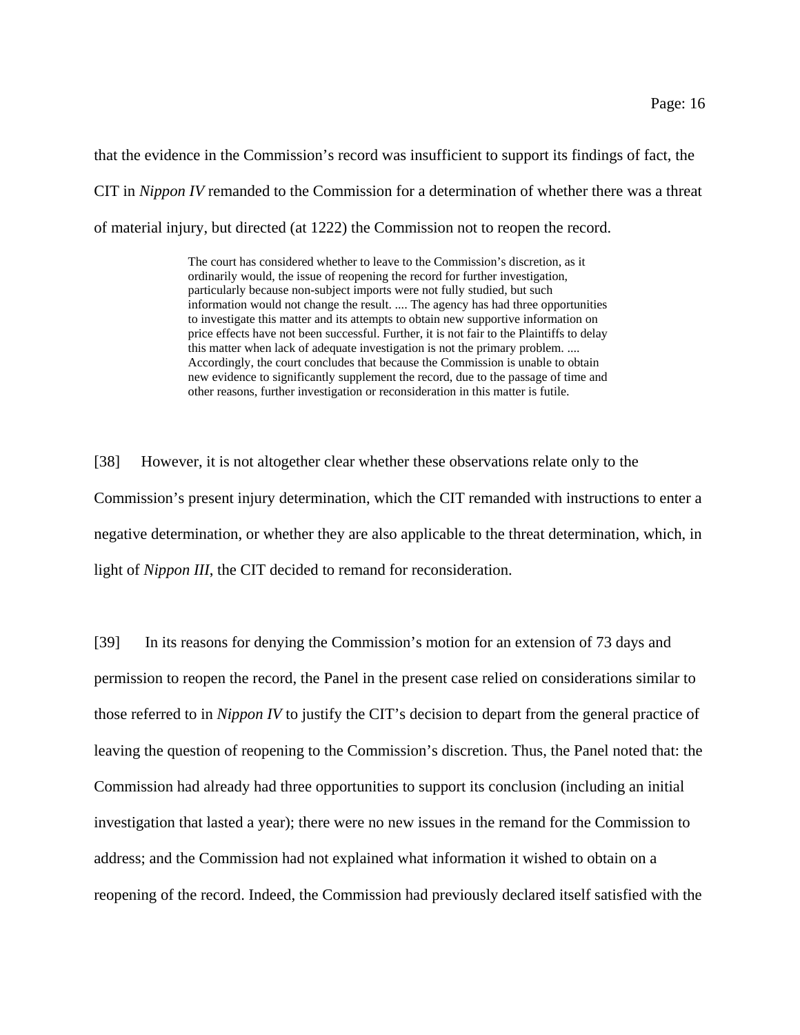that the evidence in the Commission's record was insufficient to support its findings of fact, the CIT in *Nippon IV* remanded to the Commission for a determination of whether there was a threat of material injury, but directed (at 1222) the Commission not to reopen the record.

> The court has considered whether to leave to the Commission's discretion, as it ordinarily would, the issue of reopening the record for further investigation, particularly because non-subject imports were not fully studied, but such information would not change the result. .... The agency has had three opportunities to investigate this matter and its attempts to obtain new supportive information on price effects have not been successful. Further, it is not fair to the Plaintiffs to delay this matter when lack of adequate investigation is not the primary problem. .... Accordingly, the court concludes that because the Commission is unable to obtain new evidence to significantly supplement the record, due to the passage of time and other reasons, further investigation or reconsideration in this matter is futile.

[38] However, it is not altogether clear whether these observations relate only to the Commission's present injury determination, which the CIT remanded with instructions to enter a negative determination, or whether they are also applicable to the threat determination, which, in light of *Nippon III*, the CIT decided to remand for reconsideration.

[39] In its reasons for denying the Commission's motion for an extension of 73 days and permission to reopen the record, the Panel in the present case relied on considerations similar to those referred to in *Nippon IV* to justify the CIT's decision to depart from the general practice of leaving the question of reopening to the Commission's discretion. Thus, the Panel noted that: the Commission had already had three opportunities to support its conclusion (including an initial investigation that lasted a year); there were no new issues in the remand for the Commission to address; and the Commission had not explained what information it wished to obtain on a reopening of the record. Indeed, the Commission had previously declared itself satisfied with the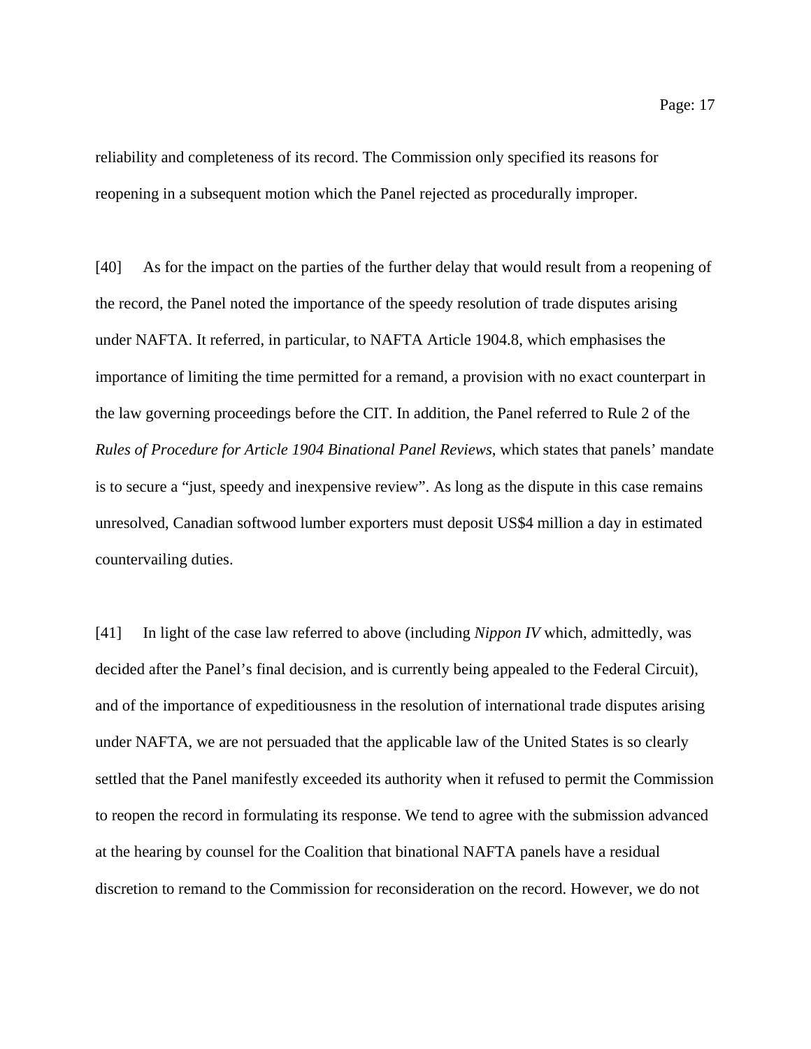reliability and completeness of its record. The Commission only specified its reasons for reopening in a subsequent motion which the Panel rejected as procedurally improper.

[40] As for the impact on the parties of the further delay that would result from a reopening of the record, the Panel noted the importance of the speedy resolution of trade disputes arising under NAFTA. It referred, in particular, to NAFTA Article 1904.8, which emphasises the importance of limiting the time permitted for a remand, a provision with no exact counterpart in the law governing proceedings before the CIT. In addition, the Panel referred to Rule 2 of the *Rules of Procedure for Article 1904 Binational Panel Reviews*, which states that panels' mandate is to secure a "just, speedy and inexpensive review". As long as the dispute in this case remains unresolved, Canadian softwood lumber exporters must deposit US$4 million a day in estimated countervailing duties.

[41] In light of the case law referred to above (including *Nippon IV* which, admittedly, was decided after the Panel's final decision, and is currently being appealed to the Federal Circuit), and of the importance of expeditiousness in the resolution of international trade disputes arising under NAFTA, we are not persuaded that the applicable law of the United States is so clearly settled that the Panel manifestly exceeded its authority when it refused to permit the Commission to reopen the record in formulating its response. We tend to agree with the submission advanced at the hearing by counsel for the Coalition that binational NAFTA panels have a residual discretion to remand to the Commission for reconsideration on the record. However, we do not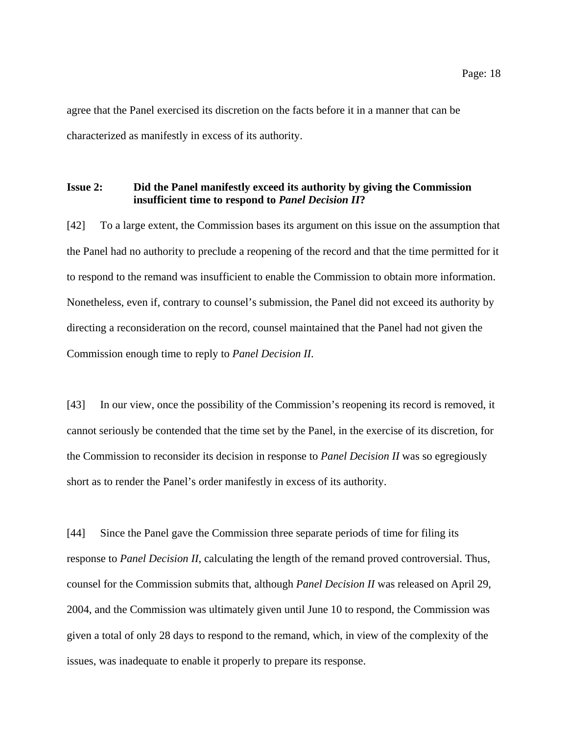agree that the Panel exercised its discretion on the facts before it in a manner that can be characterized as manifestly in excess of its authority.

**Issue 2: Did the Panel manifestly exceed its authority by giving the Commission insufficient time to respond to *Panel Decision II*?**

[42] To a large extent, the Commission bases its argument on this issue on the assumption that the Panel had no authority to preclude a reopening of the record and that the time permitted for it to respond to the remand was insufficient to enable the Commission to obtain more information. Nonetheless, even if, contrary to counsel's submission, the Panel did not exceed its authority by directing a reconsideration on the record, counsel maintained that the Panel had not given the Commission enough time to reply to *Panel Decision II*.

[43] In our view, once the possibility of the Commission's reopening its record is removed, it cannot seriously be contended that the time set by the Panel, in the exercise of its discretion, for the Commission to reconsider its decision in response to *Panel Decision II* was so egregiously short as to render the Panel's order manifestly in excess of its authority.

[44] Since the Panel gave the Commission three separate periods of time for filing its response to *Panel Decision II*, calculating the length of the remand proved controversial. Thus, counsel for the Commission submits that, although *Panel Decision II* was released on April 29, 2004, and the Commission was ultimately given until June 10 to respond, the Commission was given a total of only 28 days to respond to the remand, which, in view of the complexity of the issues, was inadequate to enable it properly to prepare its response.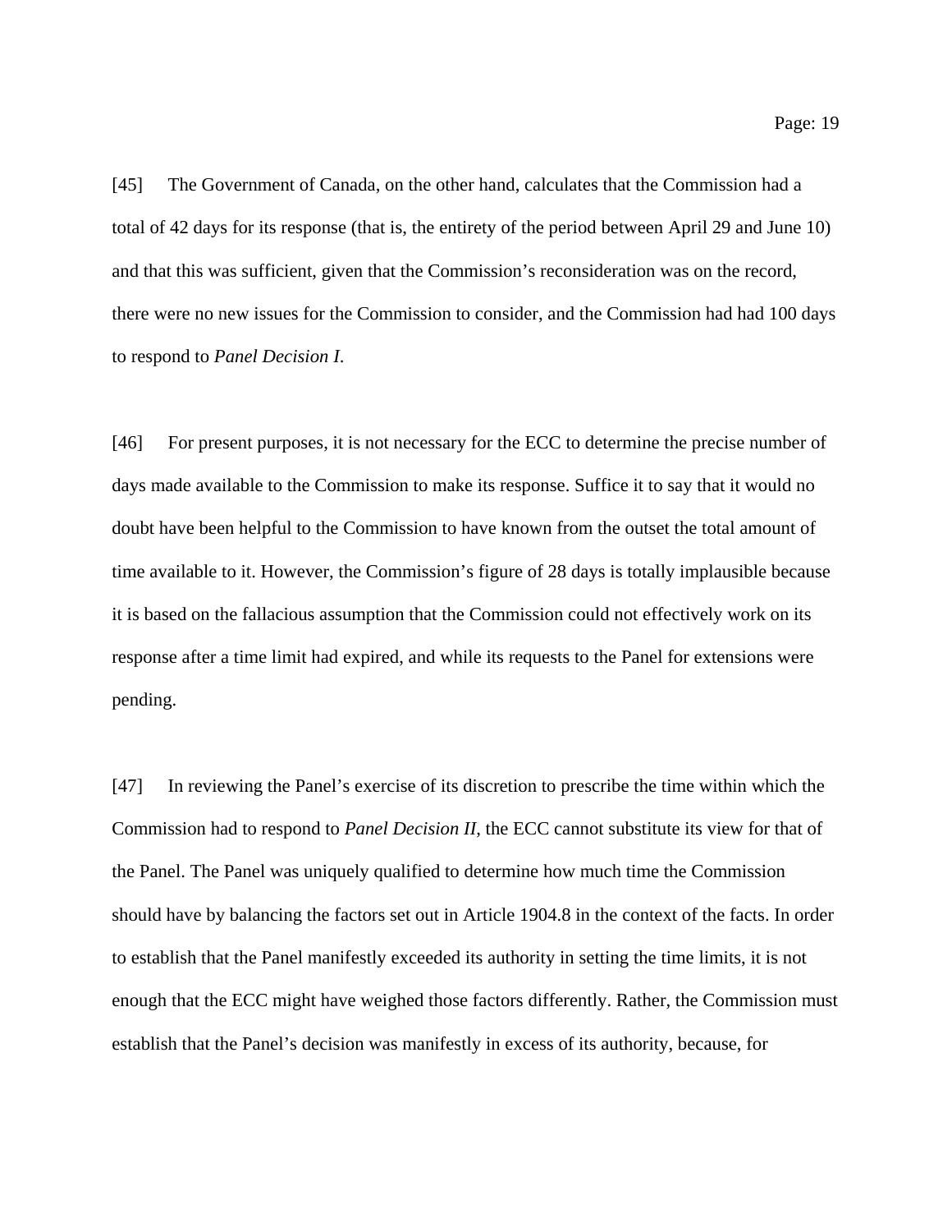[45] The Government of Canada, on the other hand, calculates that the Commission had a total of 42 days for its response (that is, the entirety of the period between April 29 and June 10) and that this was sufficient, given that the Commission's reconsideration was on the record, there were no new issues for the Commission to consider, and the Commission had had 100 days to respond to *Panel Decision I*.

[46] For present purposes, it is not necessary for the ECC to determine the precise number of days made available to the Commission to make its response. Suffice it to say that it would no doubt have been helpful to the Commission to have known from the outset the total amount of time available to it. However, the Commission's figure of 28 days is totally implausible because it is based on the fallacious assumption that the Commission could not effectively work on its response after a time limit had expired, and while its requests to the Panel for extensions were pending.

[47] In reviewing the Panel's exercise of its discretion to prescribe the time within which the Commission had to respond to *Panel Decision II*, the ECC cannot substitute its view for that of the Panel. The Panel was uniquely qualified to determine how much time the Commission should have by balancing the factors set out in Article 1904.8 in the context of the facts. In order to establish that the Panel manifestly exceeded its authority in setting the time limits, it is not enough that the ECC might have weighed those factors differently. Rather, the Commission must establish that the Panel's decision was manifestly in excess of its authority, because, for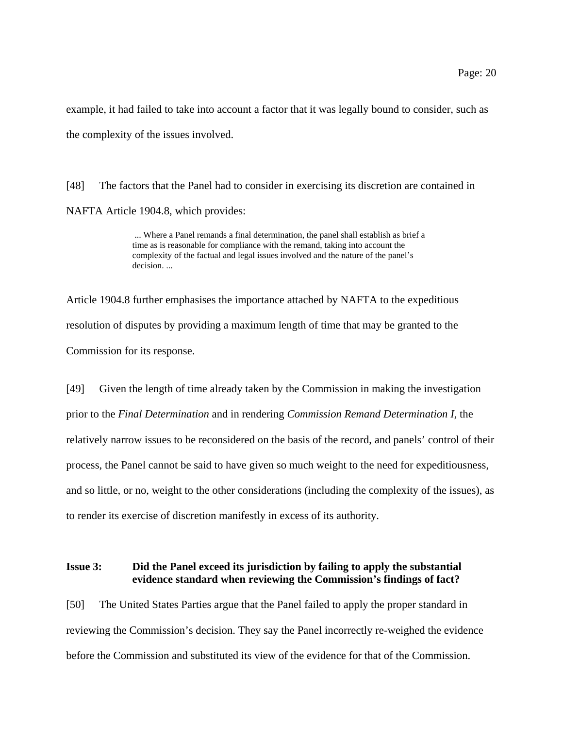example, it had failed to take into account a factor that it was legally bound to consider, such as the complexity of the issues involved.

[48] The factors that the Panel had to consider in exercising its discretion are contained in NAFTA Article 1904.8, which provides:

> ... Where a Panel remands a final determination, the panel shall establish as brief a time as is reasonable for compliance with the remand, taking into account the complexity of the factual and legal issues involved and the nature of the panel's decision. ...

Article 1904.8 further emphasises the importance attached by NAFTA to the expeditious resolution of disputes by providing a maximum length of time that may be granted to the Commission for its response.

[49] Given the length of time already taken by the Commission in making the investigation prior to the *Final Determination* and in rendering *Commission Remand Determination I,* the relatively narrow issues to be reconsidered on the basis of the record, and panels' control of their process, the Panel cannot be said to have given so much weight to the need for expeditiousness, and so little, or no, weight to the other considerations (including the complexity of the issues), as to render its exercise of discretion manifestly in excess of its authority.

**Issue 3: Did the Panel exceed its jurisdiction by failing to apply the substantial evidence standard when reviewing the Commission's findings of fact?**

[50] The United States Parties argue that the Panel failed to apply the proper standard in reviewing the Commission's decision. They say the Panel incorrectly re-weighed the evidence before the Commission and substituted its view of the evidence for that of the Commission.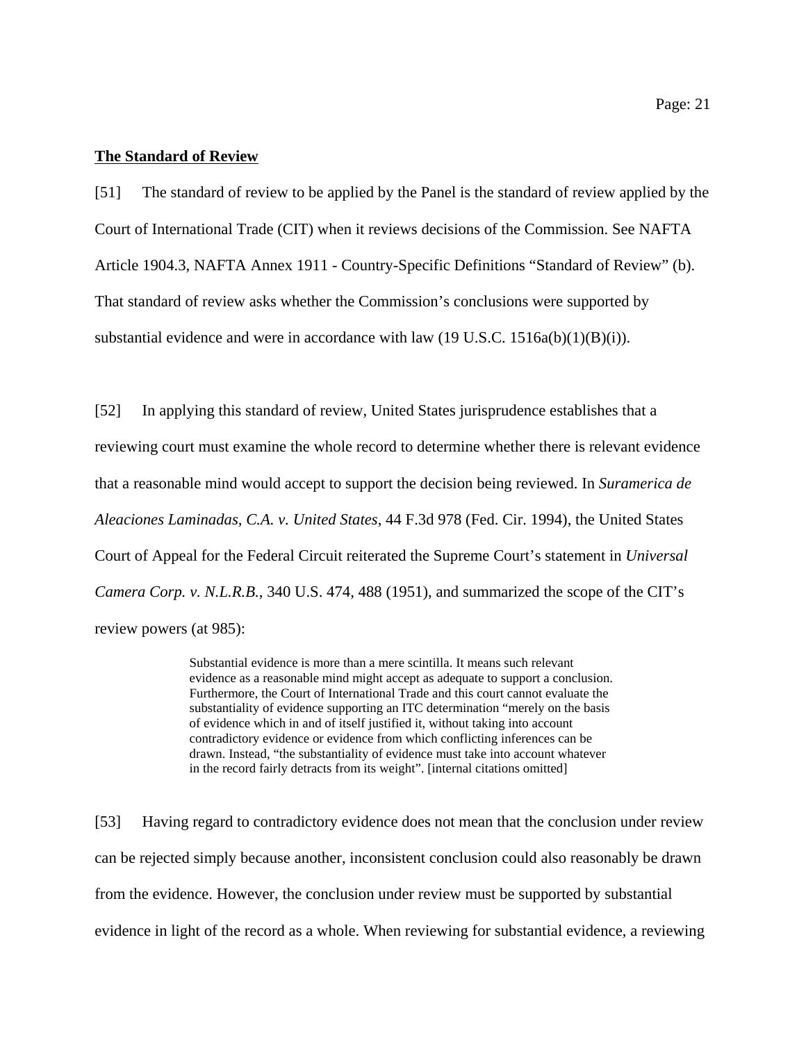**The Standard of Review**

[51] The standard of review to be applied by the Panel is the standard of review applied by the Court of International Trade (CIT) when it reviews decisions of the Commission. See NAFTA Article 1904.3, NAFTA Annex 1911 - Country-Specific Definitions "Standard of Review" (b). That standard of review asks whether the Commission's conclusions were supported by substantial evidence and were in accordance with law (19 U.S.C. 1516a(b)(1)(B)(i)).

[52] In applying this standard of review, United States jurisprudence establishes that a reviewing court must examine the whole record to determine whether there is relevant evidence that a reasonable mind would accept to support the decision being reviewed. In *Suramerica de Aleaciones Laminadas, C.A. v. United States*, 44 F.3d 978 (Fed. Cir. 1994), the United States Court of Appeal for the Federal Circuit reiterated the Supreme Court's statement in *Universal Camera Corp. v. N.L.R.B.*, 340 U.S. 474, 488 (1951), and summarized the scope of the CIT's review powers (at 985):

> Substantial evidence is more than a mere scintilla. It means such relevant evidence as a reasonable mind might accept as adequate to support a conclusion. Furthermore, the Court of International Trade and this court cannot evaluate the substantiality of evidence supporting an ITC determination "merely on the basis of evidence which in and of itself justified it, without taking into account contradictory evidence or evidence from which conflicting inferences can be drawn. Instead, "the substantiality of evidence must take into account whatever in the record fairly detracts from its weight". [internal citations omitted]

[53] Having regard to contradictory evidence does not mean that the conclusion under review can be rejected simply because another, inconsistent conclusion could also reasonably be drawn from the evidence. However, the conclusion under review must be supported by substantial evidence in light of the record as a whole. When reviewing for substantial evidence, a reviewing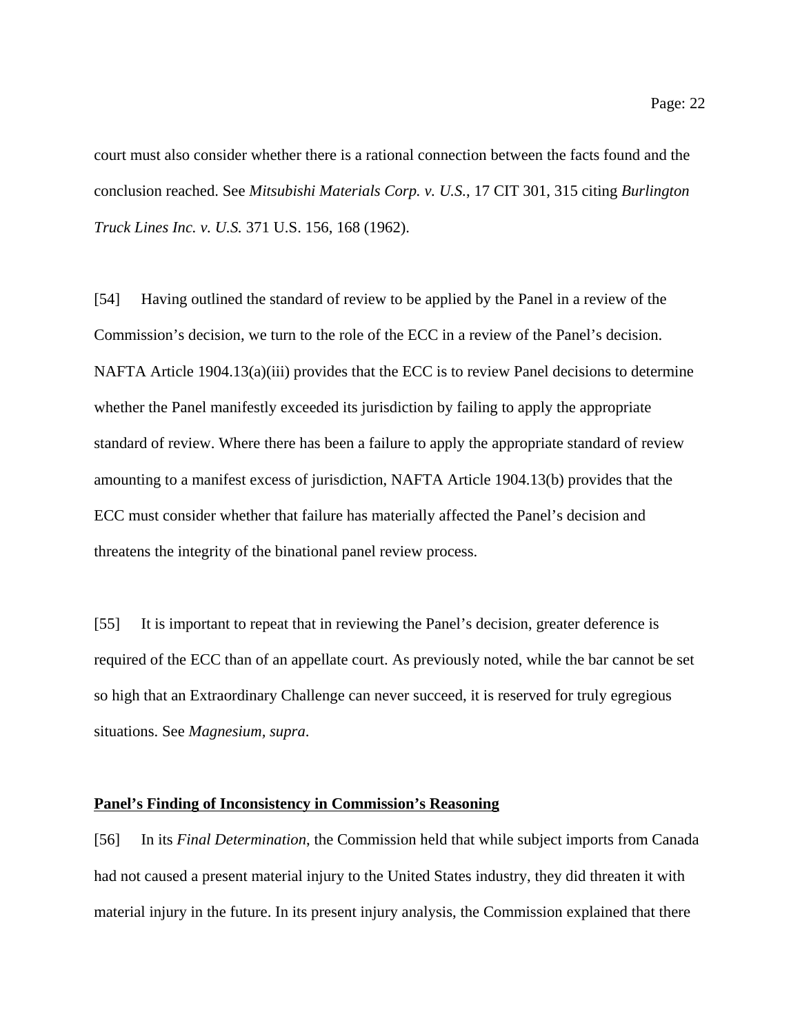court must also consider whether there is a rational connection between the facts found and the conclusion reached. See *Mitsubishi Materials Corp. v. U.S.*, 17 CIT 301, 315 citing *Burlington Truck Lines Inc. v. U.S.* 371 U.S. 156, 168 (1962).

[54] Having outlined the standard of review to be applied by the Panel in a review of the Commission's decision, we turn to the role of the ECC in a review of the Panel's decision. NAFTA Article 1904.13(a)(iii) provides that the ECC is to review Panel decisions to determine whether the Panel manifestly exceeded its jurisdiction by failing to apply the appropriate standard of review. Where there has been a failure to apply the appropriate standard of review amounting to a manifest excess of jurisdiction, NAFTA Article 1904.13(b) provides that the ECC must consider whether that failure has materially affected the Panel's decision and threatens the integrity of the binational panel review process.

[55] It is important to repeat that in reviewing the Panel's decision, greater deference is required of the ECC than of an appellate court. As previously noted, while the bar cannot be set so high that an Extraordinary Challenge can never succeed, it is reserved for truly egregious situations. See *Magnesium*, *supra*.

**<u>Panel's Finding of Inconsistency in Commission's Reasoning</u>**

[56] In its *Final Determination*, the Commission held that while subject imports from Canada had not caused a present material injury to the United States industry, they did threaten it with material injury in the future. In its present injury analysis, the Commission explained that there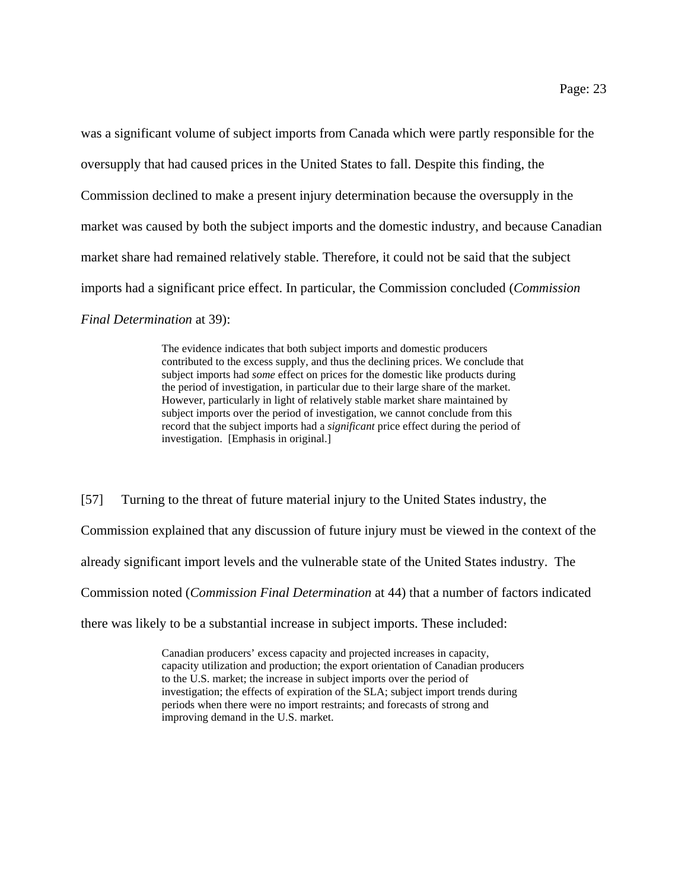was a significant volume of subject imports from Canada which were partly responsible for the oversupply that had caused prices in the United States to fall. Despite this finding, the Commission declined to make a present injury determination because the oversupply in the market was caused by both the subject imports and the domestic industry, and because Canadian market share had remained relatively stable. Therefore, it could not be said that the subject imports had a significant price effect. In particular, the Commission concluded (*Commission Final Determination* at 39):

> The evidence indicates that both subject imports and domestic producers contributed to the excess supply, and thus the declining prices. We conclude that subject imports had *some* effect on prices for the domestic like products during the period of investigation, in particular due to their large share of the market. However, particularly in light of relatively stable market share maintained by subject imports over the period of investigation, we cannot conclude from this record that the subject imports had a *significant* price effect during the period of investigation. [Emphasis in original.]

[57] Turning to the threat of future material injury to the United States industry, the Commission explained that any discussion of future injury must be viewed in the context of the already significant import levels and the vulnerable state of the United States industry. The Commission noted (*Commission Final Determination* at 44) that a number of factors indicated there was likely to be a substantial increase in subject imports. These included:

> Canadian producers' excess capacity and projected increases in capacity, capacity utilization and production; the export orientation of Canadian producers to the U.S. market; the increase in subject imports over the period of investigation; the effects of expiration of the SLA; subject import trends during periods when there were no import restraints; and forecasts of strong and improving demand in the U.S. market.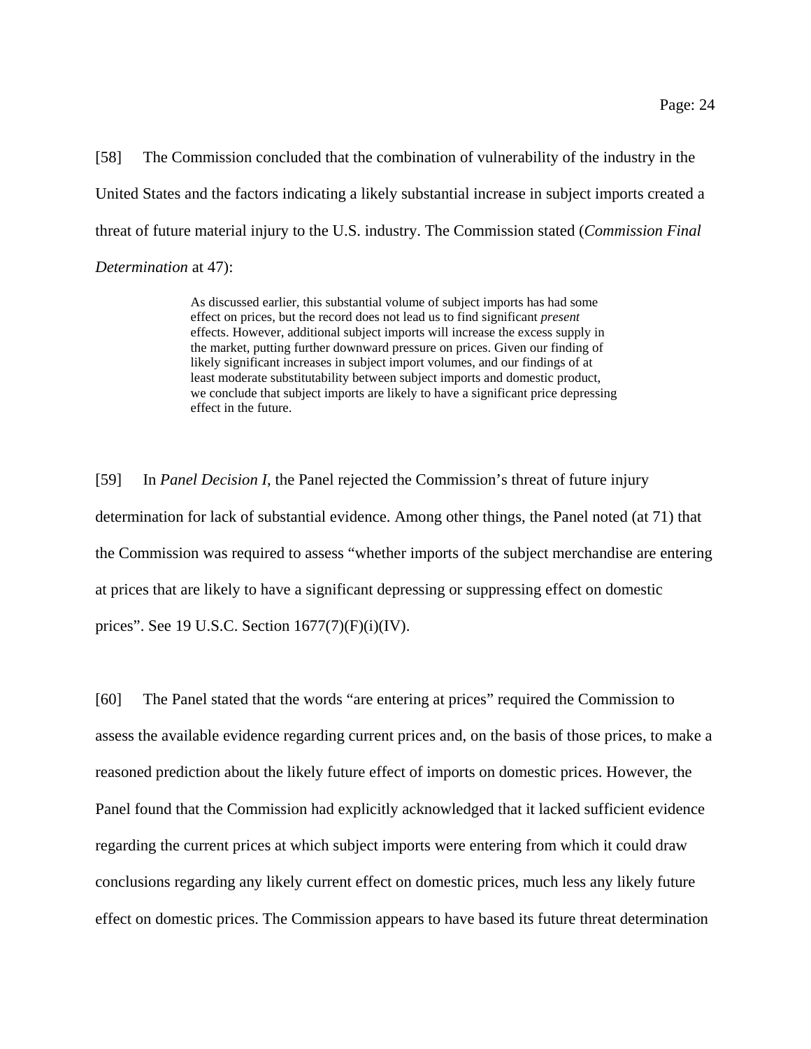[58] The Commission concluded that the combination of vulnerability of the industry in the United States and the factors indicating a likely substantial increase in subject imports created a threat of future material injury to the U.S. industry. The Commission stated (*Commission Final Determination* at 47):

> As discussed earlier, this substantial volume of subject imports has had some effect on prices, but the record does not lead us to find significant *present* effects. However, additional subject imports will increase the excess supply in the market, putting further downward pressure on prices. Given our finding of likely significant increases in subject import volumes, and our findings of at least moderate substitutability between subject imports and domestic product, we conclude that subject imports are likely to have a significant price depressing effect in the future.

[59] In *Panel Decision I*, the Panel rejected the Commission's threat of future injury determination for lack of substantial evidence. Among other things, the Panel noted (at 71) that the Commission was required to assess "whether imports of the subject merchandise are entering at prices that are likely to have a significant depressing or suppressing effect on domestic prices". See 19 U.S.C. Section 1677(7)(F)(i)(IV).

[60] The Panel stated that the words "are entering at prices" required the Commission to assess the available evidence regarding current prices and, on the basis of those prices, to make a reasoned prediction about the likely future effect of imports on domestic prices. However, the Panel found that the Commission had explicitly acknowledged that it lacked sufficient evidence regarding the current prices at which subject imports were entering from which it could draw conclusions regarding any likely current effect on domestic prices, much less any likely future effect on domestic prices. The Commission appears to have based its future threat determination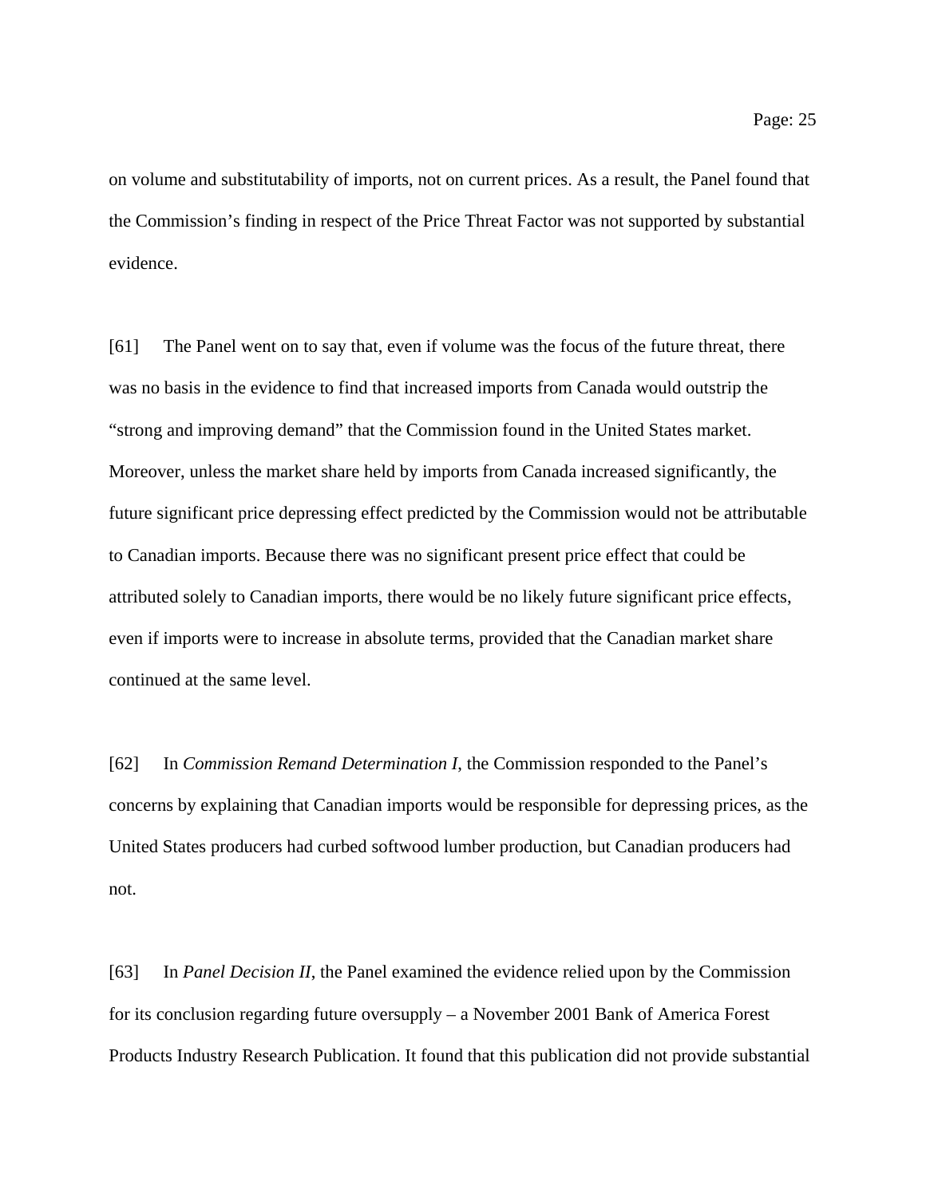on volume and substitutability of imports, not on current prices. As a result, the Panel found that the Commission's finding in respect of the Price Threat Factor was not supported by substantial evidence.

[61] The Panel went on to say that, even if volume was the focus of the future threat, there was no basis in the evidence to find that increased imports from Canada would outstrip the "strong and improving demand" that the Commission found in the United States market. Moreover, unless the market share held by imports from Canada increased significantly, the future significant price depressing effect predicted by the Commission would not be attributable to Canadian imports. Because there was no significant present price effect that could be attributed solely to Canadian imports, there would be no likely future significant price effects, even if imports were to increase in absolute terms, provided that the Canadian market share continued at the same level.

[62] In *Commission Remand Determination I*, the Commission responded to the Panel's concerns by explaining that Canadian imports would be responsible for depressing prices, as the United States producers had curbed softwood lumber production, but Canadian producers had not.

[63] In *Panel Decision II*, the Panel examined the evidence relied upon by the Commission for its conclusion regarding future oversupply – a November 2001 Bank of America Forest Products Industry Research Publication. It found that this publication did not provide substantial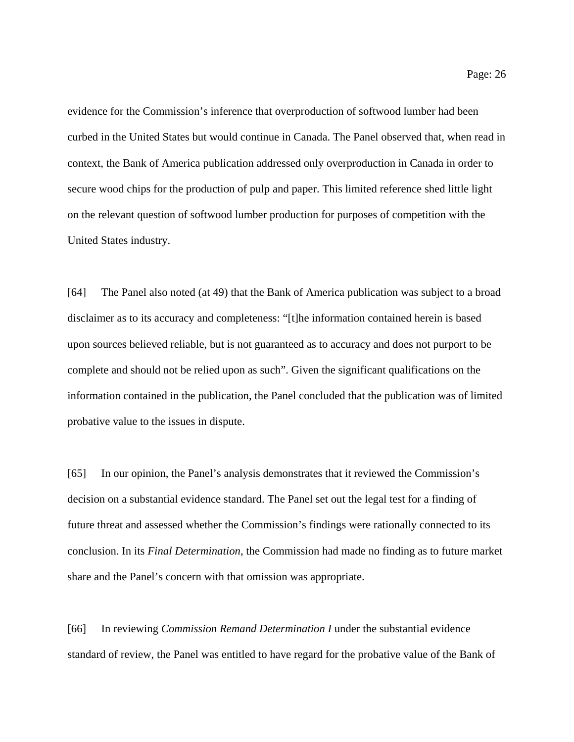evidence for the Commission's inference that overproduction of softwood lumber had been curbed in the United States but would continue in Canada. The Panel observed that, when read in context, the Bank of America publication addressed only overproduction in Canada in order to secure wood chips for the production of pulp and paper. This limited reference shed little light on the relevant question of softwood lumber production for purposes of competition with the United States industry.

[64] The Panel also noted (at 49) that the Bank of America publication was subject to a broad disclaimer as to its accuracy and completeness: "[t]he information contained herein is based upon sources believed reliable, but is not guaranteed as to accuracy and does not purport to be complete and should not be relied upon as such". Given the significant qualifications on the information contained in the publication, the Panel concluded that the publication was of limited probative value to the issues in dispute.

[65] In our opinion, the Panel's analysis demonstrates that it reviewed the Commission's decision on a substantial evidence standard. The Panel set out the legal test for a finding of future threat and assessed whether the Commission's findings were rationally connected to its conclusion. In its *Final Determination*, the Commission had made no finding as to future market share and the Panel's concern with that omission was appropriate.

[66] In reviewing *Commission Remand Determination I* under the substantial evidence standard of review, the Panel was entitled to have regard for the probative value of the Bank of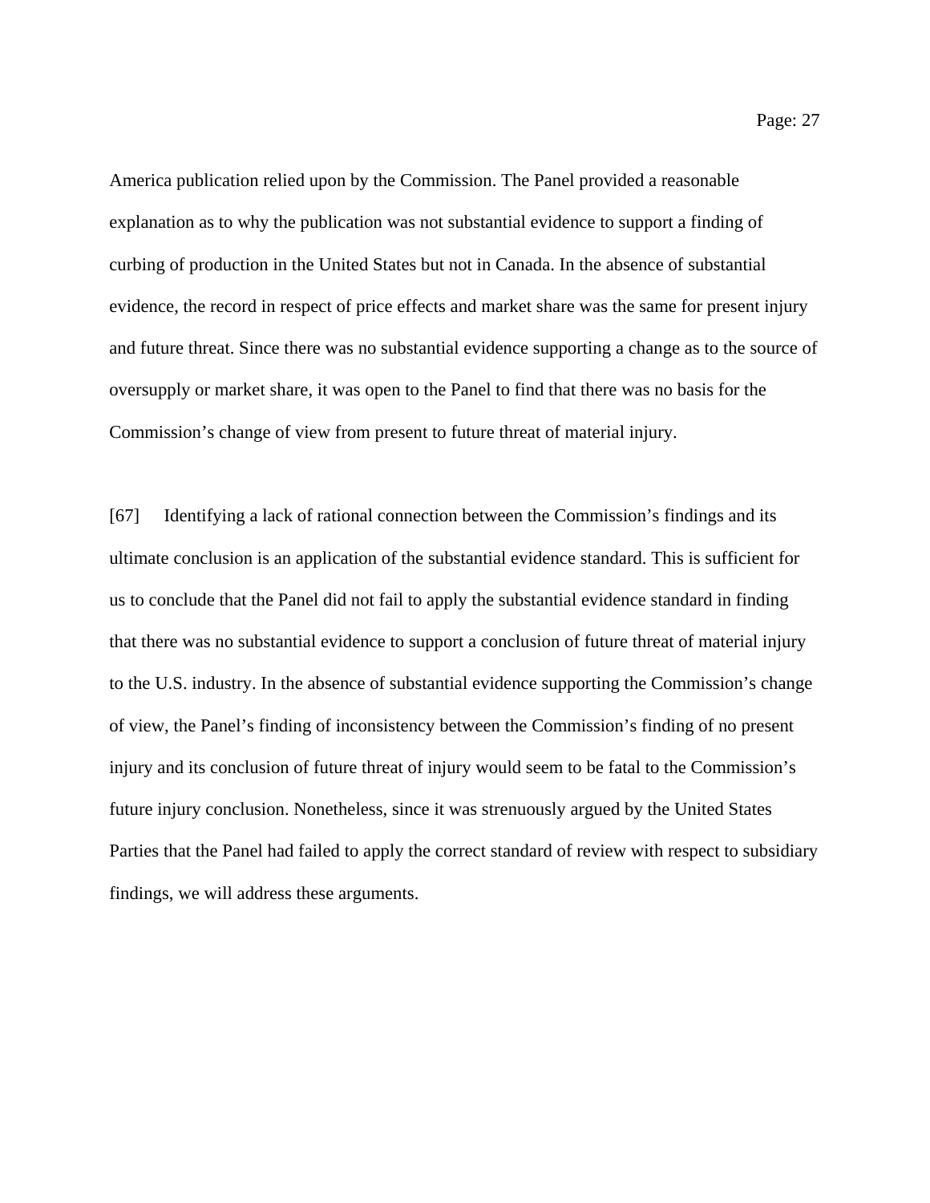America publication relied upon by the Commission. The Panel provided a reasonable explanation as to why the publication was not substantial evidence to support a finding of curbing of production in the United States but not in Canada. In the absence of substantial evidence, the record in respect of price effects and market share was the same for present injury and future threat. Since there was no substantial evidence supporting a change as to the source of oversupply or market share, it was open to the Panel to find that there was no basis for the Commission's change of view from present to future threat of material injury.

[67] Identifying a lack of rational connection between the Commission's findings and its ultimate conclusion is an application of the substantial evidence standard. This is sufficient for us to conclude that the Panel did not fail to apply the substantial evidence standard in finding that there was no substantial evidence to support a conclusion of future threat of material injury to the U.S. industry. In the absence of substantial evidence supporting the Commission's change of view, the Panel's finding of inconsistency between the Commission's finding of no present injury and its conclusion of future threat of injury would seem to be fatal to the Commission's future injury conclusion. Nonetheless, since it was strenuously argued by the United States Parties that the Panel had failed to apply the correct standard of review with respect to subsidiary findings, we will address these arguments.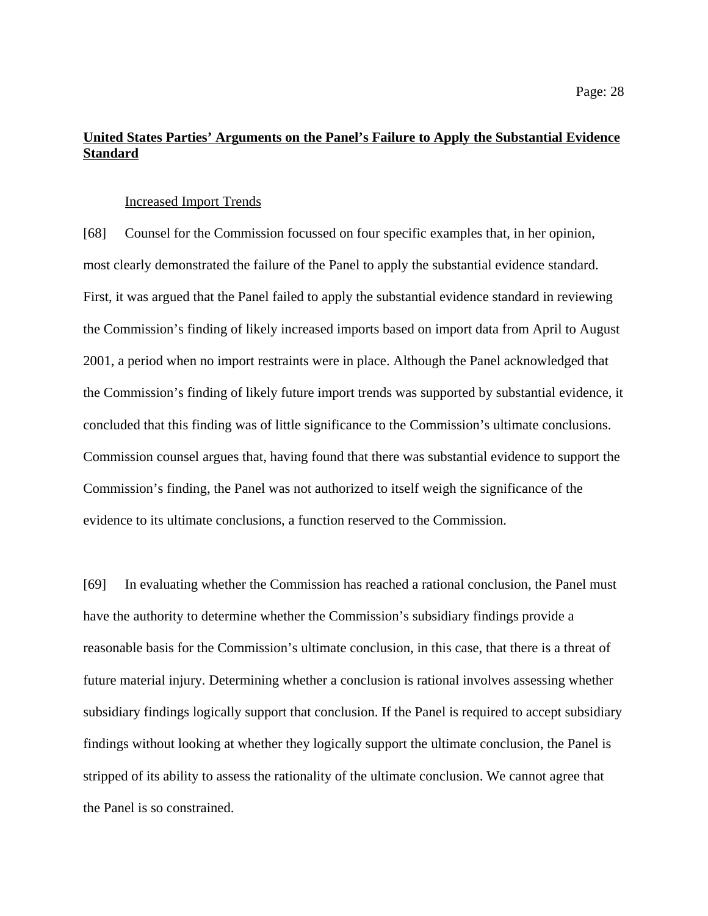**United States Parties' Arguments on the Panel's Failure to Apply the Substantial Evidence Standard**

Increased Import Trends

[68] Counsel for the Commission focussed on four specific examples that, in her opinion, most clearly demonstrated the failure of the Panel to apply the substantial evidence standard. First, it was argued that the Panel failed to apply the substantial evidence standard in reviewing the Commission's finding of likely increased imports based on import data from April to August 2001, a period when no import restraints were in place. Although the Panel acknowledged that the Commission's finding of likely future import trends was supported by substantial evidence, it concluded that this finding was of little significance to the Commission's ultimate conclusions. Commission counsel argues that, having found that there was substantial evidence to support the Commission's finding, the Panel was not authorized to itself weigh the significance of the evidence to its ultimate conclusions, a function reserved to the Commission.

[69] In evaluating whether the Commission has reached a rational conclusion, the Panel must have the authority to determine whether the Commission's subsidiary findings provide a reasonable basis for the Commission's ultimate conclusion, in this case, that there is a threat of future material injury. Determining whether a conclusion is rational involves assessing whether subsidiary findings logically support that conclusion. If the Panel is required to accept subsidiary findings without looking at whether they logically support the ultimate conclusion, the Panel is stripped of its ability to assess the rationality of the ultimate conclusion. We cannot agree that the Panel is so constrained.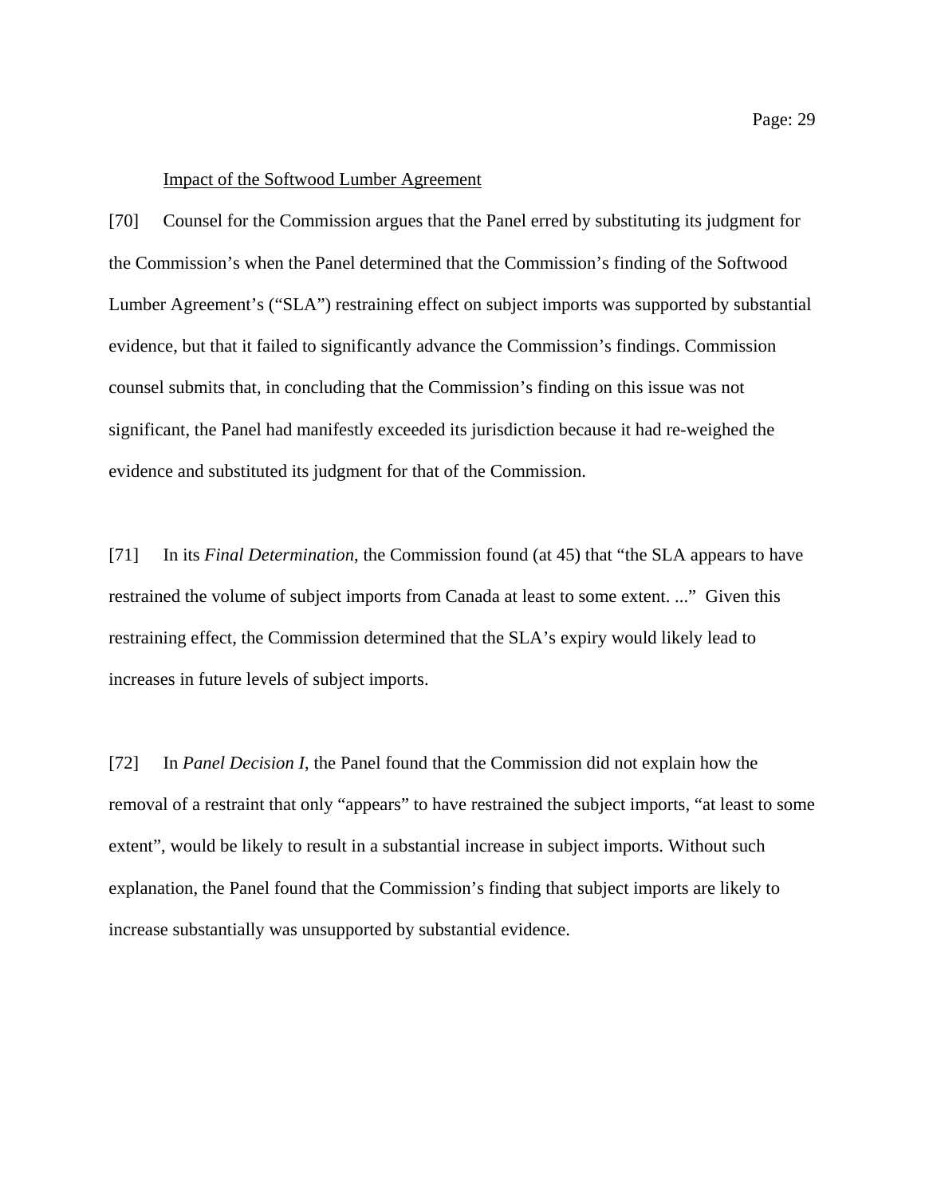Impact of the Softwood Lumber Agreement

[70] Counsel for the Commission argues that the Panel erred by substituting its judgment for the Commission's when the Panel determined that the Commission's finding of the Softwood Lumber Agreement's ("SLA") restraining effect on subject imports was supported by substantial evidence, but that it failed to significantly advance the Commission's findings. Commission counsel submits that, in concluding that the Commission's finding on this issue was not significant, the Panel had manifestly exceeded its jurisdiction because it had re-weighed the evidence and substituted its judgment for that of the Commission.

[71] In its *Final Determination*, the Commission found (at 45) that "the SLA appears to have restrained the volume of subject imports from Canada at least to some extent. ..." Given this restraining effect, the Commission determined that the SLA's expiry would likely lead to increases in future levels of subject imports.

[72] In *Panel Decision I*, the Panel found that the Commission did not explain how the removal of a restraint that only "appears" to have restrained the subject imports, "at least to some extent", would be likely to result in a substantial increase in subject imports. Without such explanation, the Panel found that the Commission's finding that subject imports are likely to increase substantially was unsupported by substantial evidence.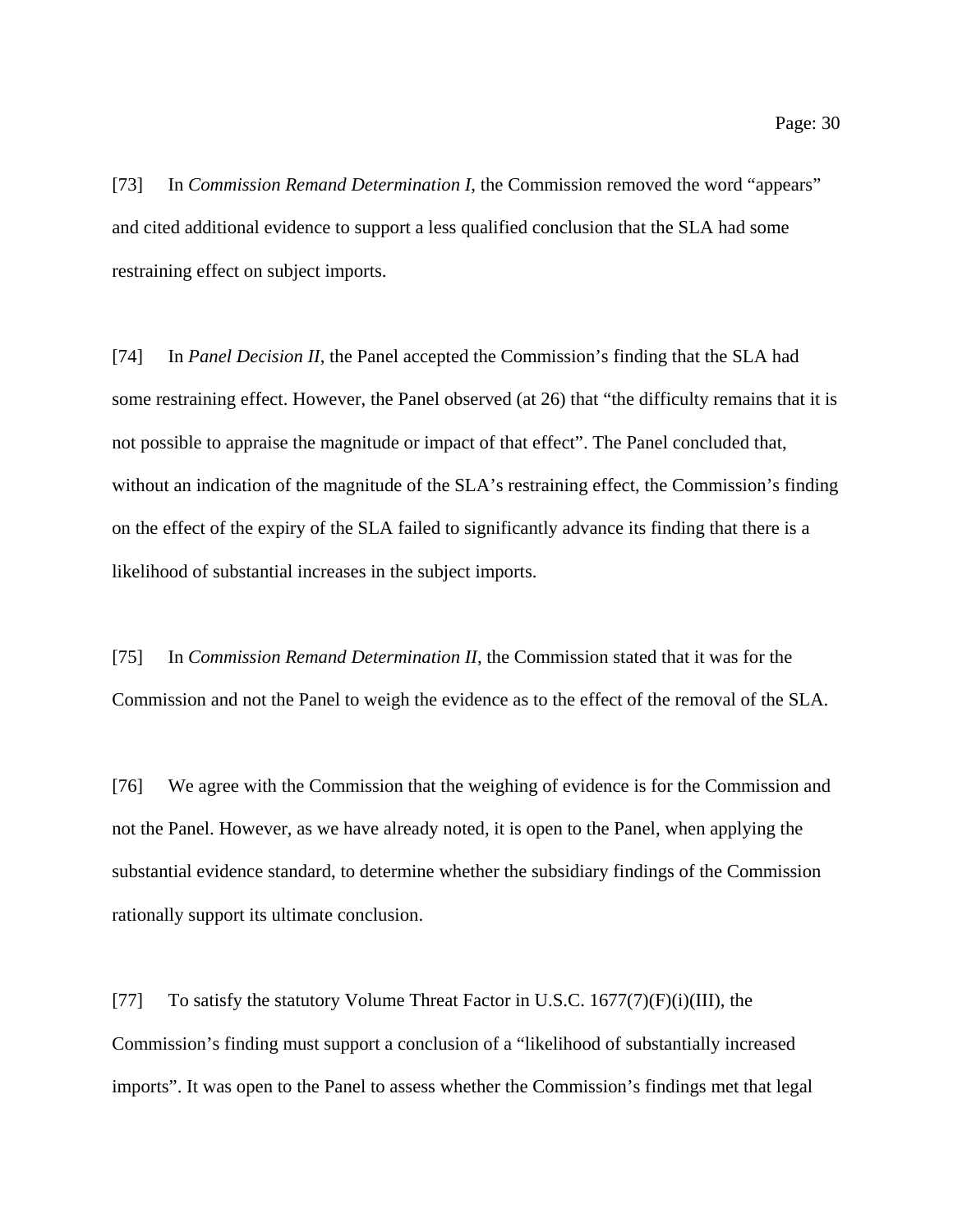[73] In *Commission Remand Determination I*, the Commission removed the word "appears" and cited additional evidence to support a less qualified conclusion that the SLA had some restraining effect on subject imports.

[74] In *Panel Decision II*, the Panel accepted the Commission's finding that the SLA had some restraining effect. However, the Panel observed (at 26) that "the difficulty remains that it is not possible to appraise the magnitude or impact of that effect". The Panel concluded that, without an indication of the magnitude of the SLA's restraining effect, the Commission's finding on the effect of the expiry of the SLA failed to significantly advance its finding that there is a likelihood of substantial increases in the subject imports.

[75] In *Commission Remand Determination II*, the Commission stated that it was for the Commission and not the Panel to weigh the evidence as to the effect of the removal of the SLA.

[76] We agree with the Commission that the weighing of evidence is for the Commission and not the Panel. However, as we have already noted, it is open to the Panel, when applying the substantial evidence standard, to determine whether the subsidiary findings of the Commission rationally support its ultimate conclusion.

[77] To satisfy the statutory Volume Threat Factor in U.S.C. 1677(7)(F)(i)(III), the Commission's finding must support a conclusion of a "likelihood of substantially increased imports". It was open to the Panel to assess whether the Commission's findings met that legal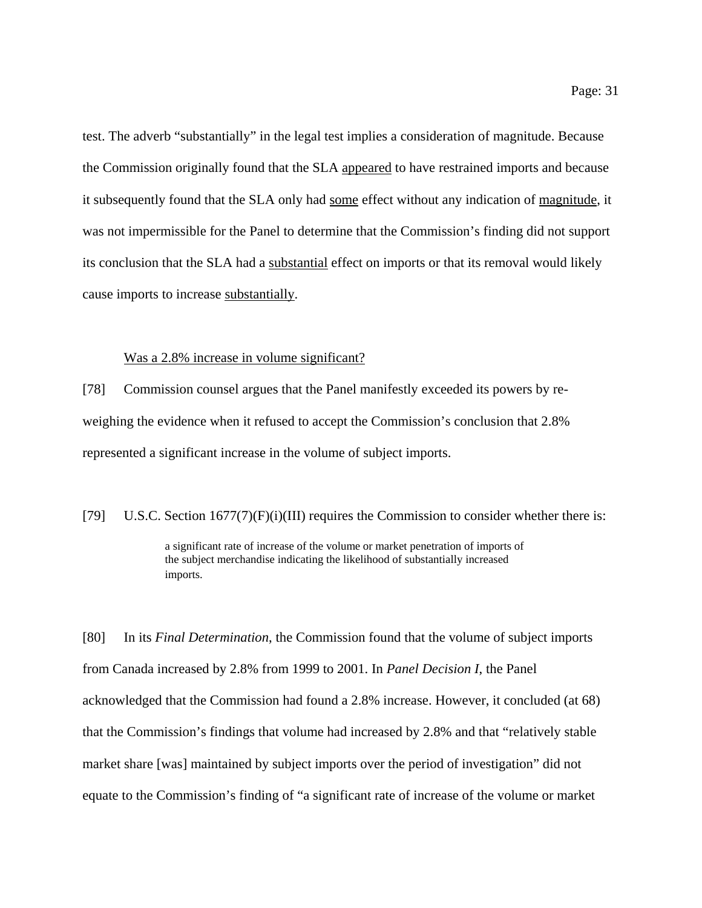test. The adverb "substantially" in the legal test implies a consideration of magnitude. Because the Commission originally found that the SLA <u>appeared</u> to have restrained imports and because it subsequently found that the SLA only had <u>some</u> effect without any indication of <u>magnitude</u>, it was not impermissible for the Panel to determine that the Commission's finding did not support its conclusion that the SLA had a <u>substantial</u> effect on imports or that its removal would likely cause imports to increase <u>substantially</u>.

<u>Was a 2.8% increase in volume significant?</u>

[78] Commission counsel argues that the Panel manifestly exceeded its powers by re-weighing the evidence when it refused to accept the Commission's conclusion that 2.8% represented a significant increase in the volume of subject imports.

[79] U.S.C. Section 1677(7)(F)(i)(III) requires the Commission to consider whether there is:

> a significant rate of increase of the volume or market penetration of imports of the subject merchandise indicating the likelihood of substantially increased imports.

[80] In its *Final Determination*, the Commission found that the volume of subject imports from Canada increased by 2.8% from 1999 to 2001. In *Panel Decision I*, the Panel acknowledged that the Commission had found a 2.8% increase. However, it concluded (at 68) that the Commission's findings that volume had increased by 2.8% and that "relatively stable market share [was] maintained by subject imports over the period of investigation" did not equate to the Commission's finding of "a significant rate of increase of the volume or market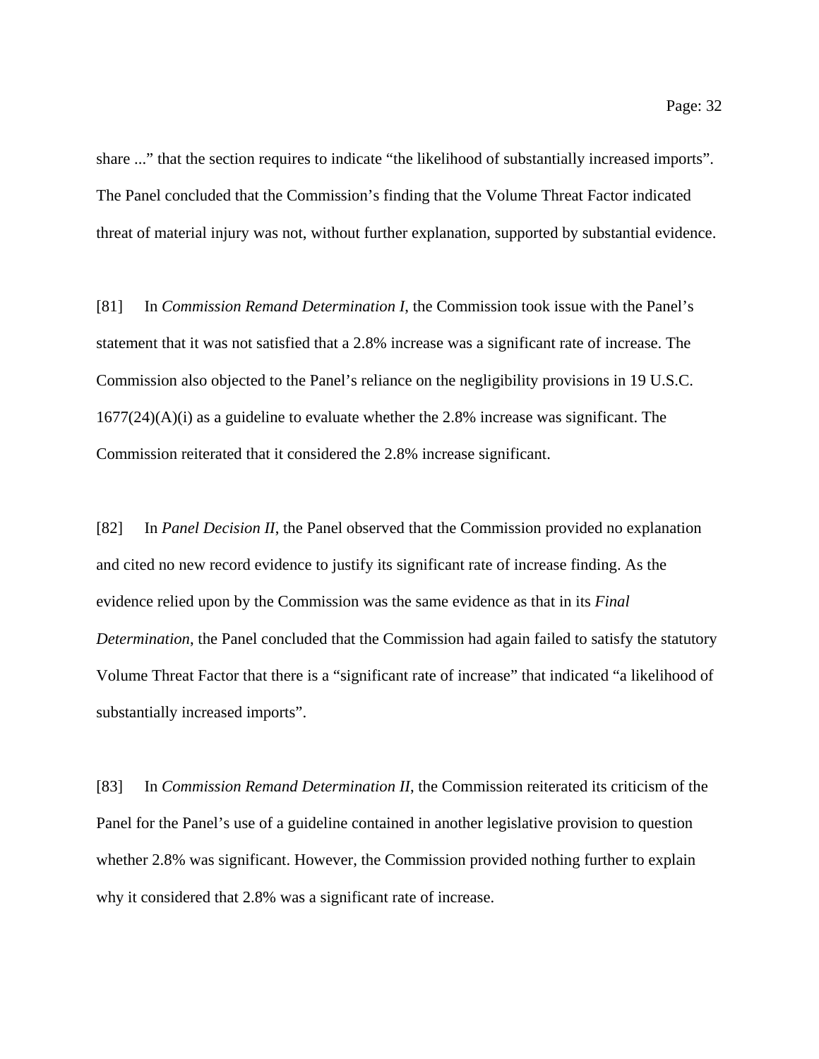share ..." that the section requires to indicate "the likelihood of substantially increased imports". The Panel concluded that the Commission's finding that the Volume Threat Factor indicated threat of material injury was not, without further explanation, supported by substantial evidence.

[81] In *Commission Remand Determination I*, the Commission took issue with the Panel's statement that it was not satisfied that a 2.8% increase was a significant rate of increase. The Commission also objected to the Panel's reliance on the negligibility provisions in 19 U.S.C. 1677(24)(A)(i) as a guideline to evaluate whether the 2.8% increase was significant. The Commission reiterated that it considered the 2.8% increase significant.

[82] In *Panel Decision II*, the Panel observed that the Commission provided no explanation and cited no new record evidence to justify its significant rate of increase finding. As the evidence relied upon by the Commission was the same evidence as that in its *Final Determination*, the Panel concluded that the Commission had again failed to satisfy the statutory Volume Threat Factor that there is a "significant rate of increase" that indicated "a likelihood of substantially increased imports".

[83] In *Commission Remand Determination II*, the Commission reiterated its criticism of the Panel for the Panel's use of a guideline contained in another legislative provision to question whether 2.8% was significant. However, the Commission provided nothing further to explain why it considered that 2.8% was a significant rate of increase.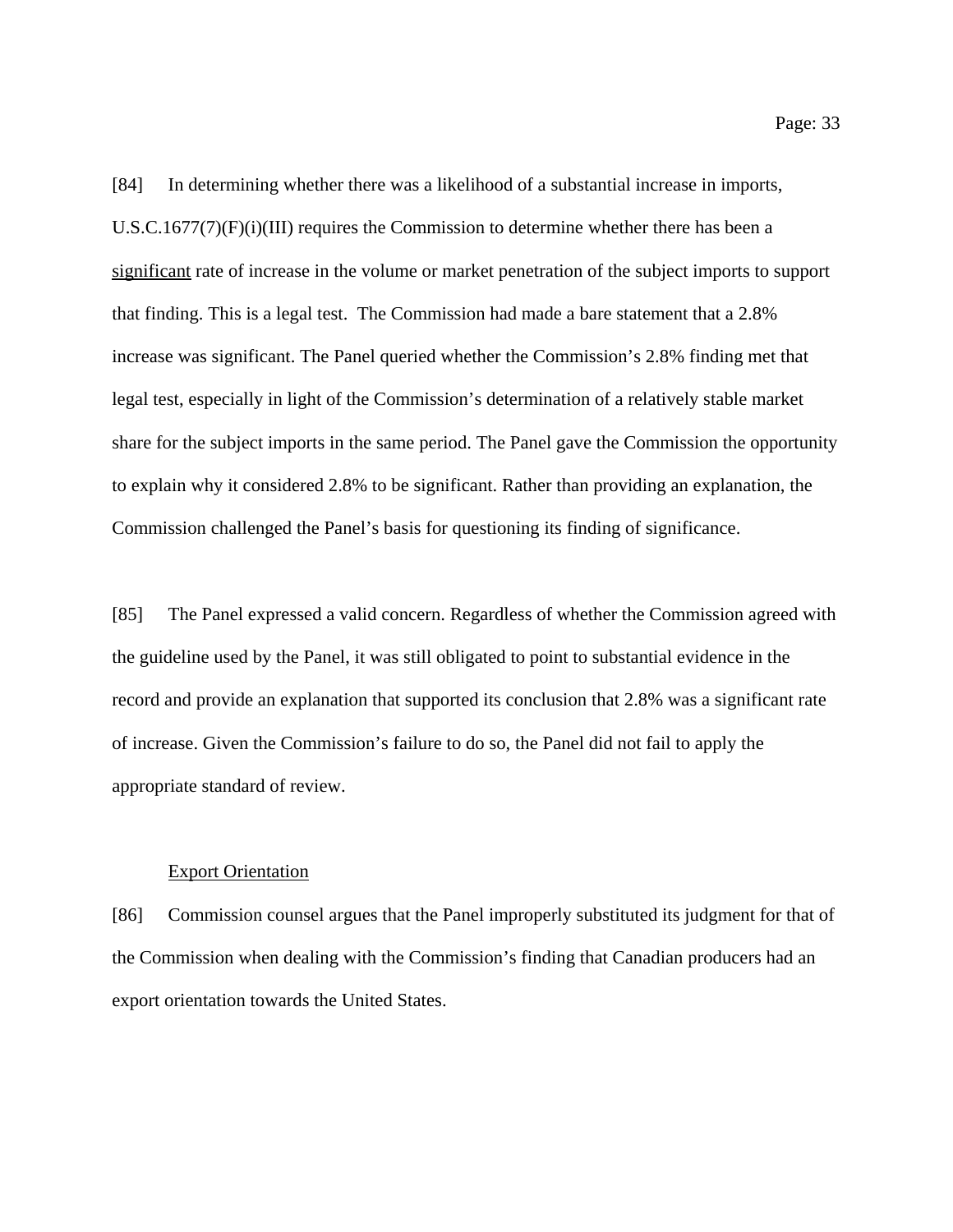[84] In determining whether there was a likelihood of a substantial increase in imports, U.S.C.1677(7)(F)(i)(III) requires the Commission to determine whether there has been a <u>significant</u> rate of increase in the volume or market penetration of the subject imports to support that finding. This is a legal test. The Commission had made a bare statement that a 2.8% increase was significant. The Panel queried whether the Commission's 2.8% finding met that legal test, especially in light of the Commission's determination of a relatively stable market share for the subject imports in the same period. The Panel gave the Commission the opportunity to explain why it considered 2.8% to be significant. Rather than providing an explanation, the Commission challenged the Panel's basis for questioning its finding of significance.

[85] The Panel expressed a valid concern. Regardless of whether the Commission agreed with the guideline used by the Panel, it was still obligated to point to substantial evidence in the record and provide an explanation that supported its conclusion that 2.8% was a significant rate of increase. Given the Commission's failure to do so, the Panel did not fail to apply the appropriate standard of review.

<u>Export Orientation</u>

[86] Commission counsel argues that the Panel improperly substituted its judgment for that of the Commission when dealing with the Commission's finding that Canadian producers had an export orientation towards the United States.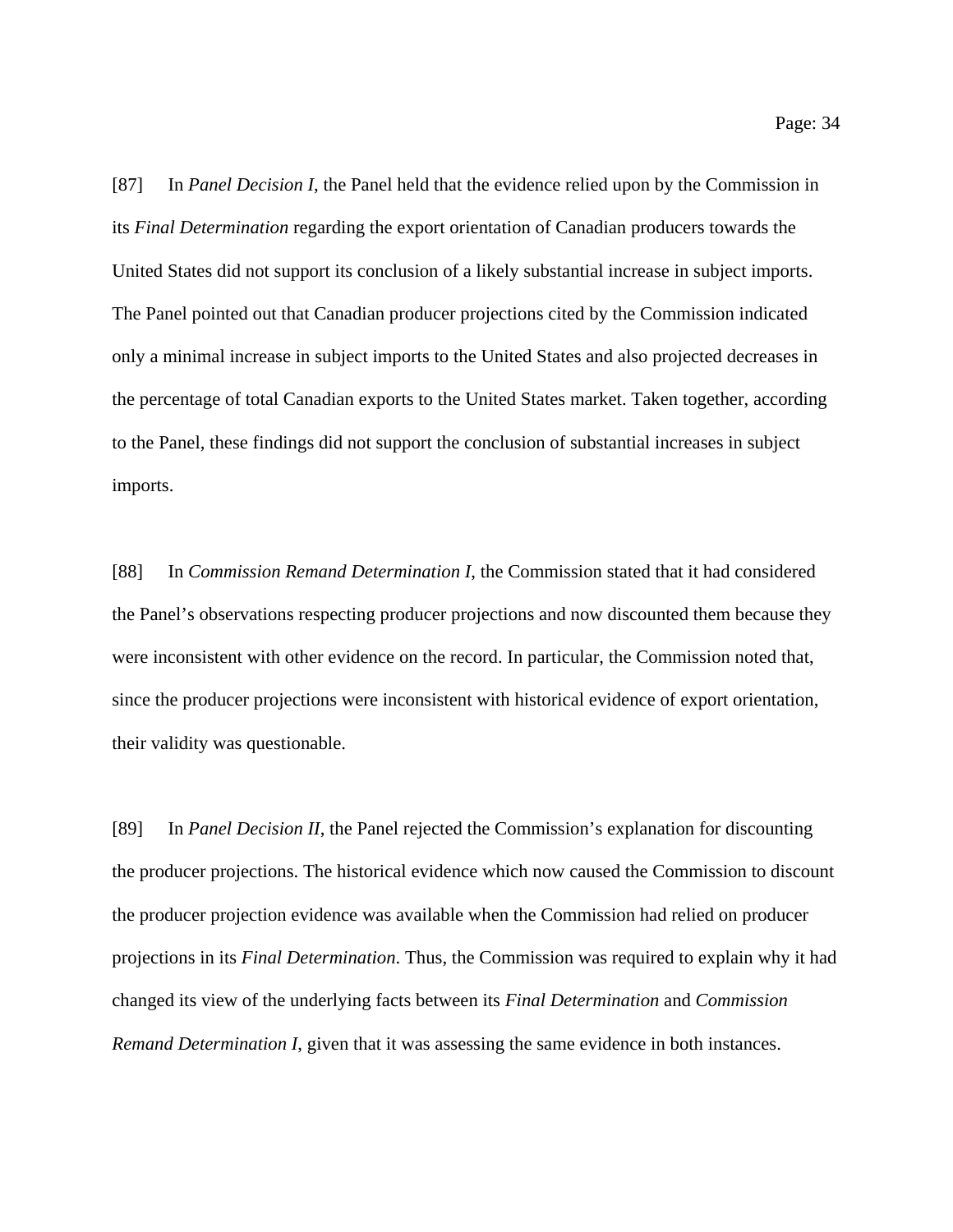[87] In *Panel Decision I*, the Panel held that the evidence relied upon by the Commission in its *Final Determination* regarding the export orientation of Canadian producers towards the United States did not support its conclusion of a likely substantial increase in subject imports. The Panel pointed out that Canadian producer projections cited by the Commission indicated only a minimal increase in subject imports to the United States and also projected decreases in the percentage of total Canadian exports to the United States market. Taken together, according to the Panel, these findings did not support the conclusion of substantial increases in subject imports.

[88] In *Commission Remand Determination I*, the Commission stated that it had considered the Panel's observations respecting producer projections and now discounted them because they were inconsistent with other evidence on the record. In particular, the Commission noted that, since the producer projections were inconsistent with historical evidence of export orientation, their validity was questionable.

[89] In *Panel Decision II*, the Panel rejected the Commission's explanation for discounting the producer projections. The historical evidence which now caused the Commission to discount the producer projection evidence was available when the Commission had relied on producer projections in its *Final Determination*. Thus, the Commission was required to explain why it had changed its view of the underlying facts between its *Final Determination* and *Commission Remand Determination I*, given that it was assessing the same evidence in both instances.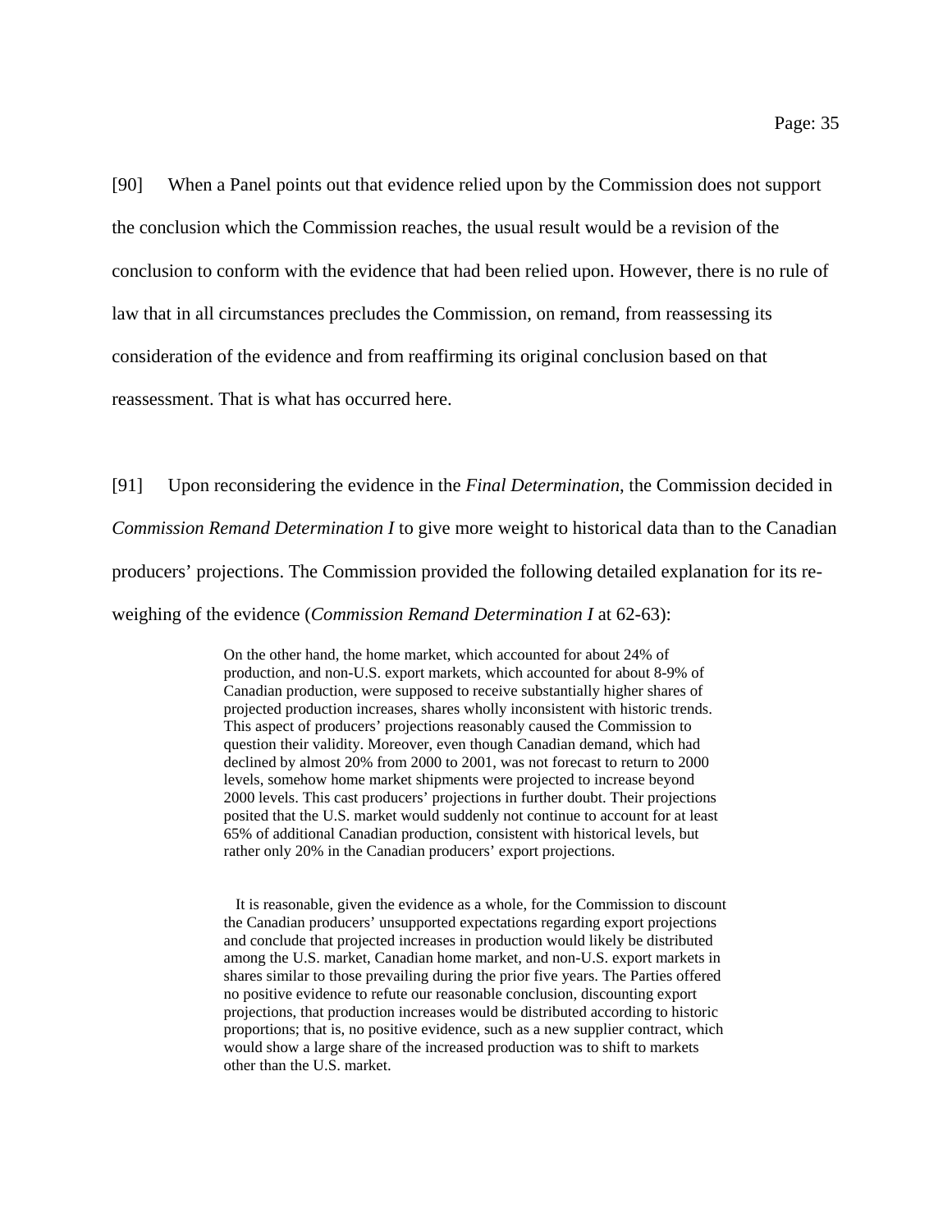[90] When a Panel points out that evidence relied upon by the Commission does not support the conclusion which the Commission reaches, the usual result would be a revision of the conclusion to conform with the evidence that had been relied upon. However, there is no rule of law that in all circumstances precludes the Commission, on remand, from reassessing its consideration of the evidence and from reaffirming its original conclusion based on that reassessment. That is what has occurred here.

[91] Upon reconsidering the evidence in the *Final Determination*, the Commission decided in *Commission Remand Determination I* to give more weight to historical data than to the Canadian producers' projections. The Commission provided the following detailed explanation for its re-weighing of the evidence (*Commission Remand Determination I* at 62-63):

> On the other hand, the home market, which accounted for about 24% of production, and non-U.S. export markets, which accounted for about 8-9% of Canadian production, were supposed to receive substantially higher shares of projected production increases, shares wholly inconsistent with historic trends. This aspect of producers' projections reasonably caused the Commission to question their validity. Moreover, even though Canadian demand, which had declined by almost 20% from 2000 to 2001, was not forecast to return to 2000 levels, somehow home market shipments were projected to increase beyond 2000 levels. This cast producers' projections in further doubt. Their projections posited that the U.S. market would suddenly not continue to account for at least 65% of additional Canadian production, consistent with historical levels, but rather only 20% in the Canadian producers' export projections.
>
> It is reasonable, given the evidence as a whole, for the Commission to discount the Canadian producers' unsupported expectations regarding export projections and conclude that projected increases in production would likely be distributed among the U.S. market, Canadian home market, and non-U.S. export markets in shares similar to those prevailing during the prior five years. The Parties offered no positive evidence to refute our reasonable conclusion, discounting export projections, that production increases would be distributed according to historic proportions; that is, no positive evidence, such as a new supplier contract, which would show a large share of the increased production was to shift to markets other than the U.S. market.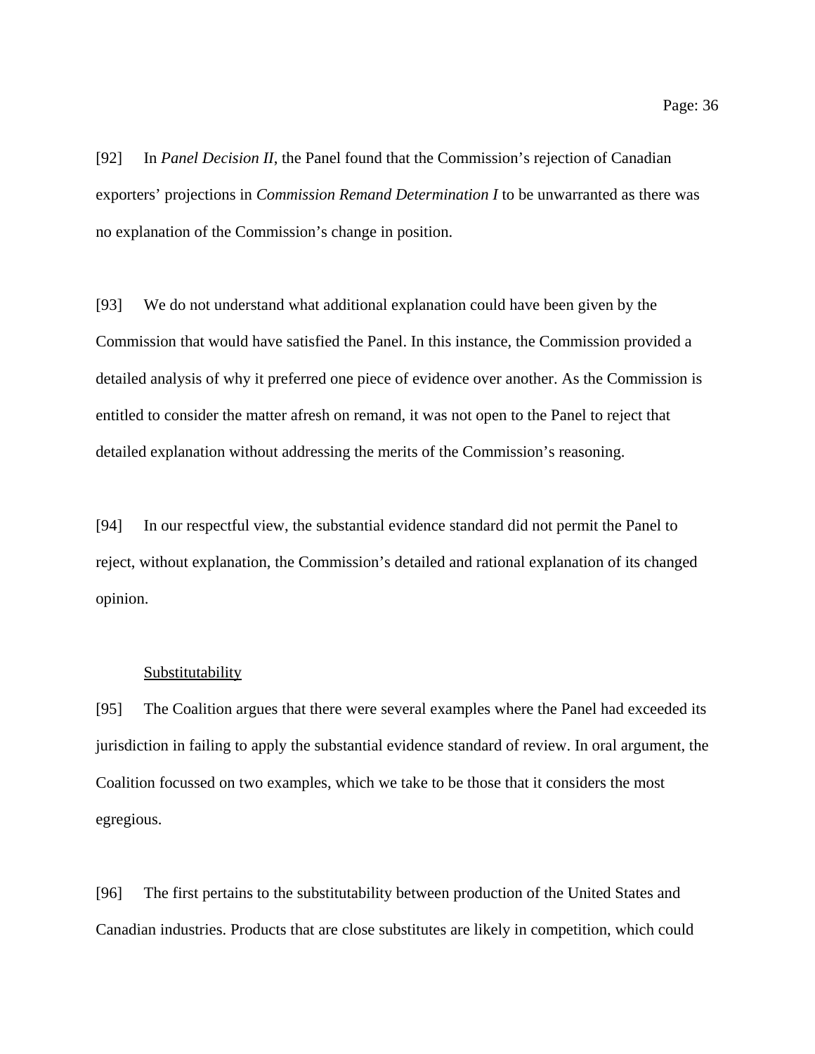[92] In *Panel Decision II*, the Panel found that the Commission's rejection of Canadian exporters' projections in *Commission Remand Determination I* to be unwarranted as there was no explanation of the Commission's change in position.

[93] We do not understand what additional explanation could have been given by the Commission that would have satisfied the Panel. In this instance, the Commission provided a detailed analysis of why it preferred one piece of evidence over another. As the Commission is entitled to consider the matter afresh on remand, it was not open to the Panel to reject that detailed explanation without addressing the merits of the Commission's reasoning.

[94] In our respectful view, the substantial evidence standard did not permit the Panel to reject, without explanation, the Commission's detailed and rational explanation of its changed opinion.

<u>Substitutability</u>

[95] The Coalition argues that there were several examples where the Panel had exceeded its jurisdiction in failing to apply the substantial evidence standard of review. In oral argument, the Coalition focussed on two examples, which we take to be those that it considers the most egregious.

[96] The first pertains to the substitutability between production of the United States and Canadian industries. Products that are close substitutes are likely in competition, which could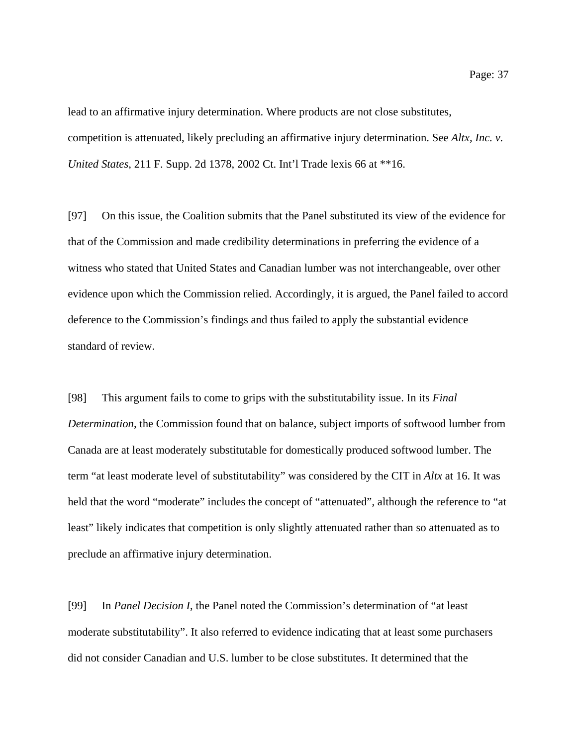lead to an affirmative injury determination. Where products are not close substitutes, competition is attenuated, likely precluding an affirmative injury determination. See *Altx, Inc. v. United States*, 211 F. Supp. 2d 1378, 2002 Ct. Int'l Trade lexis 66 at **16.

[97] On this issue, the Coalition submits that the Panel substituted its view of the evidence for that of the Commission and made credibility determinations in preferring the evidence of a witness who stated that United States and Canadian lumber was not interchangeable, over other evidence upon which the Commission relied. Accordingly, it is argued, the Panel failed to accord deference to the Commission's findings and thus failed to apply the substantial evidence standard of review.

[98] This argument fails to come to grips with the substitutability issue. In its *Final Determination*, the Commission found that on balance, subject imports of softwood lumber from Canada are at least moderately substitutable for domestically produced softwood lumber. The term "at least moderate level of substitutability" was considered by the CIT in *Altx* at 16. It was held that the word "moderate" includes the concept of "attenuated", although the reference to "at least" likely indicates that competition is only slightly attenuated rather than so attenuated as to preclude an affirmative injury determination.

[99] In *Panel Decision I*, the Panel noted the Commission's determination of "at least moderate substitutability". It also referred to evidence indicating that at least some purchasers did not consider Canadian and U.S. lumber to be close substitutes. It determined that the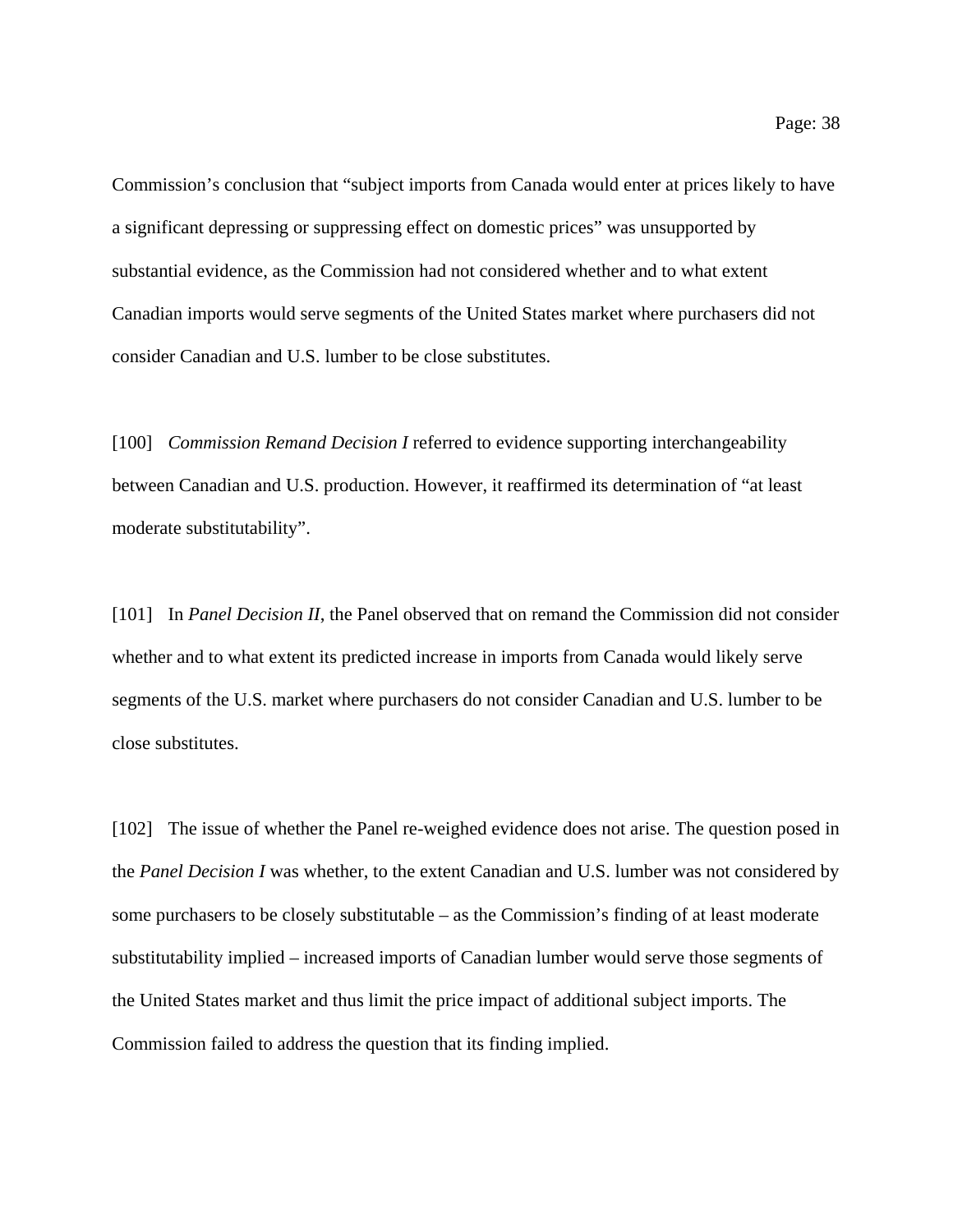Commission's conclusion that "subject imports from Canada would enter at prices likely to have a significant depressing or suppressing effect on domestic prices" was unsupported by substantial evidence, as the Commission had not considered whether and to what extent Canadian imports would serve segments of the United States market where purchasers did not consider Canadian and U.S. lumber to be close substitutes.

[100] *Commission Remand Decision I* referred to evidence supporting interchangeability between Canadian and U.S. production. However, it reaffirmed its determination of "at least moderate substitutability".

[101] In *Panel Decision II*, the Panel observed that on remand the Commission did not consider whether and to what extent its predicted increase in imports from Canada would likely serve segments of the U.S. market where purchasers do not consider Canadian and U.S. lumber to be close substitutes.

[102] The issue of whether the Panel re-weighed evidence does not arise. The question posed in the *Panel Decision I* was whether, to the extent Canadian and U.S. lumber was not considered by some purchasers to be closely substitutable – as the Commission's finding of at least moderate substitutability implied – increased imports of Canadian lumber would serve those segments of the United States market and thus limit the price impact of additional subject imports. The Commission failed to address the question that its finding implied.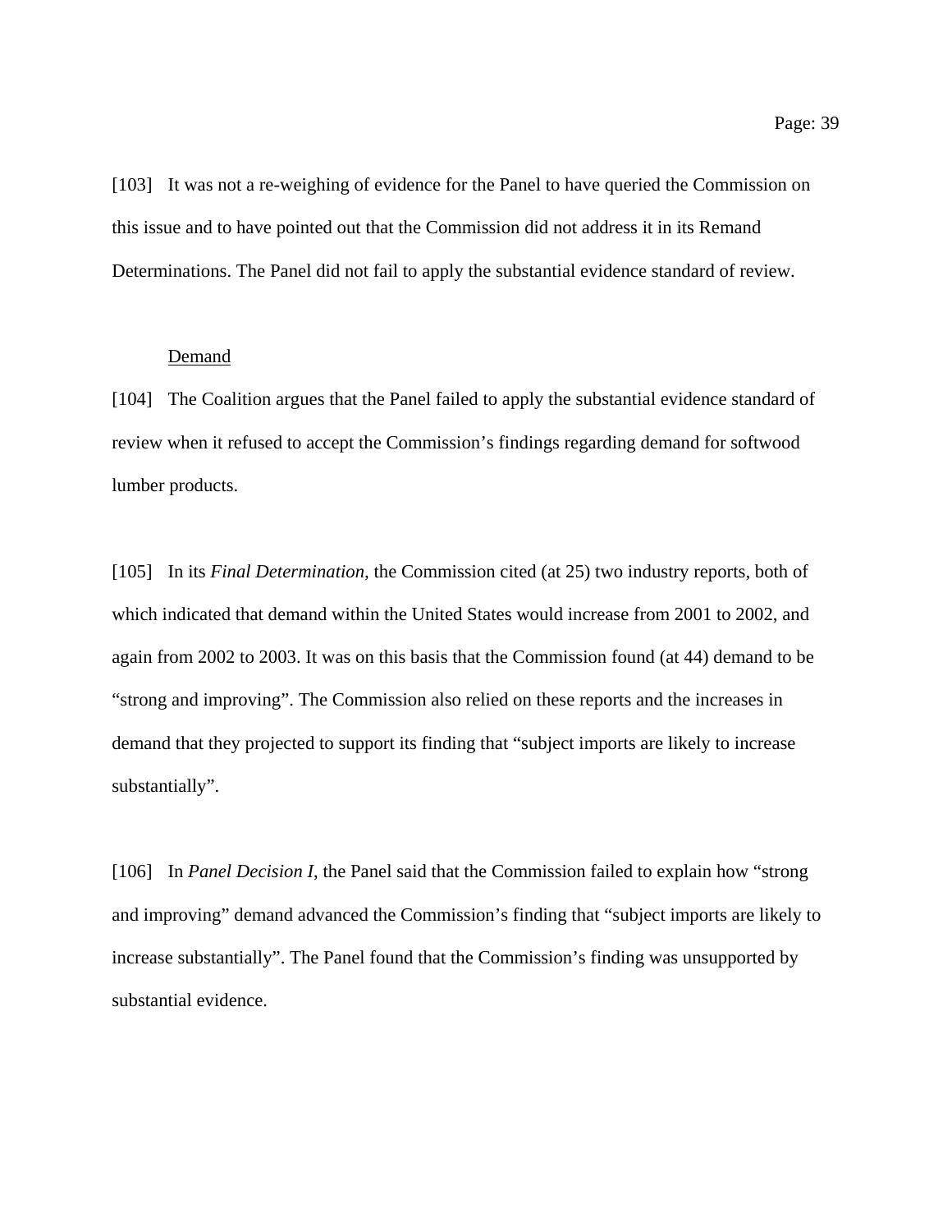[103] It was not a re-weighing of evidence for the Panel to have queried the Commission on this issue and to have pointed out that the Commission did not address it in its Remand Determinations. The Panel did not fail to apply the substantial evidence standard of review.

<u>Demand</u>

[104] The Coalition argues that the Panel failed to apply the substantial evidence standard of review when it refused to accept the Commission's findings regarding demand for softwood lumber products.

[105] In its *Final Determination*, the Commission cited (at 25) two industry reports, both of which indicated that demand within the United States would increase from 2001 to 2002, and again from 2002 to 2003. It was on this basis that the Commission found (at 44) demand to be "strong and improving". The Commission also relied on these reports and the increases in demand that they projected to support its finding that "subject imports are likely to increase substantially".

[106] In *Panel Decision I*, the Panel said that the Commission failed to explain how "strong and improving" demand advanced the Commission's finding that "subject imports are likely to increase substantially". The Panel found that the Commission's finding was unsupported by substantial evidence.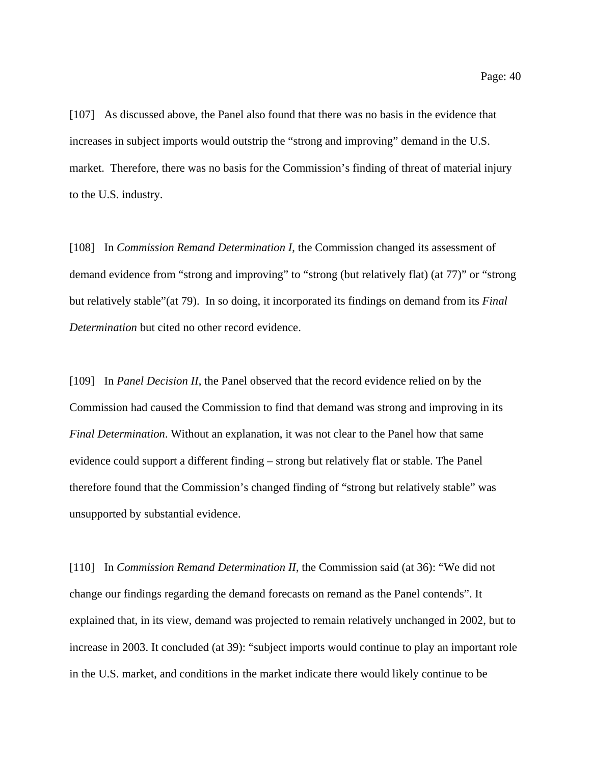[107] As discussed above, the Panel also found that there was no basis in the evidence that increases in subject imports would outstrip the "strong and improving" demand in the U.S. market. Therefore, there was no basis for the Commission's finding of threat of material injury to the U.S. industry.

[108] In *Commission Remand Determination I*, the Commission changed its assessment of demand evidence from "strong and improving" to "strong (but relatively flat) (at 77)" or "strong but relatively stable"(at 79). In so doing, it incorporated its findings on demand from its *Final Determination* but cited no other record evidence.

[109] In *Panel Decision II*, the Panel observed that the record evidence relied on by the Commission had caused the Commission to find that demand was strong and improving in its *Final Determination*. Without an explanation, it was not clear to the Panel how that same evidence could support a different finding – strong but relatively flat or stable. The Panel therefore found that the Commission's changed finding of "strong but relatively stable" was unsupported by substantial evidence.

[110] In *Commission Remand Determination II*, the Commission said (at 36): "We did not change our findings regarding the demand forecasts on remand as the Panel contends". It explained that, in its view, demand was projected to remain relatively unchanged in 2002, but to increase in 2003. It concluded (at 39): "subject imports would continue to play an important role in the U.S. market, and conditions in the market indicate there would likely continue to be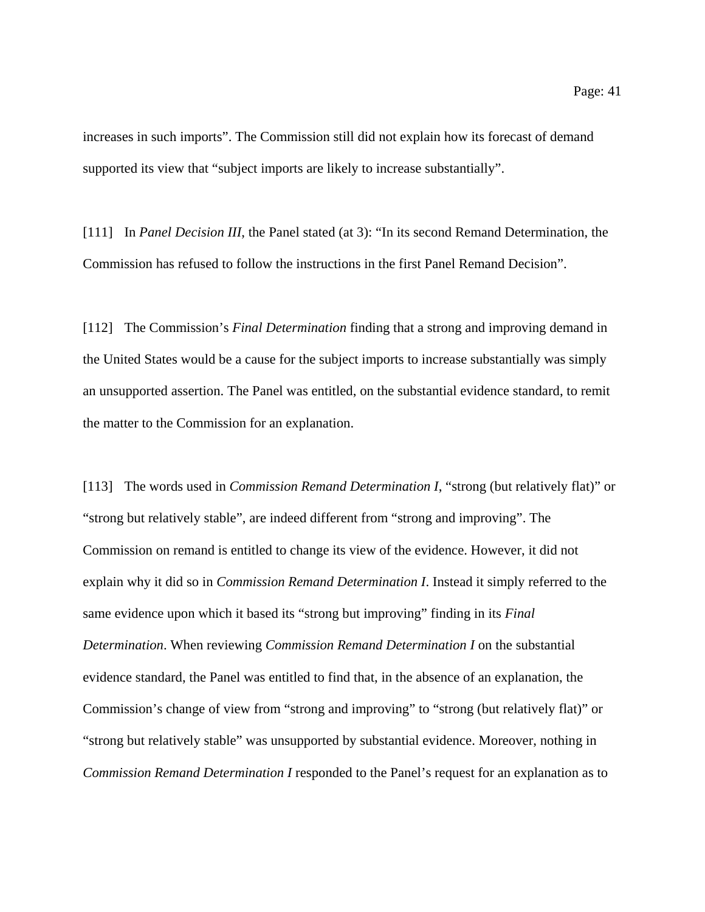increases in such imports". The Commission still did not explain how its forecast of demand supported its view that "subject imports are likely to increase substantially".

[111] In *Panel Decision III*, the Panel stated (at 3): "In its second Remand Determination, the Commission has refused to follow the instructions in the first Panel Remand Decision".

[112] The Commission's *Final Determination* finding that a strong and improving demand in the United States would be a cause for the subject imports to increase substantially was simply an unsupported assertion. The Panel was entitled, on the substantial evidence standard, to remit the matter to the Commission for an explanation.

[113] The words used in *Commission Remand Determination I*, "strong (but relatively flat)" or "strong but relatively stable", are indeed different from "strong and improving". The Commission on remand is entitled to change its view of the evidence. However, it did not explain why it did so in *Commission Remand Determination I*. Instead it simply referred to the same evidence upon which it based its "strong but improving" finding in its *Final Determination*. When reviewing *Commission Remand Determination I* on the substantial evidence standard, the Panel was entitled to find that, in the absence of an explanation, the Commission's change of view from "strong and improving" to "strong (but relatively flat)" or "strong but relatively stable" was unsupported by substantial evidence. Moreover, nothing in *Commission Remand Determination I* responded to the Panel's request for an explanation as to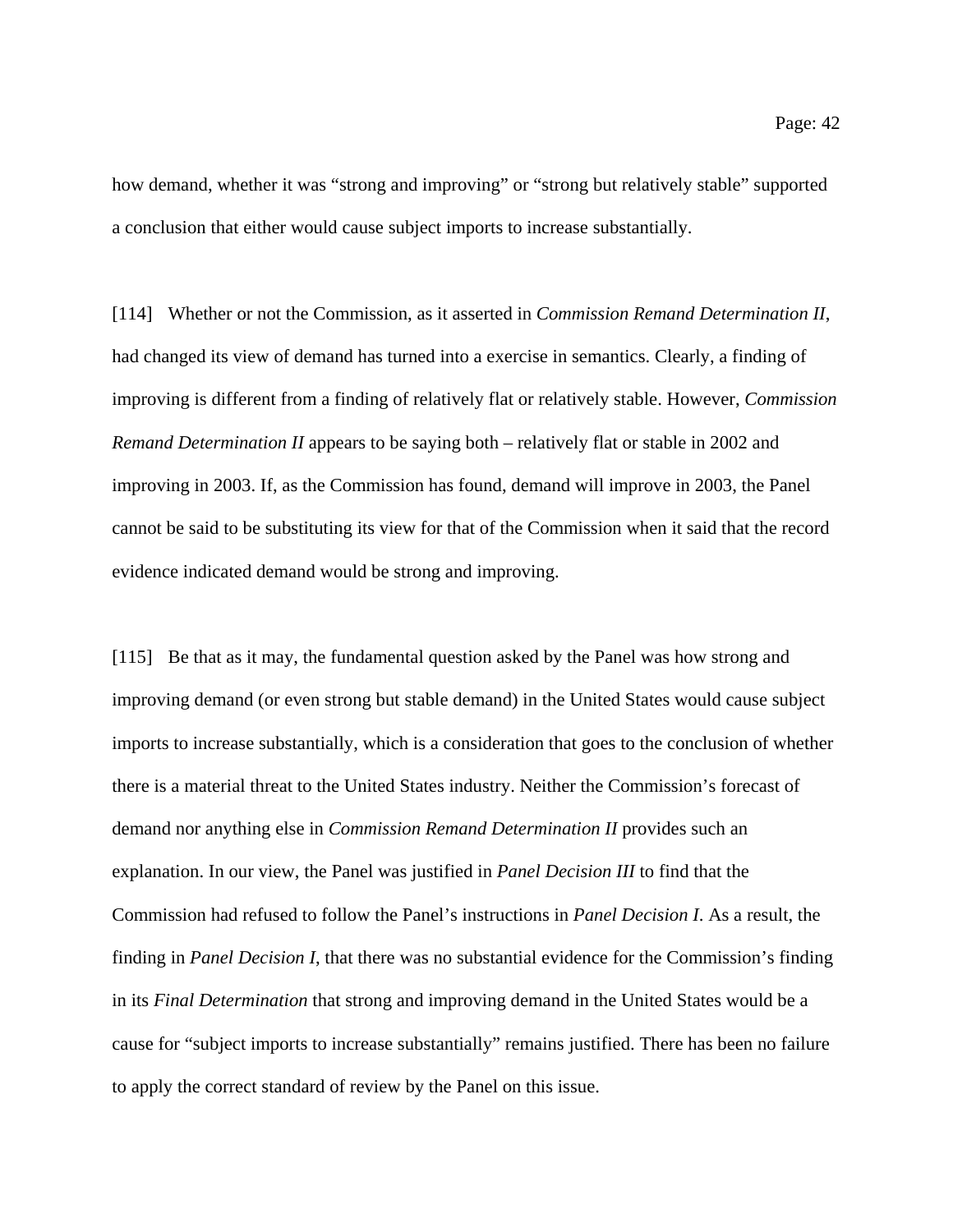how demand, whether it was "strong and improving" or "strong but relatively stable" supported a conclusion that either would cause subject imports to increase substantially.

[114] Whether or not the Commission, as it asserted in *Commission Remand Determination II*, had changed its view of demand has turned into a exercise in semantics. Clearly, a finding of improving is different from a finding of relatively flat or relatively stable. However, *Commission Remand Determination II* appears to be saying both – relatively flat or stable in 2002 and improving in 2003. If, as the Commission has found, demand will improve in 2003, the Panel cannot be said to be substituting its view for that of the Commission when it said that the record evidence indicated demand would be strong and improving.

[115] Be that as it may, the fundamental question asked by the Panel was how strong and improving demand (or even strong but stable demand) in the United States would cause subject imports to increase substantially, which is a consideration that goes to the conclusion of whether there is a material threat to the United States industry. Neither the Commission's forecast of demand nor anything else in *Commission Remand Determination II* provides such an explanation. In our view, the Panel was justified in *Panel Decision III* to find that the Commission had refused to follow the Panel's instructions in *Panel Decision I*. As a result, the finding in *Panel Decision I*, that there was no substantial evidence for the Commission's finding in its *Final Determination* that strong and improving demand in the United States would be a cause for "subject imports to increase substantially" remains justified. There has been no failure to apply the correct standard of review by the Panel on this issue.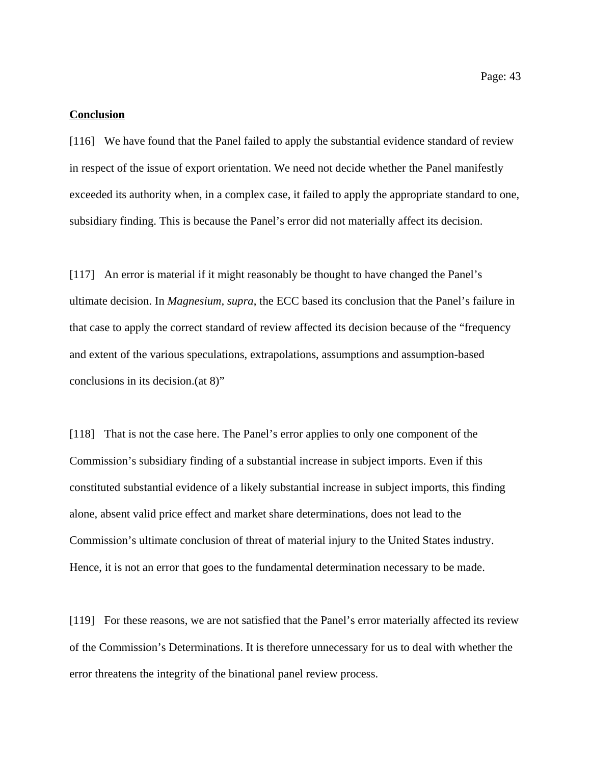**Conclusion**

[116] We have found that the Panel failed to apply the substantial evidence standard of review in respect of the issue of export orientation. We need not decide whether the Panel manifestly exceeded its authority when, in a complex case, it failed to apply the appropriate standard to one, subsidiary finding. This is because the Panel's error did not materially affect its decision.

[117] An error is material if it might reasonably be thought to have changed the Panel's ultimate decision. In *Magnesium*, *supra*, the ECC based its conclusion that the Panel's failure in that case to apply the correct standard of review affected its decision because of the "frequency and extent of the various speculations, extrapolations, assumptions and assumption-based conclusions in its decision.(at 8)"

[118] That is not the case here. The Panel's error applies to only one component of the Commission's subsidiary finding of a substantial increase in subject imports. Even if this constituted substantial evidence of a likely substantial increase in subject imports, this finding alone, absent valid price effect and market share determinations, does not lead to the Commission's ultimate conclusion of threat of material injury to the United States industry. Hence, it is not an error that goes to the fundamental determination necessary to be made.

[119] For these reasons, we are not satisfied that the Panel's error materially affected its review of the Commission's Determinations. It is therefore unnecessary for us to deal with whether the error threatens the integrity of the binational panel review process.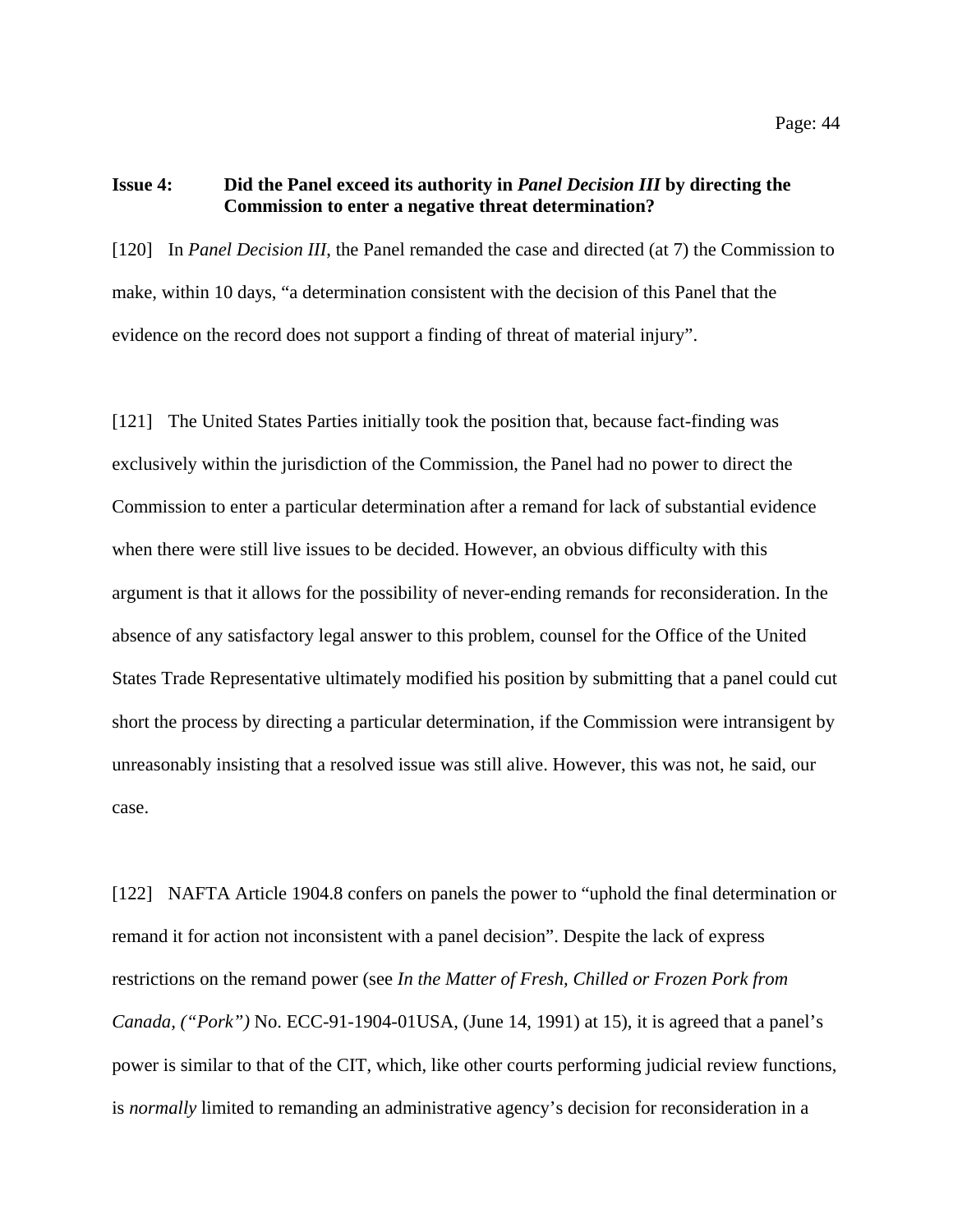**Issue 4: Did the Panel exceed its authority in *Panel Decision III* by directing the Commission to enter a negative threat determination?**

[120] In *Panel Decision III*, the Panel remanded the case and directed (at 7) the Commission to make, within 10 days, "a determination consistent with the decision of this Panel that the evidence on the record does not support a finding of threat of material injury".

[121] The United States Parties initially took the position that, because fact-finding was exclusively within the jurisdiction of the Commission, the Panel had no power to direct the Commission to enter a particular determination after a remand for lack of substantial evidence when there were still live issues to be decided. However, an obvious difficulty with this argument is that it allows for the possibility of never-ending remands for reconsideration. In the absence of any satisfactory legal answer to this problem, counsel for the Office of the United States Trade Representative ultimately modified his position by submitting that a panel could cut short the process by directing a particular determination, if the Commission were intransigent by unreasonably insisting that a resolved issue was still alive. However, this was not, he said, our case.

[122] NAFTA Article 1904.8 confers on panels the power to "uphold the final determination or remand it for action not inconsistent with a panel decision". Despite the lack of express restrictions on the remand power (see *In the Matter of Fresh, Chilled or Frozen Pork from Canada, ("Pork")* No. ECC-91-1904-01USA, (June 14, 1991) at 15), it is agreed that a panel's power is similar to that of the CIT, which, like other courts performing judicial review functions, is *normally* limited to remanding an administrative agency's decision for reconsideration in a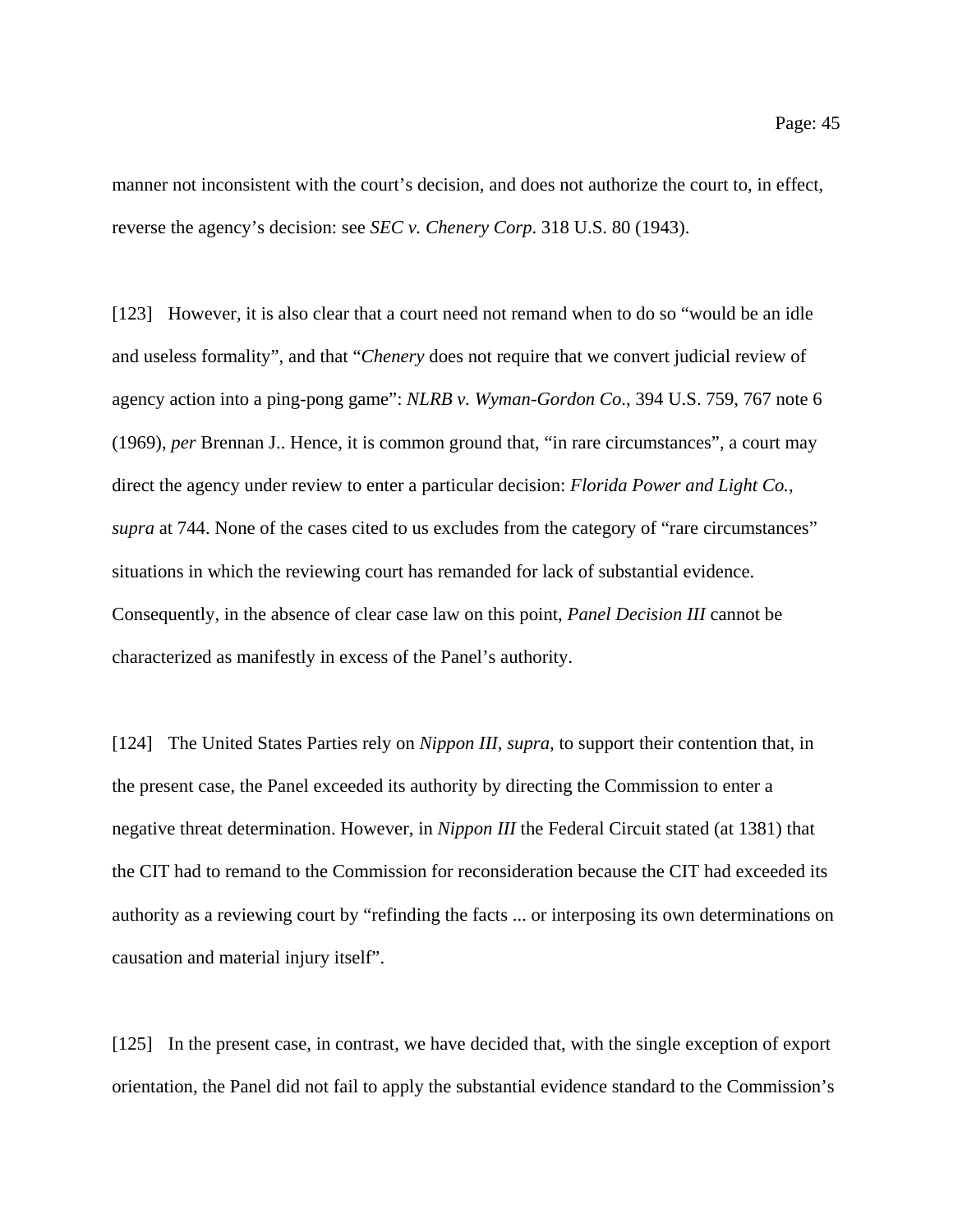manner not inconsistent with the court's decision, and does not authorize the court to, in effect, reverse the agency's decision: see *SEC v. Chenery Corp*. 318 U.S. 80 (1943).

[123] However, it is also clear that a court need not remand when to do so "would be an idle and useless formality", and that "*Chenery* does not require that we convert judicial review of agency action into a ping-pong game": *NLRB v. Wyman-Gordon Co*., 394 U.S. 759, 767 note 6 (1969), *per* Brennan J.. Hence, it is common ground that, "in rare circumstances", a court may direct the agency under review to enter a particular decision: *Florida Power and Light Co.*, *supra* at 744. None of the cases cited to us excludes from the category of "rare circumstances" situations in which the reviewing court has remanded for lack of substantial evidence. Consequently, in the absence of clear case law on this point, *Panel Decision III* cannot be characterized as manifestly in excess of the Panel's authority.

[124] The United States Parties rely on *Nippon III, supra,* to support their contention that, in the present case, the Panel exceeded its authority by directing the Commission to enter a negative threat determination. However, in *Nippon III* the Federal Circuit stated (at 1381) that the CIT had to remand to the Commission for reconsideration because the CIT had exceeded its authority as a reviewing court by "refinding the facts ... or interposing its own determinations on causation and material injury itself".

[125] In the present case, in contrast, we have decided that, with the single exception of export orientation, the Panel did not fail to apply the substantial evidence standard to the Commission's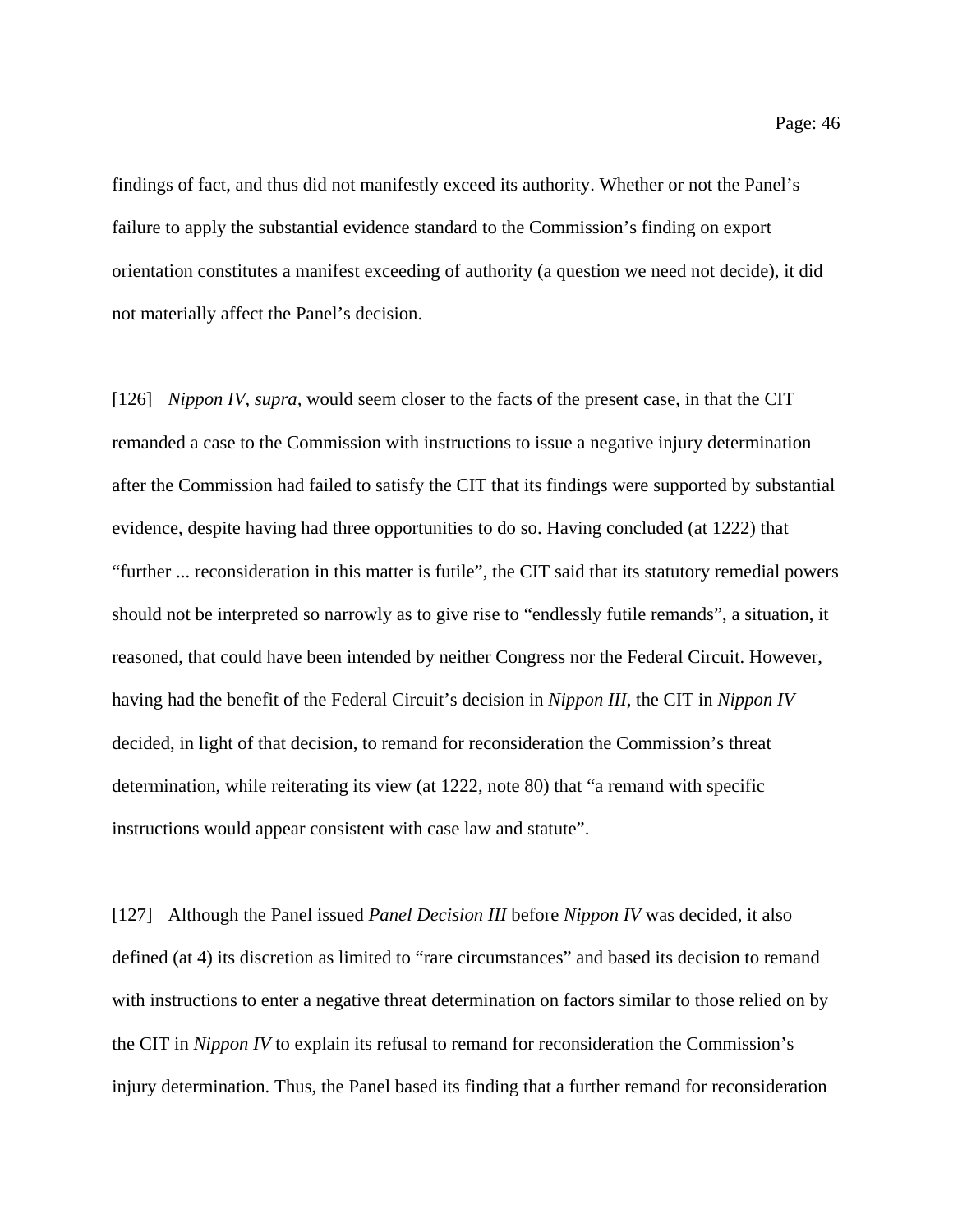findings of fact, and thus did not manifestly exceed its authority. Whether or not the Panel's failure to apply the substantial evidence standard to the Commission's finding on export orientation constitutes a manifest exceeding of authority (a question we need not decide), it did not materially affect the Panel's decision.

[126] *Nippon IV, supra,* would seem closer to the facts of the present case, in that the CIT remanded a case to the Commission with instructions to issue a negative injury determination after the Commission had failed to satisfy the CIT that its findings were supported by substantial evidence, despite having had three opportunities to do so. Having concluded (at 1222) that "further ... reconsideration in this matter is futile", the CIT said that its statutory remedial powers should not be interpreted so narrowly as to give rise to "endlessly futile remands", a situation, it reasoned, that could have been intended by neither Congress nor the Federal Circuit. However, having had the benefit of the Federal Circuit's decision in *Nippon III,* the CIT in *Nippon IV* decided, in light of that decision, to remand for reconsideration the Commission's threat determination, while reiterating its view (at 1222, note 80) that "a remand with specific instructions would appear consistent with case law and statute".

[127] Although the Panel issued *Panel Decision III* before *Nippon IV* was decided, it also defined (at 4) its discretion as limited to "rare circumstances" and based its decision to remand with instructions to enter a negative threat determination on factors similar to those relied on by the CIT in *Nippon IV* to explain its refusal to remand for reconsideration the Commission's injury determination. Thus, the Panel based its finding that a further remand for reconsideration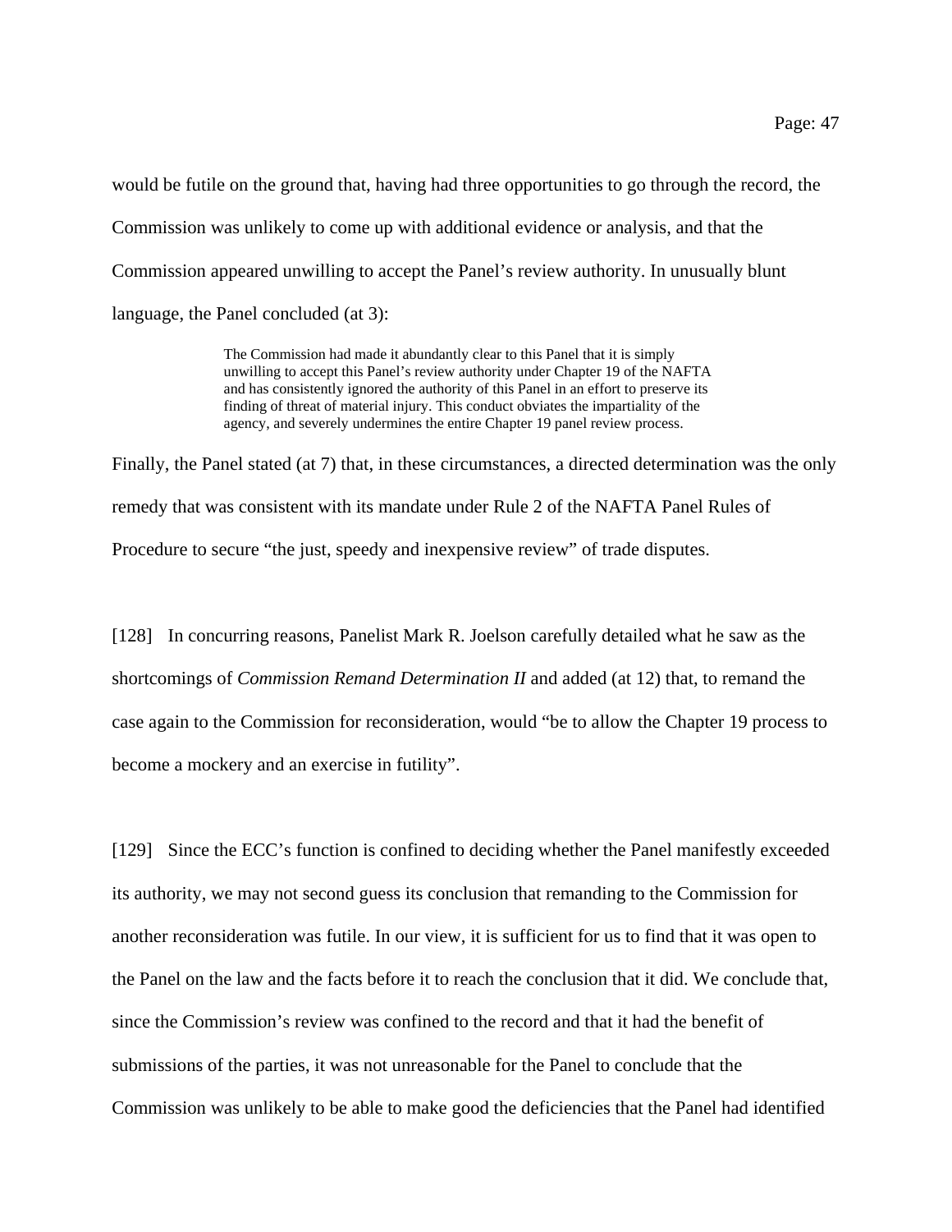would be futile on the ground that, having had three opportunities to go through the record, the Commission was unlikely to come up with additional evidence or analysis, and that the Commission appeared unwilling to accept the Panel's review authority. In unusually blunt language, the Panel concluded (at 3):

> The Commission had made it abundantly clear to this Panel that it is simply unwilling to accept this Panel's review authority under Chapter 19 of the NAFTA and has consistently ignored the authority of this Panel in an effort to preserve its finding of threat of material injury. This conduct obviates the impartiality of the agency, and severely undermines the entire Chapter 19 panel review process.

Finally, the Panel stated (at 7) that, in these circumstances, a directed determination was the only remedy that was consistent with its mandate under Rule 2 of the NAFTA Panel Rules of Procedure to secure "the just, speedy and inexpensive review" of trade disputes.

[128] In concurring reasons, Panelist Mark R. Joelson carefully detailed what he saw as the shortcomings of *Commission Remand Determination II* and added (at 12) that, to remand the case again to the Commission for reconsideration, would "be to allow the Chapter 19 process to become a mockery and an exercise in futility".

[129] Since the ECC's function is confined to deciding whether the Panel manifestly exceeded its authority, we may not second guess its conclusion that remanding to the Commission for another reconsideration was futile. In our view, it is sufficient for us to find that it was open to the Panel on the law and the facts before it to reach the conclusion that it did. We conclude that, since the Commission's review was confined to the record and that it had the benefit of submissions of the parties, it was not unreasonable for the Panel to conclude that the Commission was unlikely to be able to make good the deficiencies that the Panel had identified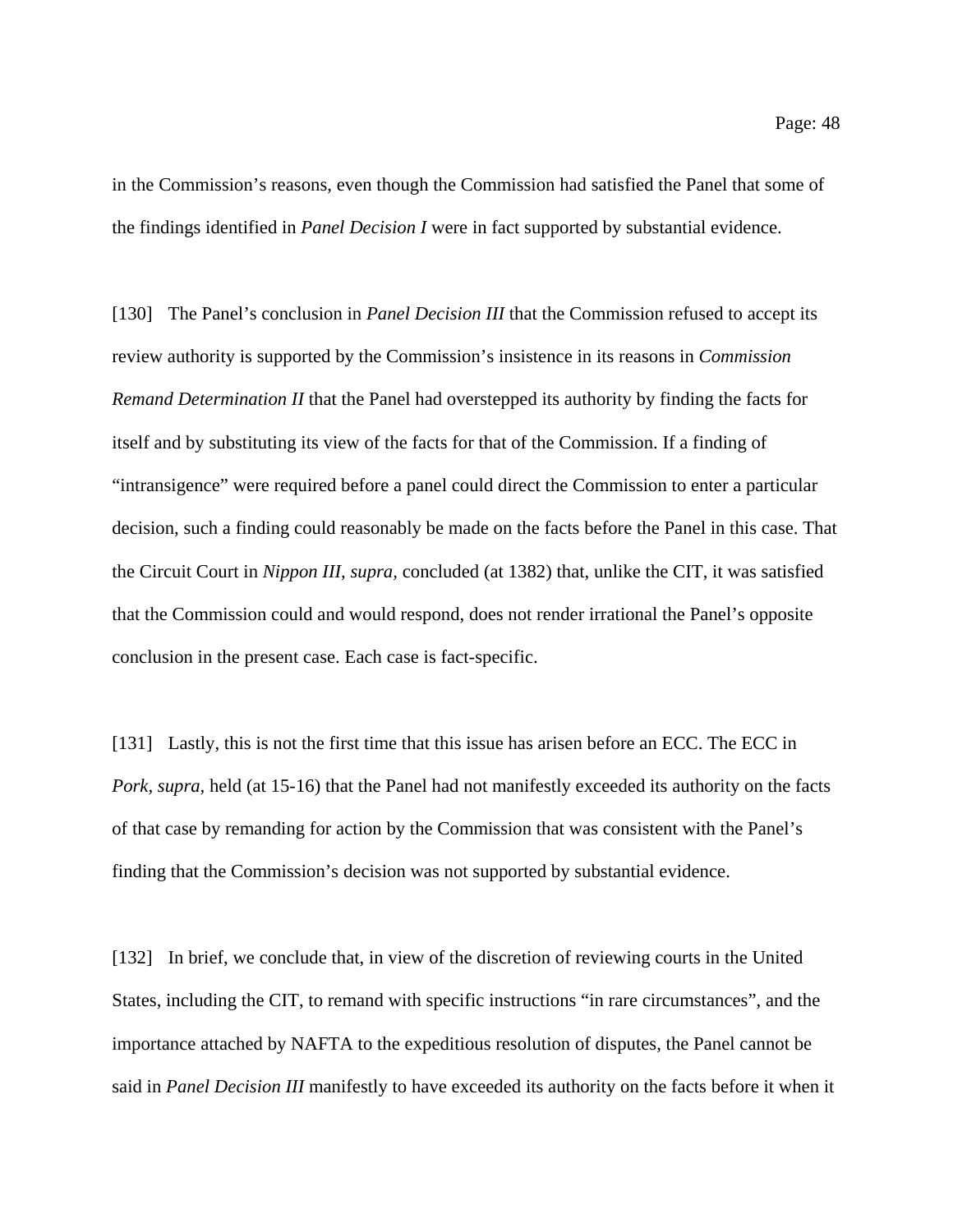in the Commission's reasons, even though the Commission had satisfied the Panel that some of the findings identified in *Panel Decision I* were in fact supported by substantial evidence.

[130] The Panel's conclusion in *Panel Decision III* that the Commission refused to accept its review authority is supported by the Commission's insistence in its reasons in *Commission Remand Determination II* that the Panel had overstepped its authority by finding the facts for itself and by substituting its view of the facts for that of the Commission. If a finding of "intransigence" were required before a panel could direct the Commission to enter a particular decision, such a finding could reasonably be made on the facts before the Panel in this case. That the Circuit Court in *Nippon III, supra,* concluded (at 1382) that, unlike the CIT, it was satisfied that the Commission could and would respond, does not render irrational the Panel's opposite conclusion in the present case. Each case is fact-specific.

[131] Lastly, this is not the first time that this issue has arisen before an ECC. The ECC in *Pork, supra,* held (at 15-16) that the Panel had not manifestly exceeded its authority on the facts of that case by remanding for action by the Commission that was consistent with the Panel's finding that the Commission's decision was not supported by substantial evidence.

[132] In brief, we conclude that, in view of the discretion of reviewing courts in the United States, including the CIT, to remand with specific instructions "in rare circumstances", and the importance attached by NAFTA to the expeditious resolution of disputes, the Panel cannot be said in *Panel Decision III* manifestly to have exceeded its authority on the facts before it when it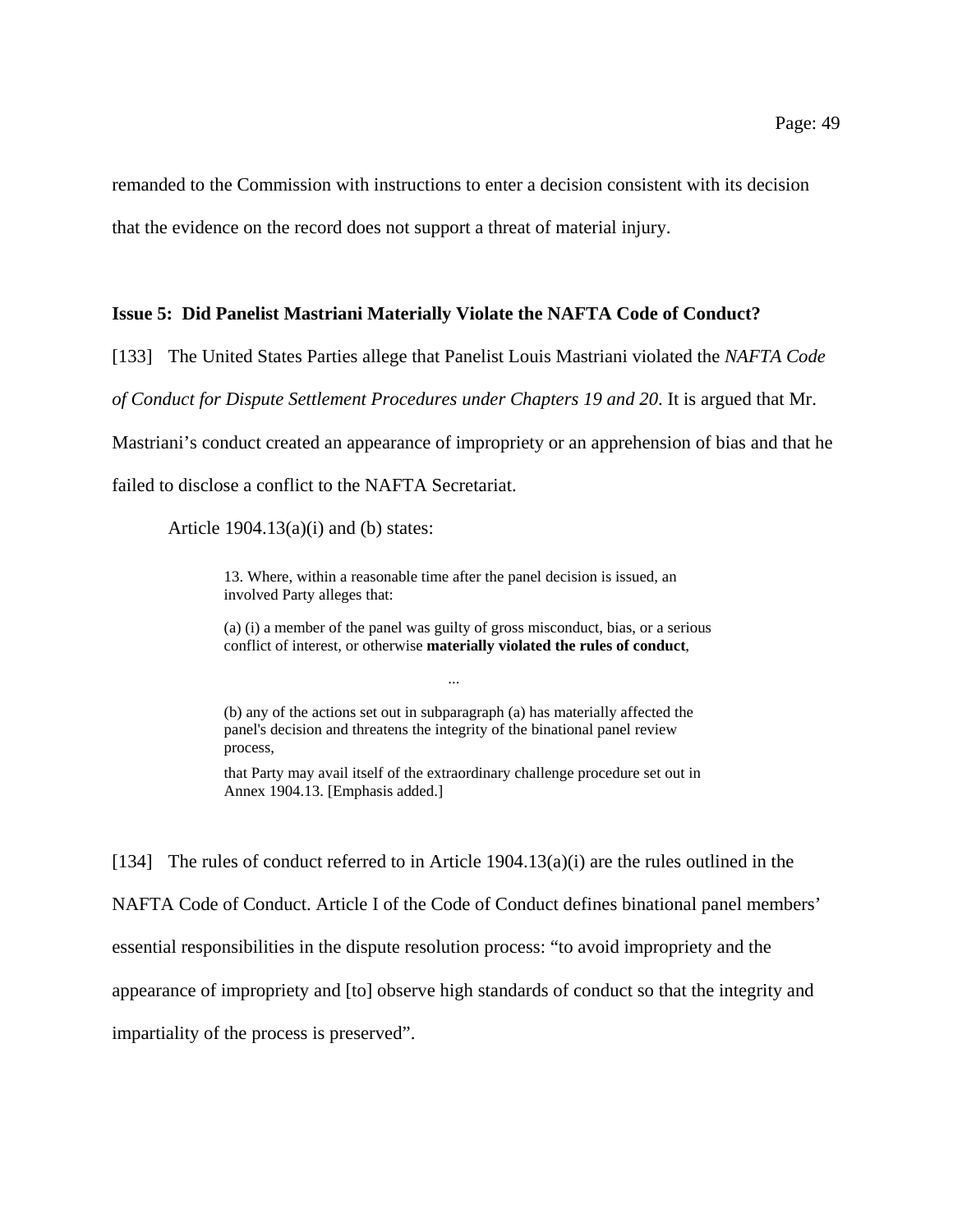remanded to the Commission with instructions to enter a decision consistent with its decision that the evidence on the record does not support a threat of material injury.

**Issue 5: Did Panelist Mastriani Materially Violate the NAFTA Code of Conduct?**

[133] The United States Parties allege that Panelist Louis Mastriani violated the *NAFTA Code of Conduct for Dispute Settlement Procedures under Chapters 19 and 20*. It is argued that Mr. Mastriani's conduct created an appearance of impropriety or an apprehension of bias and that he failed to disclose a conflict to the NAFTA Secretariat.

Article 1904.13(a)(i) and (b) states:

> 13. Where, within a reasonable time after the panel decision is issued, an involved Party alleges that:
>
> (a) (i) a member of the panel was guilty of gross misconduct, bias, or a serious conflict of interest, or otherwise **materially violated the rules of conduct**,
>
> ...
>
> (b) any of the actions set out in subparagraph (a) has materially affected the panel's decision and threatens the integrity of the binational panel review process,
>
> that Party may avail itself of the extraordinary challenge procedure set out in Annex 1904.13. [Emphasis added.]

[134] The rules of conduct referred to in Article 1904.13(a)(i) are the rules outlined in the NAFTA Code of Conduct. Article I of the Code of Conduct defines binational panel members' essential responsibilities in the dispute resolution process: "to avoid impropriety and the appearance of impropriety and [to] observe high standards of conduct so that the integrity and impartiality of the process is preserved".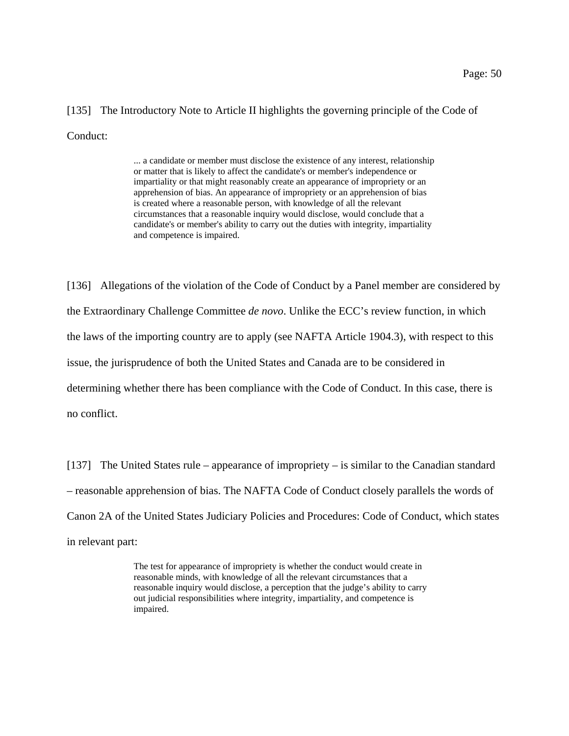[135] The Introductory Note to Article II highlights the governing principle of the Code of Conduct:

> ... a candidate or member must disclose the existence of any interest, relationship or matter that is likely to affect the candidate's or member's independence or impartiality or that might reasonably create an appearance of impropriety or an apprehension of bias. An appearance of impropriety or an apprehension of bias is created where a reasonable person, with knowledge of all the relevant circumstances that a reasonable inquiry would disclose, would conclude that a candidate's or member's ability to carry out the duties with integrity, impartiality and competence is impaired.

[136] Allegations of the violation of the Code of Conduct by a Panel member are considered by the Extraordinary Challenge Committee *de novo*. Unlike the ECC's review function, in which the laws of the importing country are to apply (see NAFTA Article 1904.3), with respect to this issue, the jurisprudence of both the United States and Canada are to be considered in determining whether there has been compliance with the Code of Conduct. In this case, there is no conflict.

[137] The United States rule – appearance of impropriety – is similar to the Canadian standard – reasonable apprehension of bias. The NAFTA Code of Conduct closely parallels the words of Canon 2A of the United States Judiciary Policies and Procedures: Code of Conduct, which states in relevant part:

> The test for appearance of impropriety is whether the conduct would create in reasonable minds, with knowledge of all the relevant circumstances that a reasonable inquiry would disclose, a perception that the judge's ability to carry out judicial responsibilities where integrity, impartiality, and competence is impaired.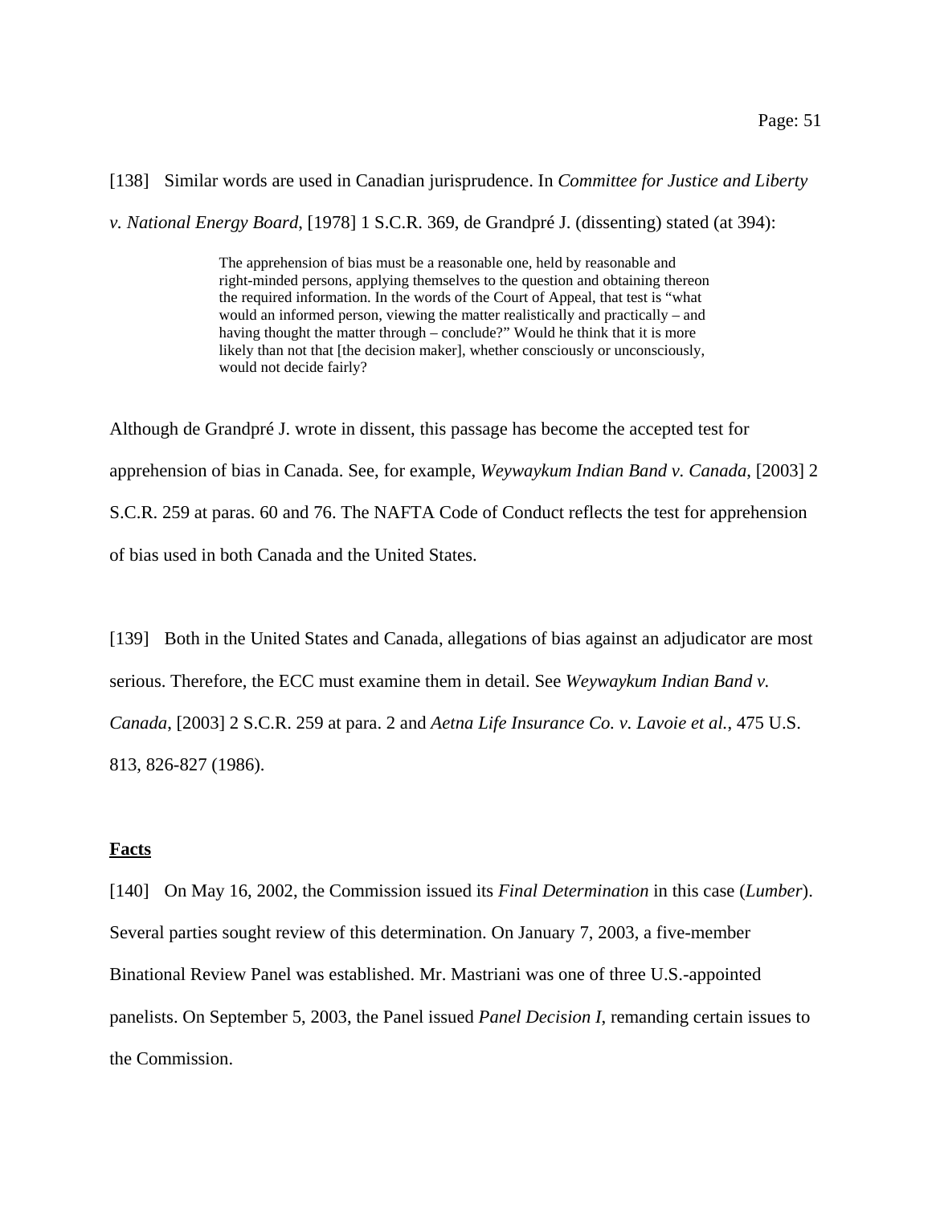[138] Similar words are used in Canadian jurisprudence. In *Committee for Justice and Liberty v. National Energy Board*, [1978] 1 S.C.R. 369, de Grandpré J. (dissenting) stated (at 394):

> The apprehension of bias must be a reasonable one, held by reasonable and right-minded persons, applying themselves to the question and obtaining thereon the required information. In the words of the Court of Appeal, that test is "what would an informed person, viewing the matter realistically and practically – and having thought the matter through – conclude?" Would he think that it is more likely than not that [the decision maker], whether consciously or unconsciously, would not decide fairly?

Although de Grandpré J. wrote in dissent, this passage has become the accepted test for apprehension of bias in Canada. See, for example, *Weywaykum Indian Band v. Canada*, [2003] 2 S.C.R. 259 at paras. 60 and 76. The NAFTA Code of Conduct reflects the test for apprehension of bias used in both Canada and the United States.

[139] Both in the United States and Canada, allegations of bias against an adjudicator are most serious. Therefore, the ECC must examine them in detail. See *Weywaykum Indian Band v. Canada*, [2003] 2 S.C.R. 259 at para. 2 and *Aetna Life Insurance Co. v. Lavoie et al.*, 475 U.S. 813, 826-827 (1986).

**Facts**

[140] On May 16, 2002, the Commission issued its *Final Determination* in this case (*Lumber*). Several parties sought review of this determination. On January 7, 2003, a five-member Binational Review Panel was established. Mr. Mastriani was one of three U.S.-appointed panelists. On September 5, 2003, the Panel issued *Panel Decision I*, remanding certain issues to the Commission.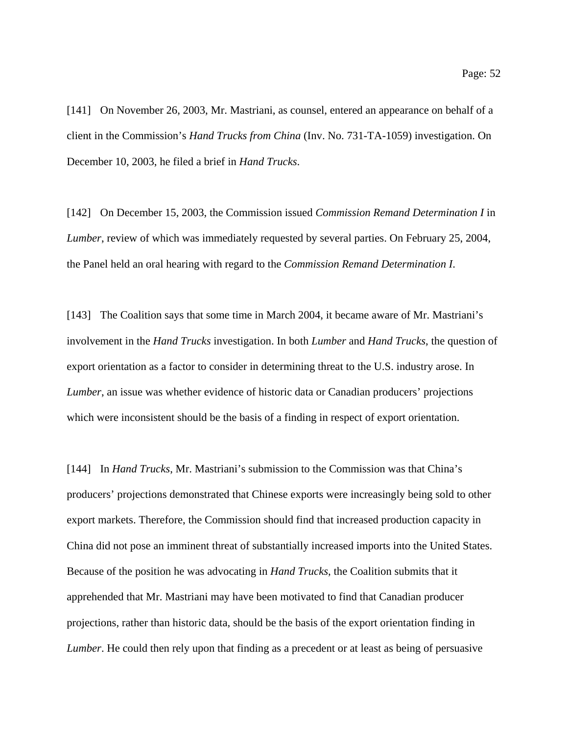[141] On November 26, 2003, Mr. Mastriani, as counsel, entered an appearance on behalf of a client in the Commission's *Hand Trucks from China* (Inv. No. 731-TA-1059) investigation. On December 10, 2003, he filed a brief in *Hand Trucks*.

[142] On December 15, 2003, the Commission issued *Commission Remand Determination I* in *Lumber*, review of which was immediately requested by several parties. On February 25, 2004, the Panel held an oral hearing with regard to the *Commission Remand Determination I*.

[143] The Coalition says that some time in March 2004, it became aware of Mr. Mastriani's involvement in the *Hand Trucks* investigation. In both *Lumber* and *Hand Trucks*, the question of export orientation as a factor to consider in determining threat to the U.S. industry arose. In *Lumber*, an issue was whether evidence of historic data or Canadian producers' projections which were inconsistent should be the basis of a finding in respect of export orientation.

[144] In *Hand Trucks*, Mr. Mastriani's submission to the Commission was that China's producers' projections demonstrated that Chinese exports were increasingly being sold to other export markets. Therefore, the Commission should find that increased production capacity in China did not pose an imminent threat of substantially increased imports into the United States. Because of the position he was advocating in *Hand Trucks*, the Coalition submits that it apprehended that Mr. Mastriani may have been motivated to find that Canadian producer projections, rather than historic data, should be the basis of the export orientation finding in *Lumber*. He could then rely upon that finding as a precedent or at least as being of persuasive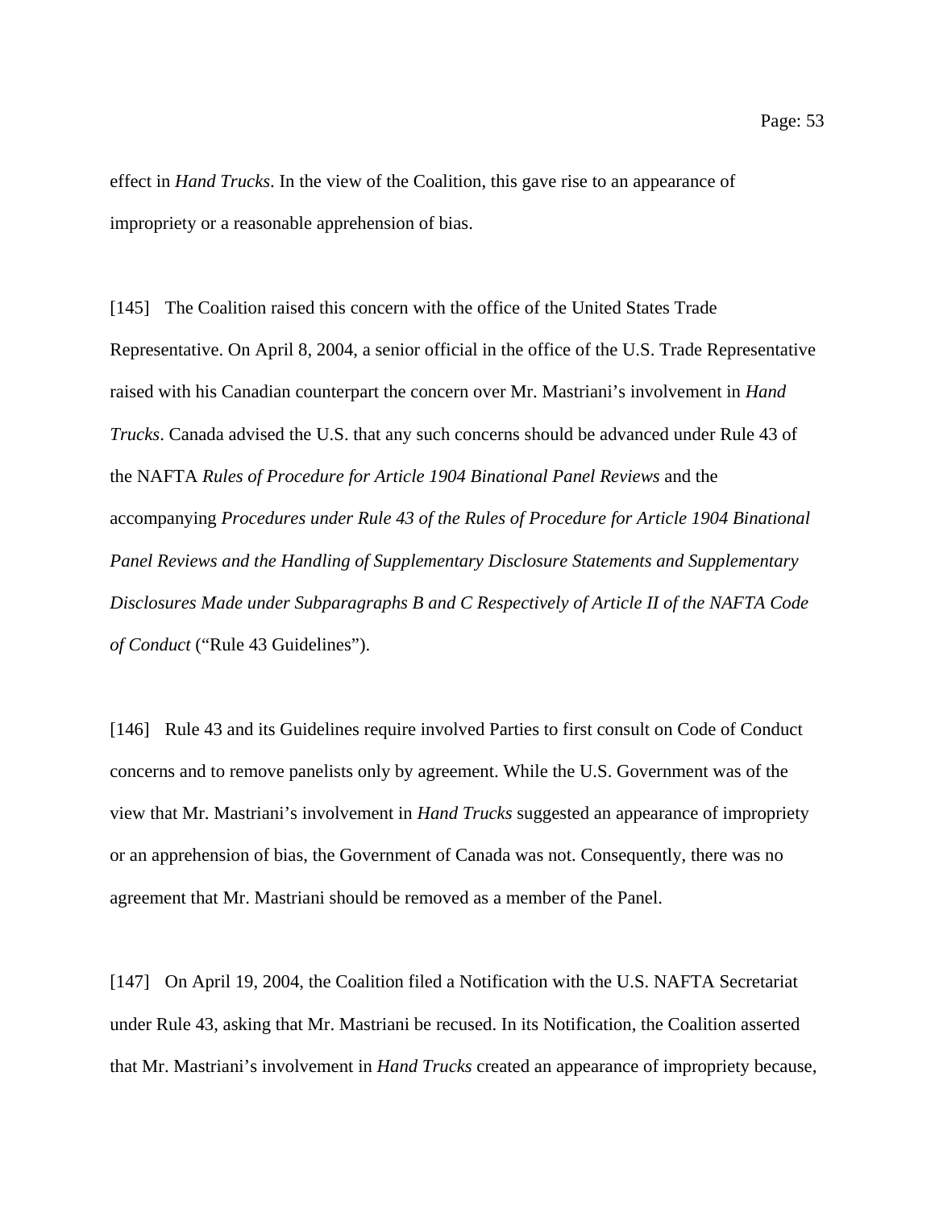effect in *Hand Trucks*. In the view of the Coalition, this gave rise to an appearance of impropriety or a reasonable apprehension of bias.

[145] The Coalition raised this concern with the office of the United States Trade Representative. On April 8, 2004, a senior official in the office of the U.S. Trade Representative raised with his Canadian counterpart the concern over Mr. Mastriani's involvement in *Hand Trucks*. Canada advised the U.S. that any such concerns should be advanced under Rule 43 of the NAFTA *Rules of Procedure for Article 1904 Binational Panel Reviews* and the accompanying *Procedures under Rule 43 of the Rules of Procedure for Article 1904 Binational Panel Reviews and the Handling of Supplementary Disclosure Statements and Supplementary Disclosures Made under Subparagraphs B and C Respectively of Article II of the NAFTA Code of Conduct* ("Rule 43 Guidelines").

[146] Rule 43 and its Guidelines require involved Parties to first consult on Code of Conduct concerns and to remove panelists only by agreement. While the U.S. Government was of the view that Mr. Mastriani's involvement in *Hand Trucks* suggested an appearance of impropriety or an apprehension of bias, the Government of Canada was not. Consequently, there was no agreement that Mr. Mastriani should be removed as a member of the Panel.

[147] On April 19, 2004, the Coalition filed a Notification with the U.S. NAFTA Secretariat under Rule 43, asking that Mr. Mastriani be recused. In its Notification, the Coalition asserted that Mr. Mastriani's involvement in *Hand Trucks* created an appearance of impropriety because,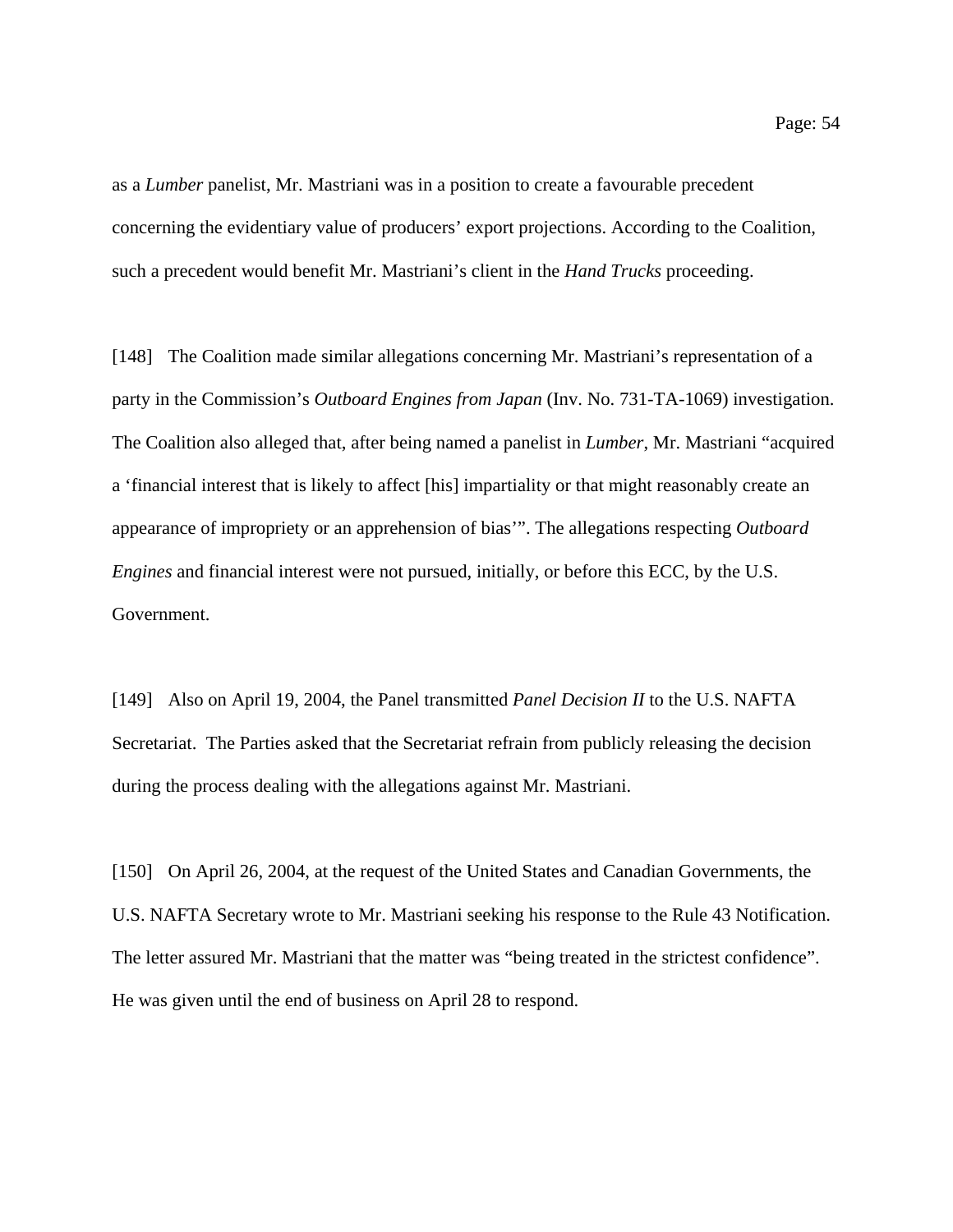as a *Lumber* panelist, Mr. Mastriani was in a position to create a favourable precedent concerning the evidentiary value of producers' export projections. According to the Coalition, such a precedent would benefit Mr. Mastriani's client in the *Hand Trucks* proceeding.

[148] The Coalition made similar allegations concerning Mr. Mastriani's representation of a party in the Commission's *Outboard Engines from Japan* (Inv. No. 731-TA-1069) investigation. The Coalition also alleged that, after being named a panelist in *Lumber*, Mr. Mastriani "acquired a 'financial interest that is likely to affect [his] impartiality or that might reasonably create an appearance of impropriety or an apprehension of bias'". The allegations respecting *Outboard Engines* and financial interest were not pursued, initially, or before this ECC, by the U.S. Government.

[149] Also on April 19, 2004, the Panel transmitted *Panel Decision II* to the U.S. NAFTA Secretariat. The Parties asked that the Secretariat refrain from publicly releasing the decision during the process dealing with the allegations against Mr. Mastriani.

[150] On April 26, 2004, at the request of the United States and Canadian Governments, the U.S. NAFTA Secretary wrote to Mr. Mastriani seeking his response to the Rule 43 Notification. The letter assured Mr. Mastriani that the matter was "being treated in the strictest confidence". He was given until the end of business on April 28 to respond.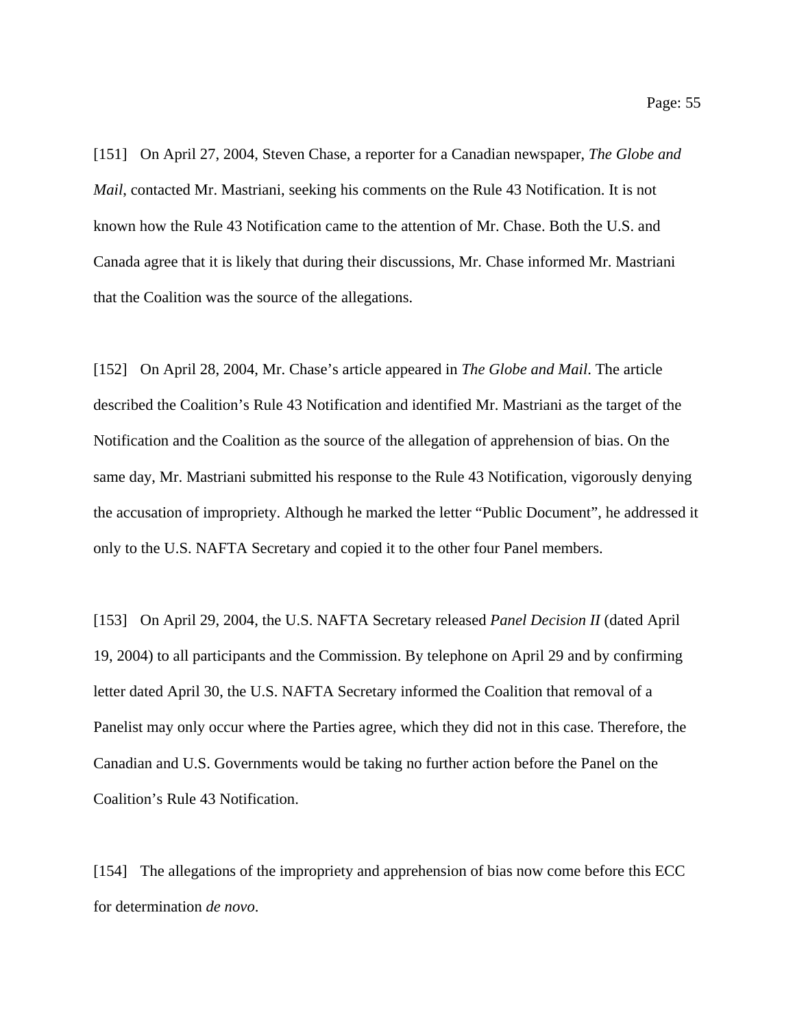[151] On April 27, 2004, Steven Chase, a reporter for a Canadian newspaper, *The Globe and Mail*, contacted Mr. Mastriani, seeking his comments on the Rule 43 Notification. It is not known how the Rule 43 Notification came to the attention of Mr. Chase. Both the U.S. and Canada agree that it is likely that during their discussions, Mr. Chase informed Mr. Mastriani that the Coalition was the source of the allegations.

[152] On April 28, 2004, Mr. Chase's article appeared in *The Globe and Mail*. The article described the Coalition's Rule 43 Notification and identified Mr. Mastriani as the target of the Notification and the Coalition as the source of the allegation of apprehension of bias. On the same day, Mr. Mastriani submitted his response to the Rule 43 Notification, vigorously denying the accusation of impropriety. Although he marked the letter "Public Document", he addressed it only to the U.S. NAFTA Secretary and copied it to the other four Panel members.

[153] On April 29, 2004, the U.S. NAFTA Secretary released *Panel Decision II* (dated April 19, 2004) to all participants and the Commission. By telephone on April 29 and by confirming letter dated April 30, the U.S. NAFTA Secretary informed the Coalition that removal of a Panelist may only occur where the Parties agree, which they did not in this case. Therefore, the Canadian and U.S. Governments would be taking no further action before the Panel on the Coalition's Rule 43 Notification.

[154] The allegations of the impropriety and apprehension of bias now come before this ECC for determination *de novo*.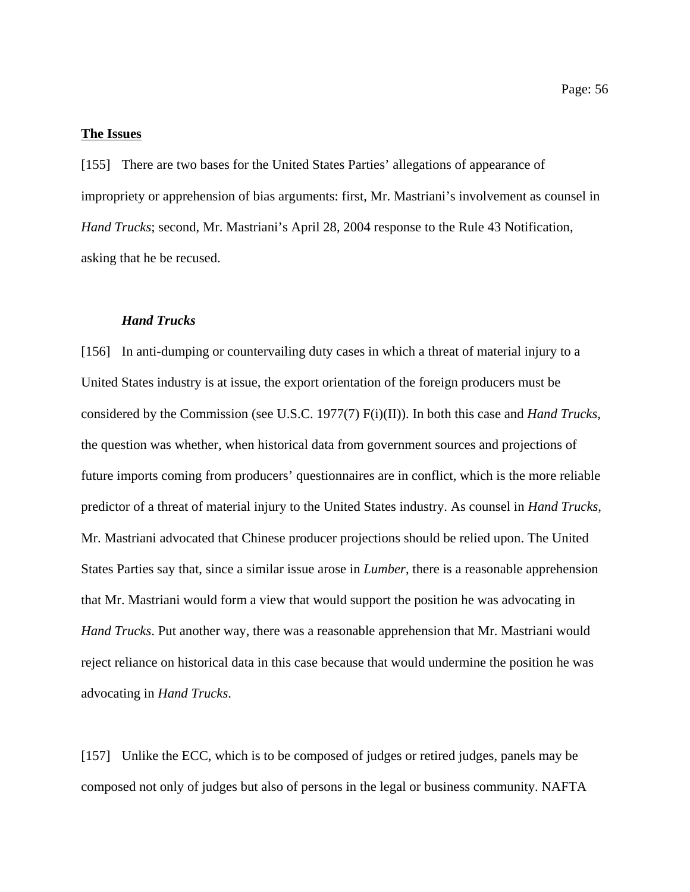**The Issues**

[155] There are two bases for the United States Parties' allegations of appearance of impropriety or apprehension of bias arguments: first, Mr. Mastriani's involvement as counsel in *Hand Trucks*; second, Mr. Mastriani's April 28, 2004 response to the Rule 43 Notification, asking that he be recused.

***Hand Trucks***

[156] In anti-dumping or countervailing duty cases in which a threat of material injury to a United States industry is at issue, the export orientation of the foreign producers must be considered by the Commission (see U.S.C. 1977(7) F(i)(II)). In both this case and *Hand Trucks*, the question was whether, when historical data from government sources and projections of future imports coming from producers' questionnaires are in conflict, which is the more reliable predictor of a threat of material injury to the United States industry. As counsel in *Hand Trucks*, Mr. Mastriani advocated that Chinese producer projections should be relied upon. The United States Parties say that, since a similar issue arose in *Lumber*, there is a reasonable apprehension that Mr. Mastriani would form a view that would support the position he was advocating in *Hand Trucks*. Put another way, there was a reasonable apprehension that Mr. Mastriani would reject reliance on historical data in this case because that would undermine the position he was advocating in *Hand Trucks*.

[157] Unlike the ECC, which is to be composed of judges or retired judges, panels may be composed not only of judges but also of persons in the legal or business community. NAFTA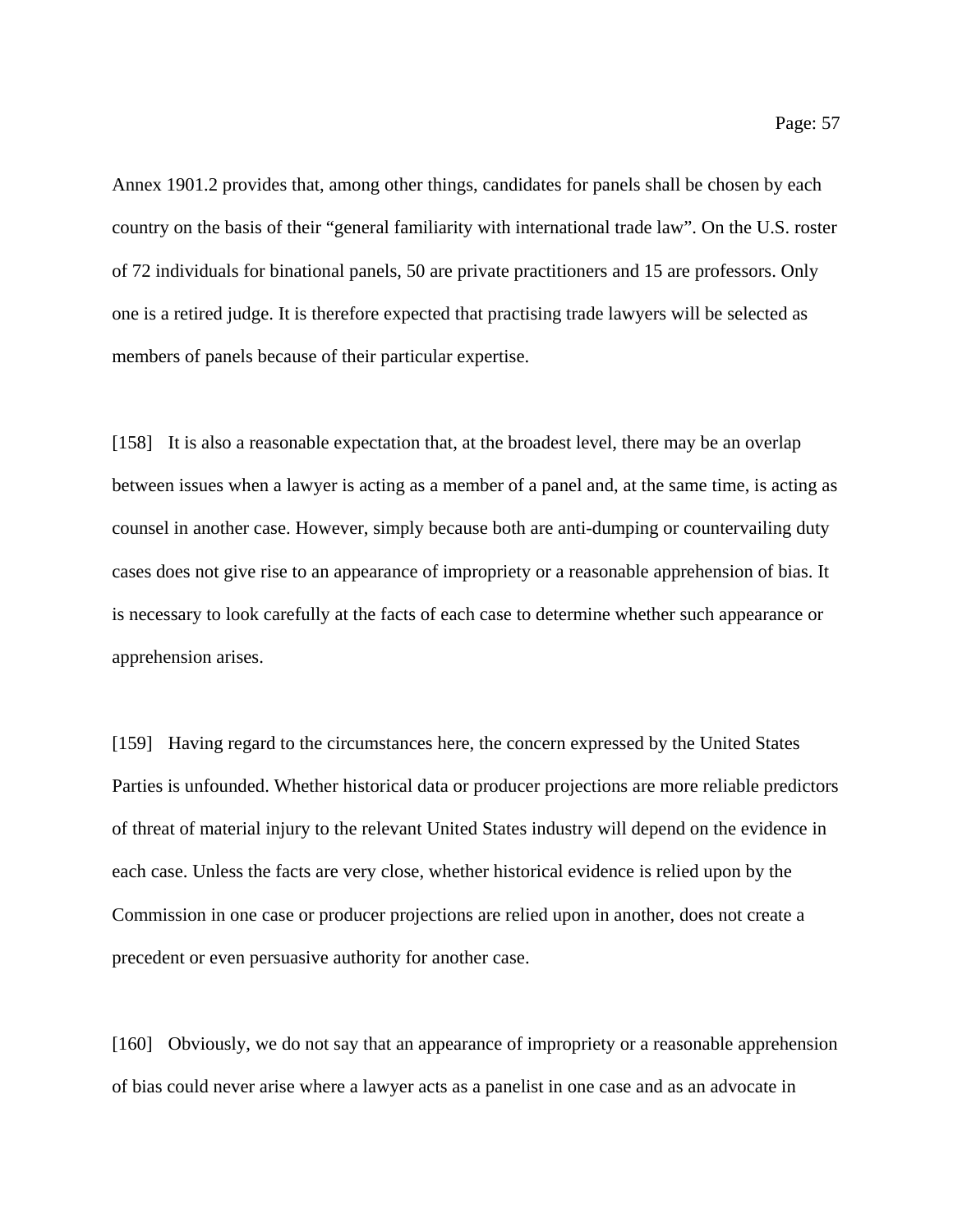Annex 1901.2 provides that, among other things, candidates for panels shall be chosen by each country on the basis of their "general familiarity with international trade law". On the U.S. roster of 72 individuals for binational panels, 50 are private practitioners and 15 are professors. Only one is a retired judge. It is therefore expected that practising trade lawyers will be selected as members of panels because of their particular expertise.

[158] It is also a reasonable expectation that, at the broadest level, there may be an overlap between issues when a lawyer is acting as a member of a panel and, at the same time, is acting as counsel in another case. However, simply because both are anti-dumping or countervailing duty cases does not give rise to an appearance of impropriety or a reasonable apprehension of bias. It is necessary to look carefully at the facts of each case to determine whether such appearance or apprehension arises.

[159] Having regard to the circumstances here, the concern expressed by the United States Parties is unfounded. Whether historical data or producer projections are more reliable predictors of threat of material injury to the relevant United States industry will depend on the evidence in each case. Unless the facts are very close, whether historical evidence is relied upon by the Commission in one case or producer projections are relied upon in another, does not create a precedent or even persuasive authority for another case.

[160] Obviously, we do not say that an appearance of impropriety or a reasonable apprehension of bias could never arise where a lawyer acts as a panelist in one case and as an advocate in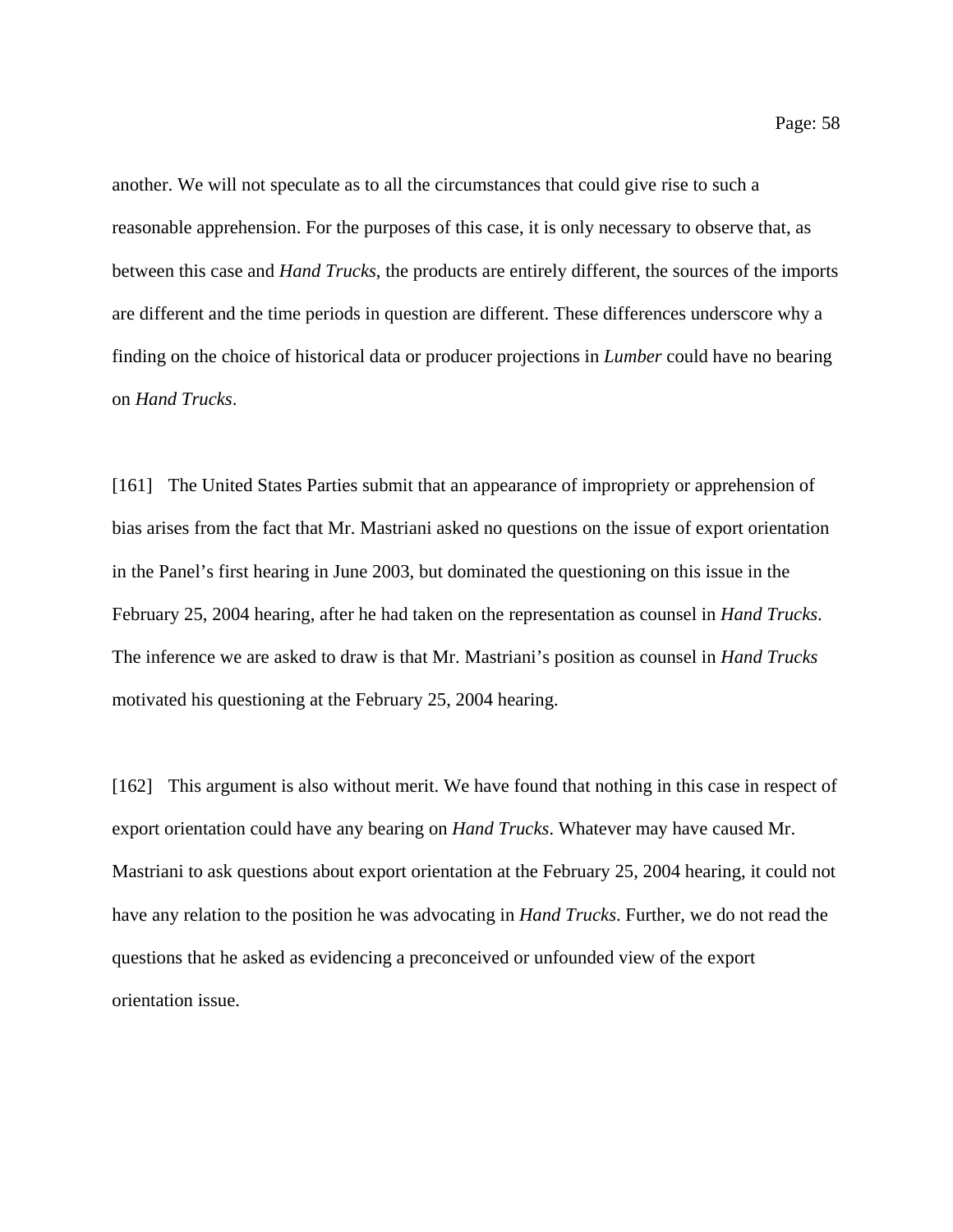another. We will not speculate as to all the circumstances that could give rise to such a reasonable apprehension. For the purposes of this case, it is only necessary to observe that, as between this case and *Hand Trucks*, the products are entirely different, the sources of the imports are different and the time periods in question are different. These differences underscore why a finding on the choice of historical data or producer projections in *Lumber* could have no bearing on *Hand Trucks*.

[161] The United States Parties submit that an appearance of impropriety or apprehension of bias arises from the fact that Mr. Mastriani asked no questions on the issue of export orientation in the Panel's first hearing in June 2003, but dominated the questioning on this issue in the February 25, 2004 hearing, after he had taken on the representation as counsel in *Hand Trucks*. The inference we are asked to draw is that Mr. Mastriani's position as counsel in *Hand Trucks* motivated his questioning at the February 25, 2004 hearing.

[162] This argument is also without merit. We have found that nothing in this case in respect of export orientation could have any bearing on *Hand Trucks*. Whatever may have caused Mr. Mastriani to ask questions about export orientation at the February 25, 2004 hearing, it could not have any relation to the position he was advocating in *Hand Trucks*. Further, we do not read the questions that he asked as evidencing a preconceived or unfounded view of the export orientation issue.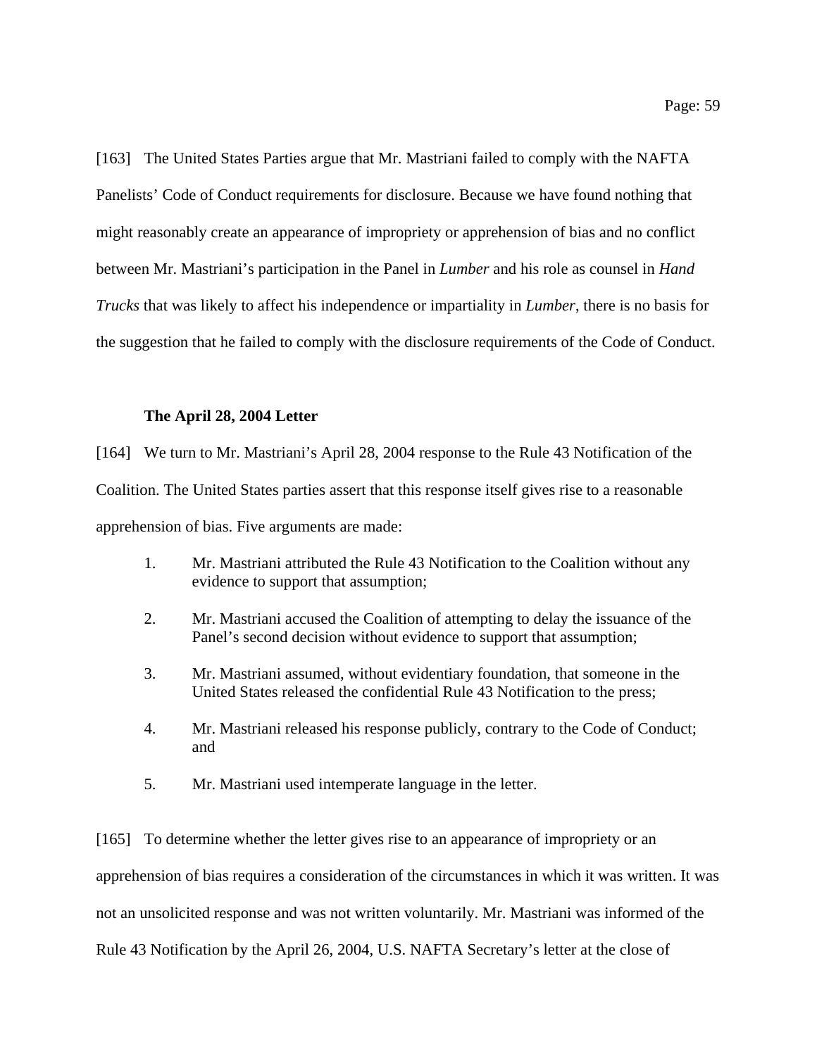[163] The United States Parties argue that Mr. Mastriani failed to comply with the NAFTA Panelists' Code of Conduct requirements for disclosure. Because we have found nothing that might reasonably create an appearance of impropriety or apprehension of bias and no conflict between Mr. Mastriani's participation in the Panel in *Lumber* and his role as counsel in *Hand Trucks* that was likely to affect his independence or impartiality in *Lumber*, there is no basis for the suggestion that he failed to comply with the disclosure requirements of the Code of Conduct.

**The April 28, 2004 Letter**

[164] We turn to Mr. Mastriani's April 28, 2004 response to the Rule 43 Notification of the Coalition. The United States parties assert that this response itself gives rise to a reasonable apprehension of bias. Five arguments are made:

1. Mr. Mastriani attributed the Rule 43 Notification to the Coalition without any evidence to support that assumption;
2. Mr. Mastriani accused the Coalition of attempting to delay the issuance of the Panel's second decision without evidence to support that assumption;
3. Mr. Mastriani assumed, without evidentiary foundation, that someone in the United States released the confidential Rule 43 Notification to the press;
4. Mr. Mastriani released his response publicly, contrary to the Code of Conduct; and
5. Mr. Mastriani used intemperate language in the letter.

[165] To determine whether the letter gives rise to an appearance of impropriety or an apprehension of bias requires a consideration of the circumstances in which it was written. It was not an unsolicited response and was not written voluntarily. Mr. Mastriani was informed of the Rule 43 Notification by the April 26, 2004, U.S. NAFTA Secretary's letter at the close of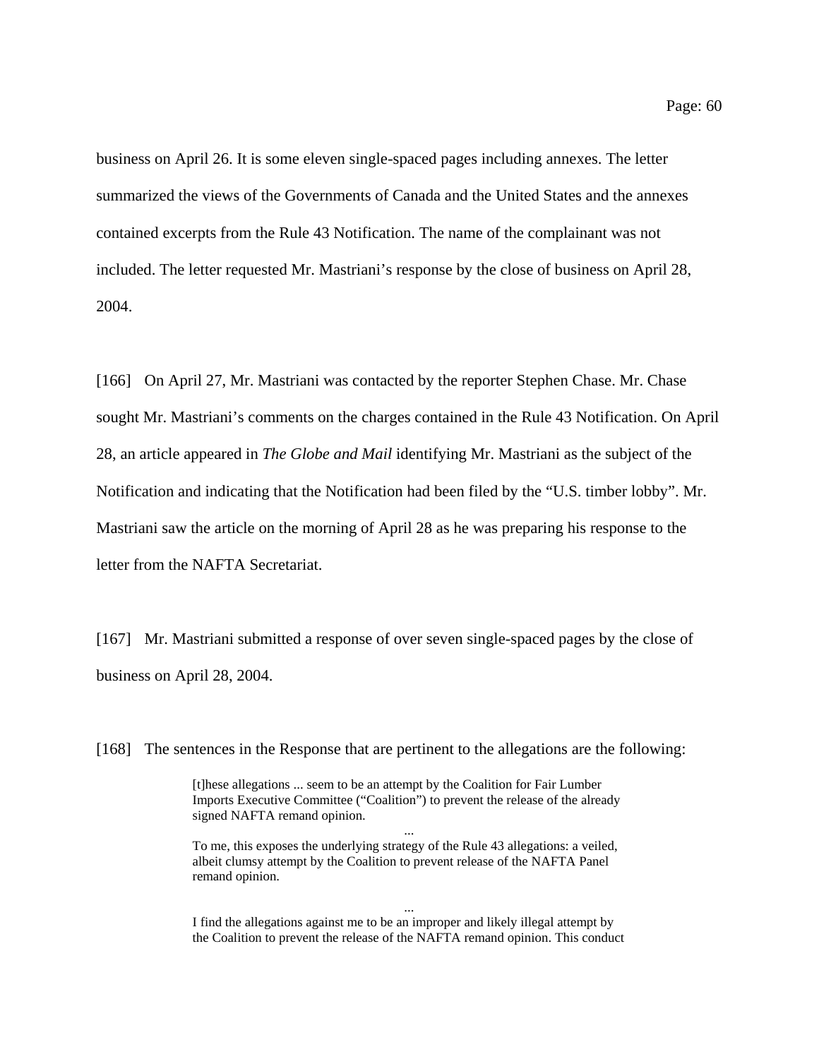business on April 26. It is some eleven single-spaced pages including annexes. The letter summarized the views of the Governments of Canada and the United States and the annexes contained excerpts from the Rule 43 Notification. The name of the complainant was not included. The letter requested Mr. Mastriani's response by the close of business on April 28, 2004.

[166] On April 27, Mr. Mastriani was contacted by the reporter Stephen Chase. Mr. Chase sought Mr. Mastriani's comments on the charges contained in the Rule 43 Notification. On April 28, an article appeared in *The Globe and Mail* identifying Mr. Mastriani as the subject of the Notification and indicating that the Notification had been filed by the "U.S. timber lobby". Mr. Mastriani saw the article on the morning of April 28 as he was preparing his response to the letter from the NAFTA Secretariat.

[167] Mr. Mastriani submitted a response of over seven single-spaced pages by the close of business on April 28, 2004.

[168] The sentences in the Response that are pertinent to the allegations are the following:

> [t]hese allegations ... seem to be an attempt by the Coalition for Fair Lumber Imports Executive Committee ("Coalition") to prevent the release of the already signed NAFTA remand opinion.
>
> ...
>
> To me, this exposes the underlying strategy of the Rule 43 allegations: a veiled, albeit clumsy attempt by the Coalition to prevent release of the NAFTA Panel remand opinion.
>
> ...
>
> I find the allegations against me to be an improper and likely illegal attempt by the Coalition to prevent the release of the NAFTA remand opinion. This conduct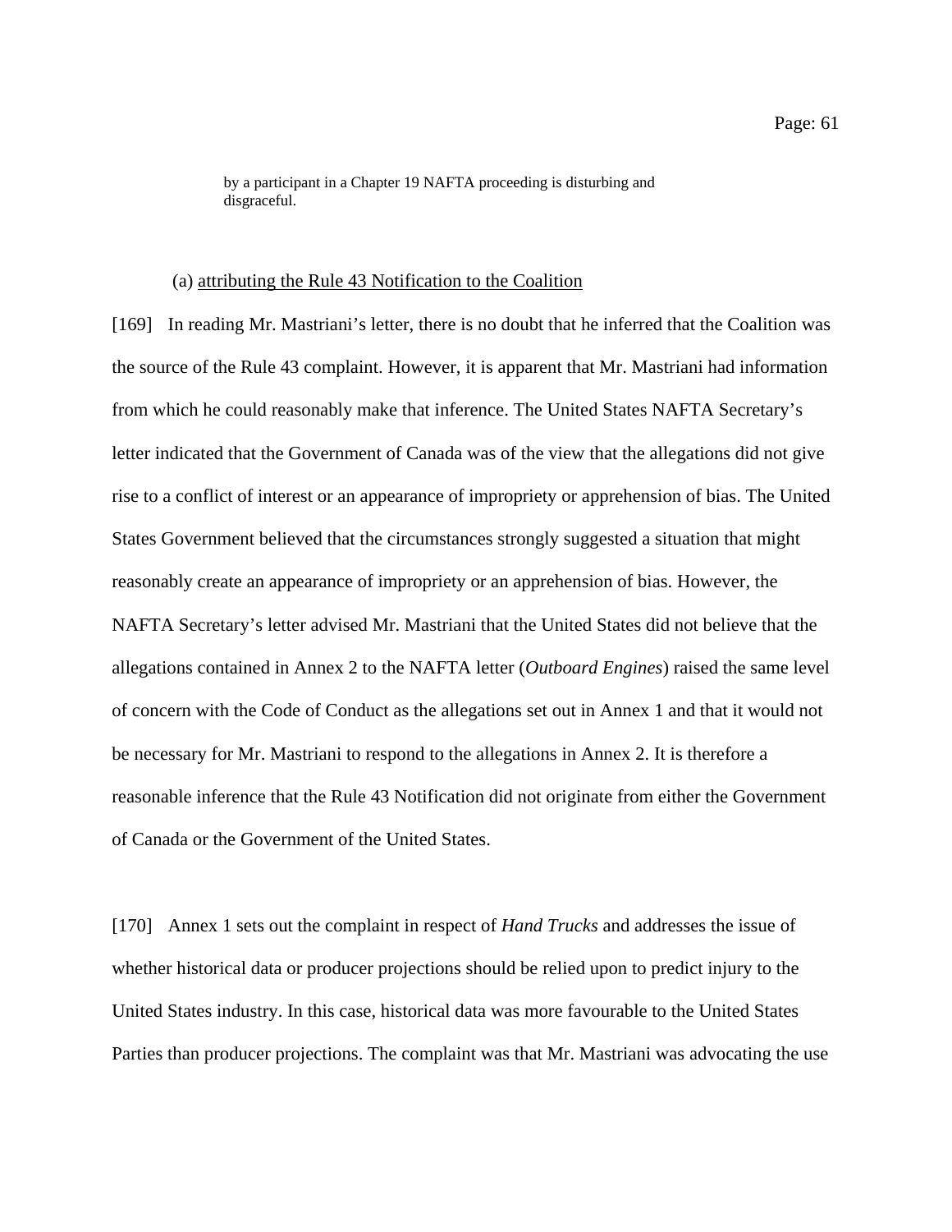> by a participant in a Chapter 19 NAFTA proceeding is disturbing and disgraceful.

(a) attributing the Rule 43 Notification to the Coalition

[169] In reading Mr. Mastriani's letter, there is no doubt that he inferred that the Coalition was the source of the Rule 43 complaint. However, it is apparent that Mr. Mastriani had information from which he could reasonably make that inference. The United States NAFTA Secretary's letter indicated that the Government of Canada was of the view that the allegations did not give rise to a conflict of interest or an appearance of impropriety or apprehension of bias. The United States Government believed that the circumstances strongly suggested a situation that might reasonably create an appearance of impropriety or an apprehension of bias. However, the NAFTA Secretary's letter advised Mr. Mastriani that the United States did not believe that the allegations contained in Annex 2 to the NAFTA letter (*Outboard Engines*) raised the same level of concern with the Code of Conduct as the allegations set out in Annex 1 and that it would not be necessary for Mr. Mastriani to respond to the allegations in Annex 2. It is therefore a reasonable inference that the Rule 43 Notification did not originate from either the Government of Canada or the Government of the United States.

[170] Annex 1 sets out the complaint in respect of *Hand Trucks* and addresses the issue of whether historical data or producer projections should be relied upon to predict injury to the United States industry. In this case, historical data was more favourable to the United States Parties than producer projections. The complaint was that Mr. Mastriani was advocating the use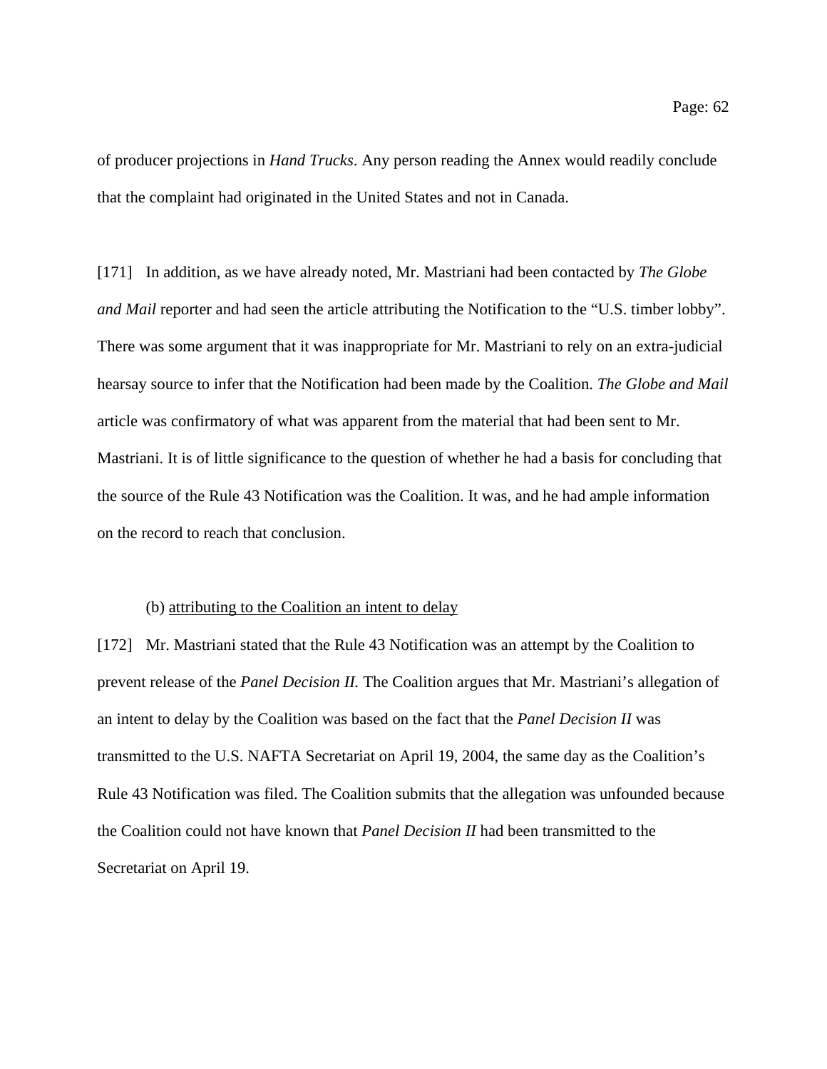of producer projections in *Hand Trucks*. Any person reading the Annex would readily conclude that the complaint had originated in the United States and not in Canada.

[171] In addition, as we have already noted, Mr. Mastriani had been contacted by *The Globe and Mail* reporter and had seen the article attributing the Notification to the “U.S. timber lobby”. There was some argument that it was inappropriate for Mr. Mastriani to rely on an extra-judicial hearsay source to infer that the Notification had been made by the Coalition. *The Globe and Mail* article was confirmatory of what was apparent from the material that had been sent to Mr. Mastriani. It is of little significance to the question of whether he had a basis for concluding that the source of the Rule 43 Notification was the Coalition. It was, and he had ample information on the record to reach that conclusion.

(b) <u>attributing to the Coalition an intent to delay</u>

[172] Mr. Mastriani stated that the Rule 43 Notification was an attempt by the Coalition to prevent release of the *Panel Decision II.* The Coalition argues that Mr. Mastriani’s allegation of an intent to delay by the Coalition was based on the fact that the *Panel Decision II* was transmitted to the U.S. NAFTA Secretariat on April 19, 2004, the same day as the Coalition’s Rule 43 Notification was filed. The Coalition submits that the allegation was unfounded because the Coalition could not have known that *Panel Decision II* had been transmitted to the Secretariat on April 19.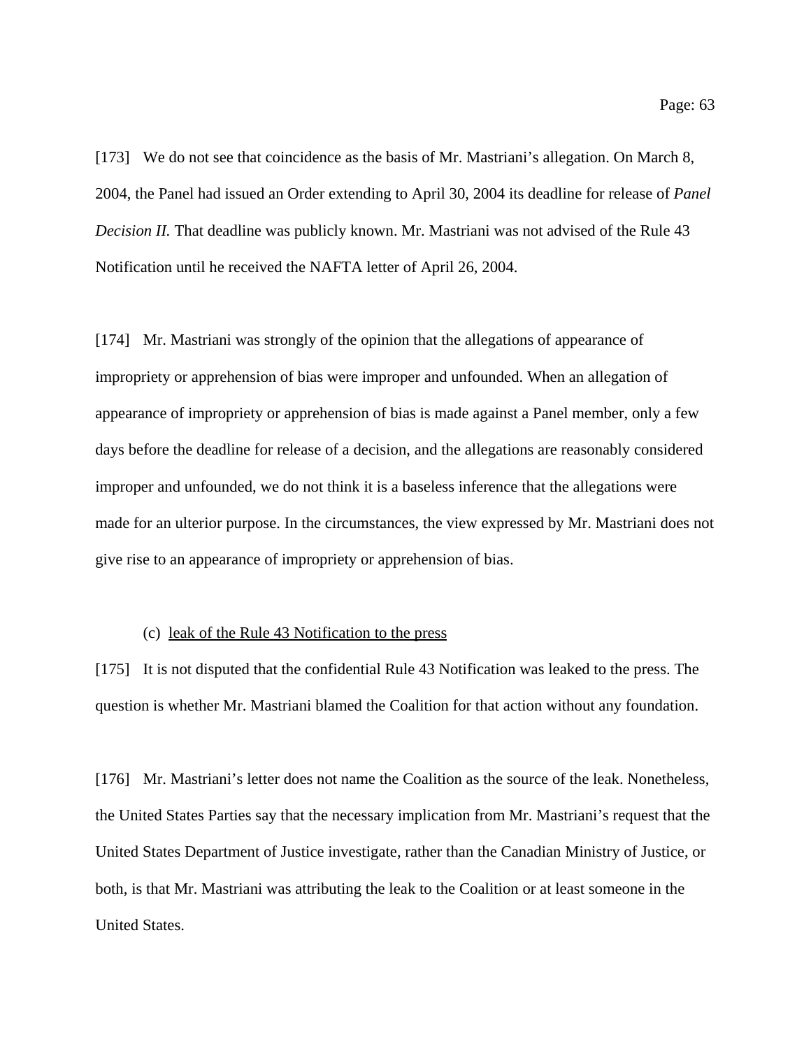[173] We do not see that coincidence as the basis of Mr. Mastriani's allegation. On March 8, 2004, the Panel had issued an Order extending to April 30, 2004 its deadline for release of *Panel Decision II.* That deadline was publicly known. Mr. Mastriani was not advised of the Rule 43 Notification until he received the NAFTA letter of April 26, 2004.

[174] Mr. Mastriani was strongly of the opinion that the allegations of appearance of impropriety or apprehension of bias were improper and unfounded. When an allegation of appearance of impropriety or apprehension of bias is made against a Panel member, only a few days before the deadline for release of a decision, and the allegations are reasonably considered improper and unfounded, we do not think it is a baseless inference that the allegations were made for an ulterior purpose. In the circumstances, the view expressed by Mr. Mastriani does not give rise to an appearance of impropriety or apprehension of bias.

(c) <u>leak of the Rule 43 Notification to the press</u>

[175] It is not disputed that the confidential Rule 43 Notification was leaked to the press. The question is whether Mr. Mastriani blamed the Coalition for that action without any foundation.

[176] Mr. Mastriani's letter does not name the Coalition as the source of the leak. Nonetheless, the United States Parties say that the necessary implication from Mr. Mastriani's request that the United States Department of Justice investigate, rather than the Canadian Ministry of Justice, or both, is that Mr. Mastriani was attributing the leak to the Coalition or at least someone in the United States.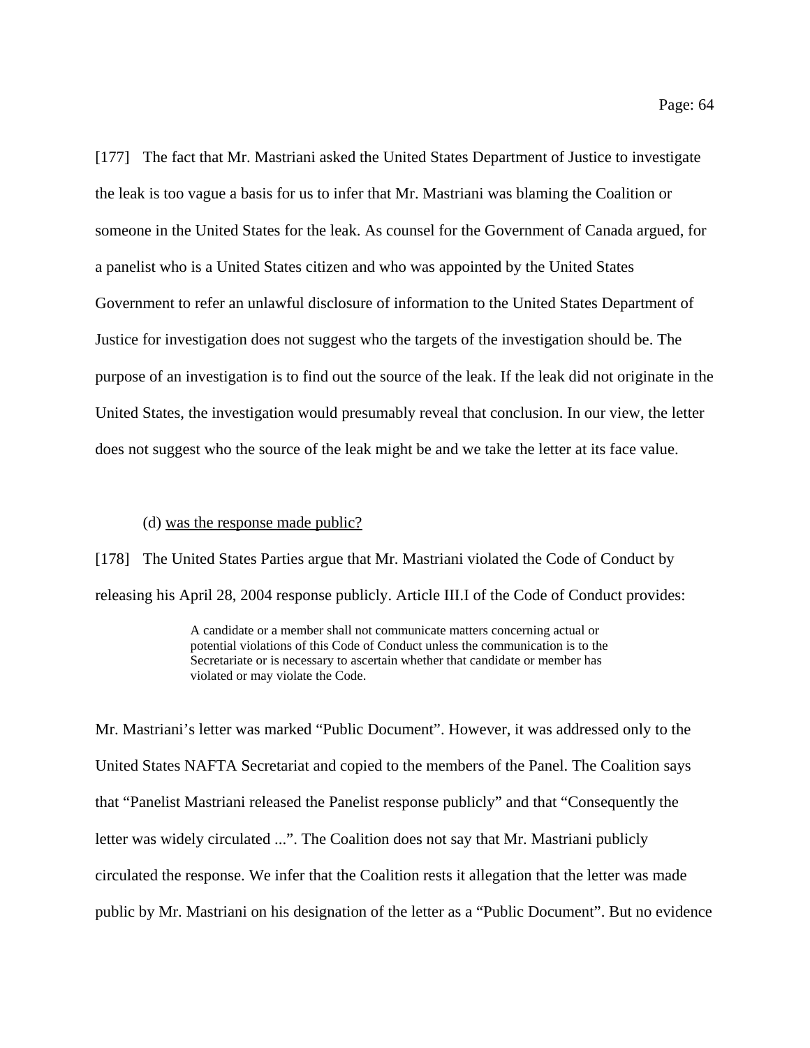[177] The fact that Mr. Mastriani asked the United States Department of Justice to investigate the leak is too vague a basis for us to infer that Mr. Mastriani was blaming the Coalition or someone in the United States for the leak. As counsel for the Government of Canada argued, for a panelist who is a United States citizen and who was appointed by the United States Government to refer an unlawful disclosure of information to the United States Department of Justice for investigation does not suggest who the targets of the investigation should be. The purpose of an investigation is to find out the source of the leak. If the leak did not originate in the United States, the investigation would presumably reveal that conclusion. In our view, the letter does not suggest who the source of the leak might be and we take the letter at its face value.

(d) <u>was the response made public?</u>

[178] The United States Parties argue that Mr. Mastriani violated the Code of Conduct by releasing his April 28, 2004 response publicly. Article III.I of the Code of Conduct provides:

> A candidate or a member shall not communicate matters concerning actual or potential violations of this Code of Conduct unless the communication is to the Secretariate or is necessary to ascertain whether that candidate or member has violated or may violate the Code.

Mr. Mastriani's letter was marked "Public Document". However, it was addressed only to the United States NAFTA Secretariat and copied to the members of the Panel. The Coalition says that "Panelist Mastriani released the Panelist response publicly" and that "Consequently the letter was widely circulated ...". The Coalition does not say that Mr. Mastriani publicly circulated the response. We infer that the Coalition rests it allegation that the letter was made public by Mr. Mastriani on his designation of the letter as a "Public Document". But no evidence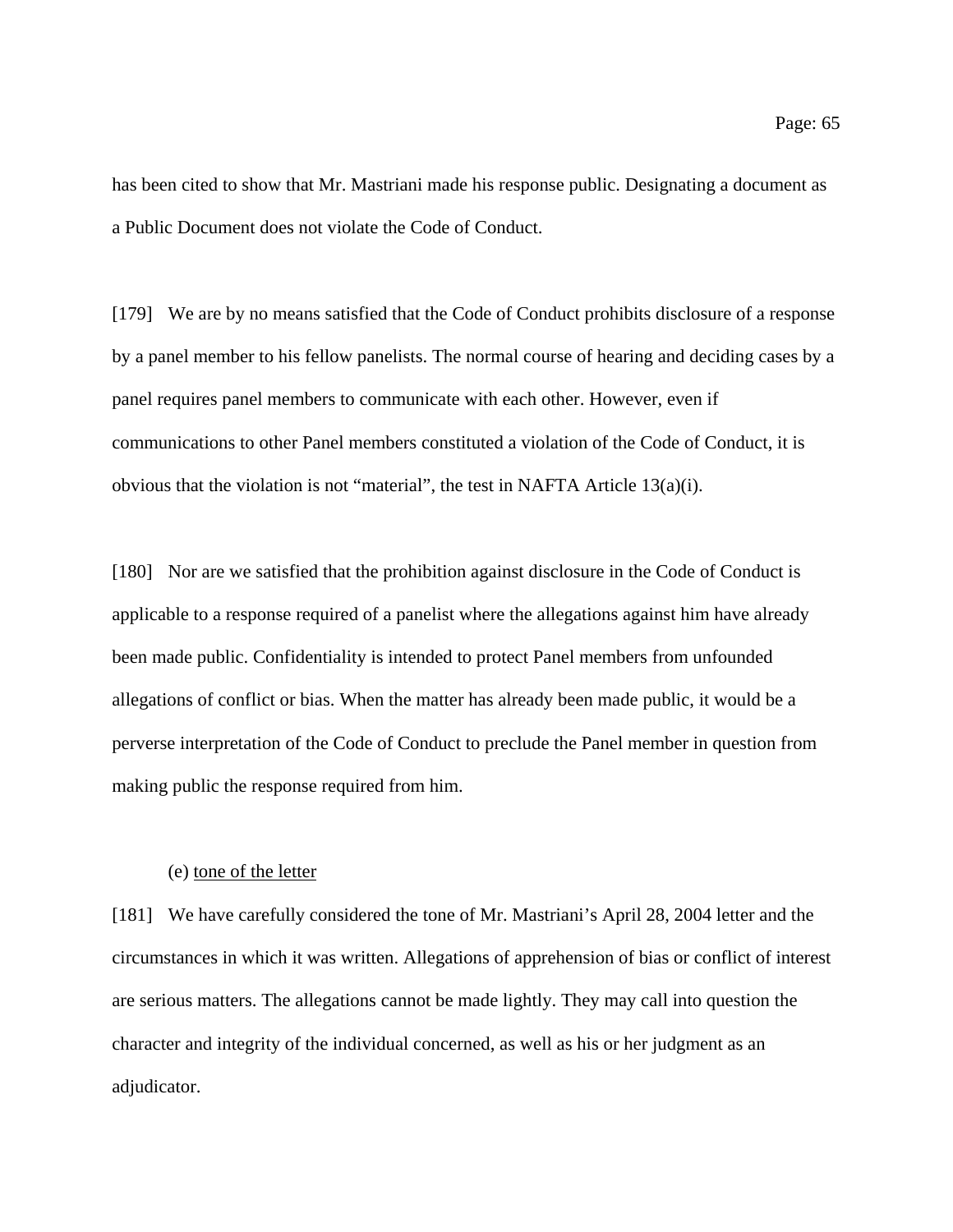has been cited to show that Mr. Mastriani made his response public. Designating a document as a Public Document does not violate the Code of Conduct.

[179] We are by no means satisfied that the Code of Conduct prohibits disclosure of a response by a panel member to his fellow panelists. The normal course of hearing and deciding cases by a panel requires panel members to communicate with each other. However, even if communications to other Panel members constituted a violation of the Code of Conduct, it is obvious that the violation is not "material", the test in NAFTA Article 13(a)(i).

[180] Nor are we satisfied that the prohibition against disclosure in the Code of Conduct is applicable to a response required of a panelist where the allegations against him have already been made public. Confidentiality is intended to protect Panel members from unfounded allegations of conflict or bias. When the matter has already been made public, it would be a perverse interpretation of the Code of Conduct to preclude the Panel member in question from making public the response required from him.

(e) <u>tone of the letter</u>

[181] We have carefully considered the tone of Mr. Mastriani's April 28, 2004 letter and the circumstances in which it was written. Allegations of apprehension of bias or conflict of interest are serious matters. The allegations cannot be made lightly. They may call into question the character and integrity of the individual concerned, as well as his or her judgment as an adjudicator.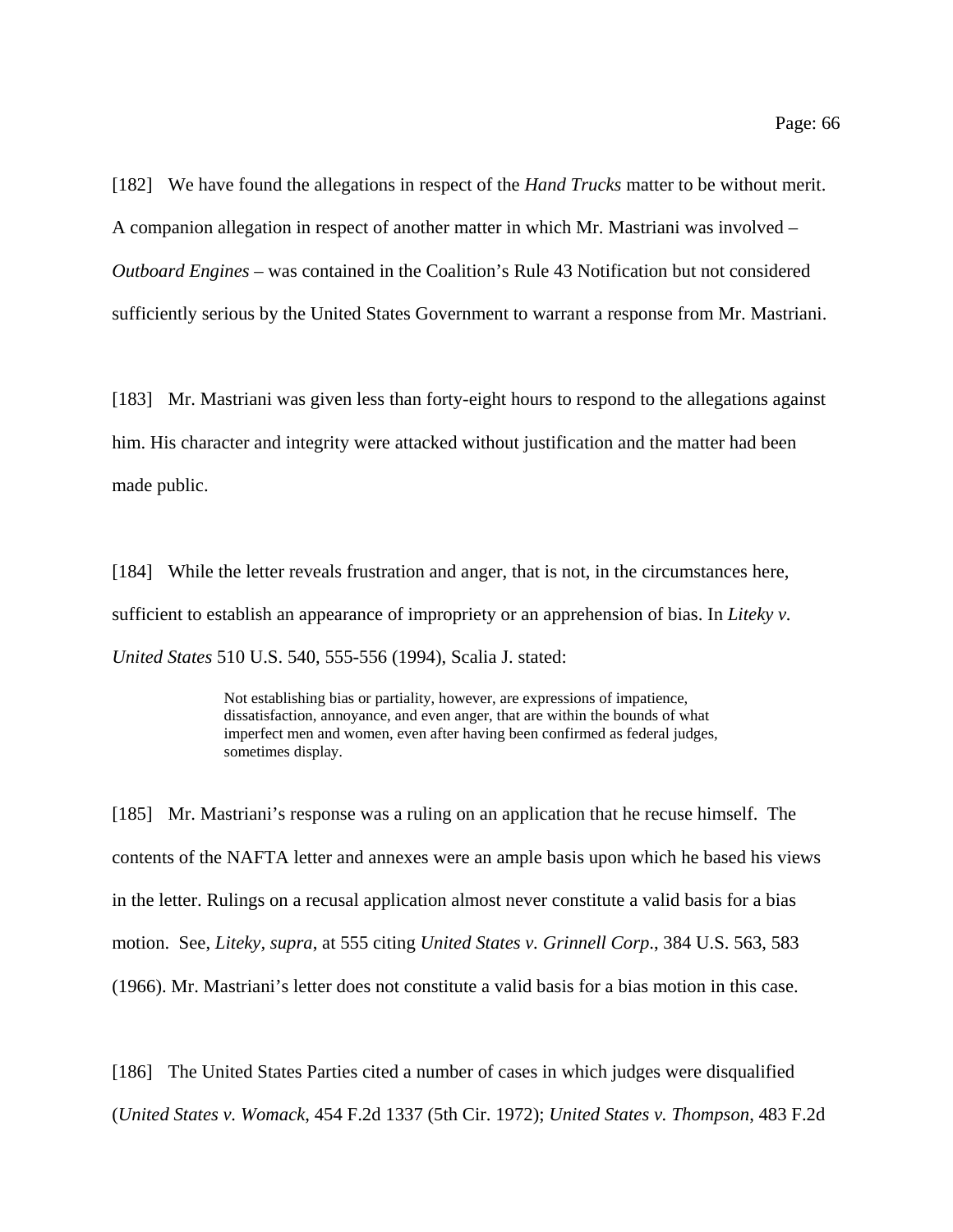[182] We have found the allegations in respect of the *Hand Trucks* matter to be without merit. A companion allegation in respect of another matter in which Mr. Mastriani was involved – *Outboard Engines* – was contained in the Coalition's Rule 43 Notification but not considered sufficiently serious by the United States Government to warrant a response from Mr. Mastriani.

[183] Mr. Mastriani was given less than forty-eight hours to respond to the allegations against him. His character and integrity were attacked without justification and the matter had been made public.

[184] While the letter reveals frustration and anger, that is not, in the circumstances here, sufficient to establish an appearance of impropriety or an apprehension of bias. In *Liteky v. United States* 510 U.S. 540, 555-556 (1994), Scalia J. stated:

> Not establishing bias or partiality, however, are expressions of impatience, dissatisfaction, annoyance, and even anger, that are within the bounds of what imperfect men and women, even after having been confirmed as federal judges, sometimes display.

[185] Mr. Mastriani's response was a ruling on an application that he recuse himself. The contents of the NAFTA letter and annexes were an ample basis upon which he based his views in the letter. Rulings on a recusal application almost never constitute a valid basis for a bias motion. See, *Liteky, supra*, at 555 citing *United States v. Grinnell Corp*., 384 U.S. 563, 583 (1966). Mr. Mastriani's letter does not constitute a valid basis for a bias motion in this case.

[186] The United States Parties cited a number of cases in which judges were disqualified (*United States v. Womack*, 454 F.2d 1337 (5th Cir. 1972); *United States v. Thompson*, 483 F.2d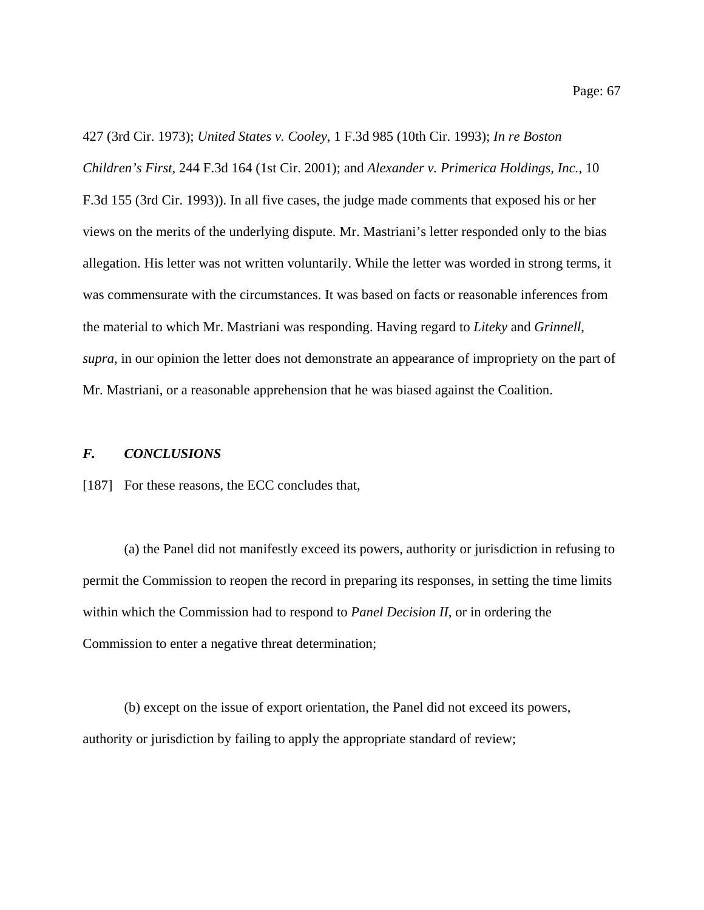427 (3rd Cir. 1973); *United States v. Cooley*, 1 F.3d 985 (10th Cir. 1993); *In re Boston Children's First*, 244 F.3d 164 (1st Cir. 2001); and *Alexander v. Primerica Holdings, Inc.*, 10 F.3d 155 (3rd Cir. 1993)). In all five cases, the judge made comments that exposed his or her views on the merits of the underlying dispute. Mr. Mastriani's letter responded only to the bias allegation. His letter was not written voluntarily. While the letter was worded in strong terms, it was commensurate with the circumstances. It was based on facts or reasonable inferences from the material to which Mr. Mastriani was responding. Having regard to *Liteky* and *Grinnell, supra*, in our opinion the letter does not demonstrate an appearance of impropriety on the part of Mr. Mastriani, or a reasonable apprehension that he was biased against the Coalition.

## *F. CONCLUSIONS*

[187] For these reasons, the ECC concludes that,

(a) the Panel did not manifestly exceed its powers, authority or jurisdiction in refusing to permit the Commission to reopen the record in preparing its responses, in setting the time limits within which the Commission had to respond to *Panel Decision II*, or in ordering the Commission to enter a negative threat determination;

(b) except on the issue of export orientation, the Panel did not exceed its powers, authority or jurisdiction by failing to apply the appropriate standard of review;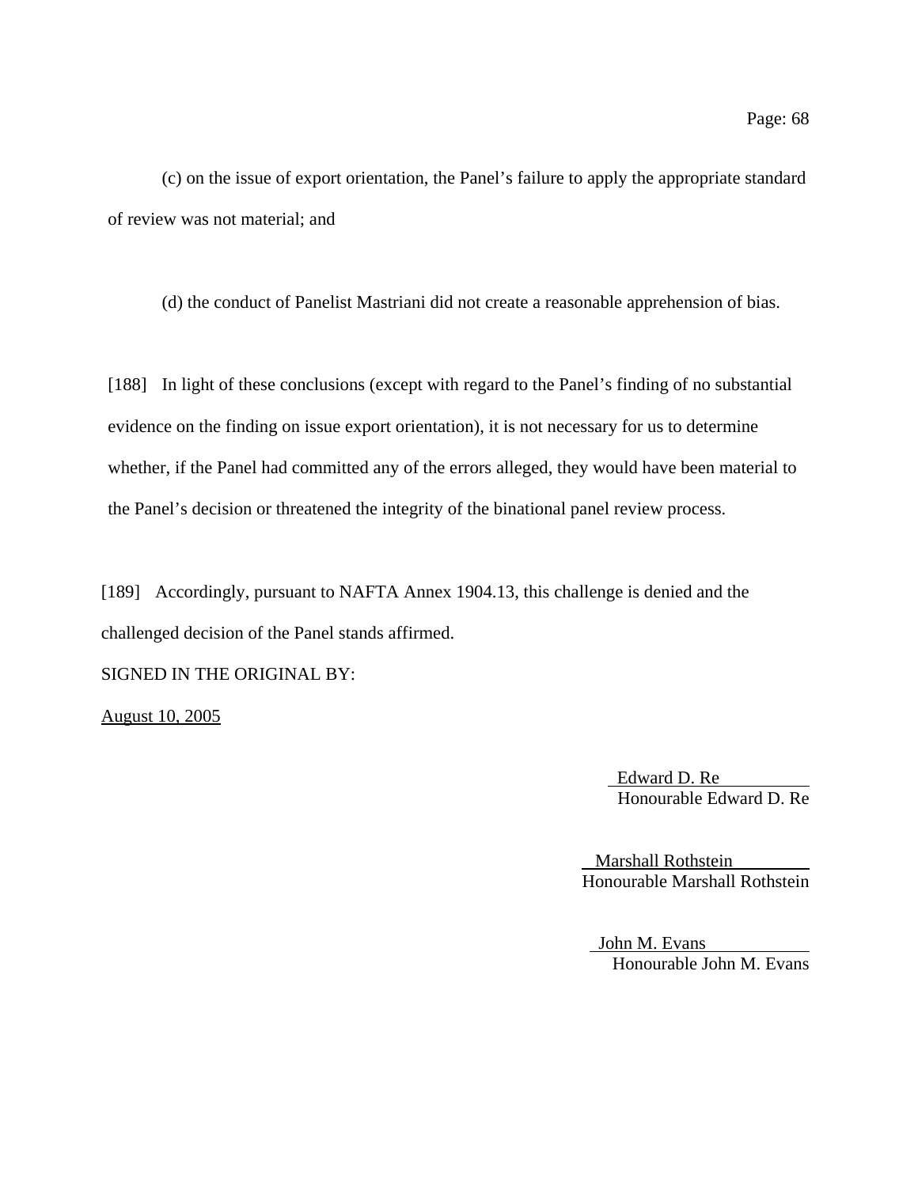(c) on the issue of export orientation, the Panel's failure to apply the appropriate standard of review was not material; and

(d) the conduct of Panelist Mastriani did not create a reasonable apprehension of bias.

[188] In light of these conclusions (except with regard to the Panel's finding of no substantial evidence on the finding on issue export orientation), it is not necessary for us to determine whether, if the Panel had committed any of the errors alleged, they would have been material to the Panel's decision or threatened the integrity of the binational panel review process.

[189] Accordingly, pursuant to NAFTA Annex 1904.13, this challenge is denied and the challenged decision of the Panel stands affirmed.

SIGNED IN THE ORIGINAL BY:

August 10, 2005

Edward D. Re
Honourable Edward D. Re

Marshall Rothstein
Honourable Marshall Rothstein

John M. Evans
Honourable John M. Evans